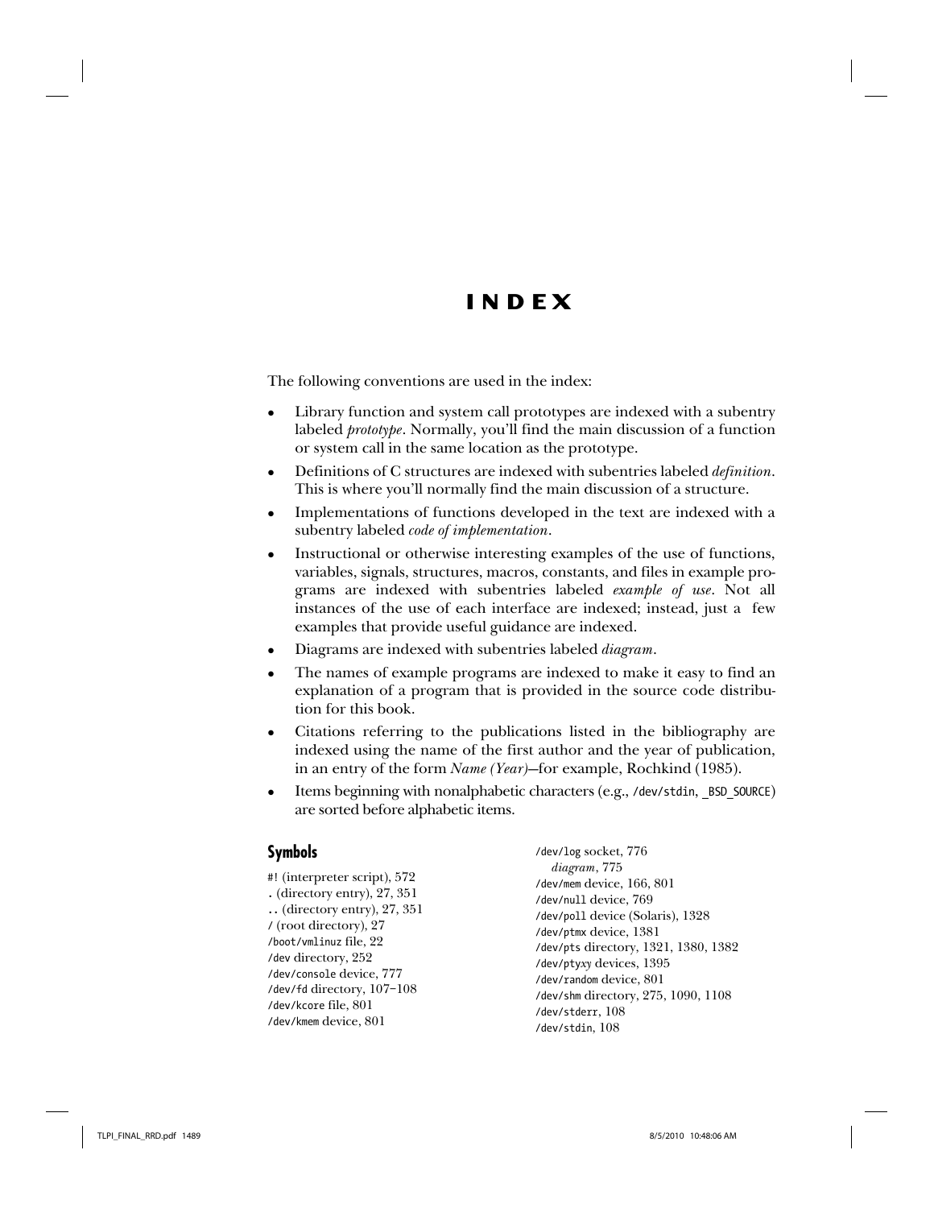# INDEX

The following conventions are used in the index:

- Library function and system call prototypes are indexed with a subentry labeled *prototype*. Normally, you'll find the main discussion of a function or system call in the same location as the prototype.
- Definitions of C structures are indexed with subentries labeled *definition*. This is where you'll normally find the main discussion of a structure.
- Implementations of functions developed in the text are indexed with a subentry labeled *code of implementation*.
- Instructional or otherwise interesting examples of the use of functions, variables, signals, structures, macros, constants, and files in example programs are indexed with subentries labeled *example of use*. Not all instances of the use of each interface are indexed; instead, just a few examples that provide useful guidance are indexed.
- Diagrams are indexed with subentries labeled *diagram*.
- The names of example programs are indexed to make it easy to find an explanation of a program that is provided in the source code distribution for this book.
- Citations referring to the publications listed in the bibliography are indexed using the name of the first author and the year of publication, in an entry of the form *Name (Year)*—for example, Rochkind (1985).
- Items beginning with nonalphabetic characters (e.g., /dev/stdin, _BSD_SOURCE) are sorted before alphabetic items.

## Symbols

#! (interpreter script), 572  
. (directory entry), 27, 351  
.. (directory entry), 27, 351  
/ (root directory), 27  
/boot/vmlinuz file, 22  
/dev directory, 252  
/dev/console device, 777  
/dev/fd directory, 107–108  
/dev/kcore file, 801  
/dev/kmem device, 801  
/dev/log socket, 776  
    *diagram*, 775  
/dev/mem device, 166, 801  
/dev/null device, 769  
/dev/poll device (Solaris), 1328  
/dev/ptmx device, 1381  
/dev/pts directory, 1321, 1380, 1382  
/dev/pty*xy* devices, 1395  
/dev/random device, 801  
/dev/shm directory, 275, 1090, 1108  
/dev/stderr, 108  
/dev/stdin, 108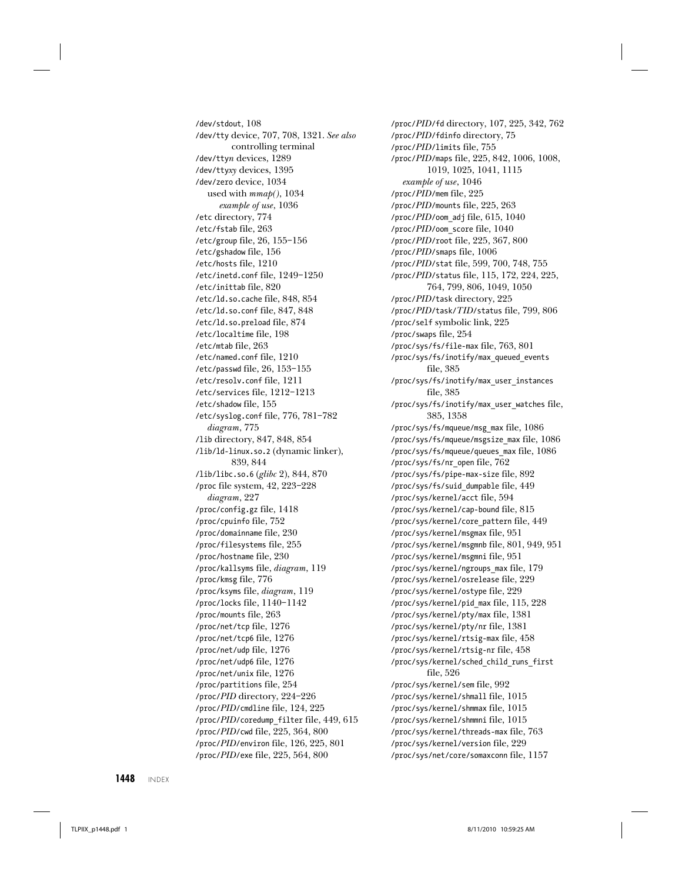/dev/stdout, 108
/dev/tty device, 707, 708, 1321. *See also* controlling terminal
/dev/tty*n* devices, 1289
/dev/tty*xy* devices, 1395
/dev/zero device, 1034
  used with *mmap()*, 1034
    *example of use*, 1036
/etc directory, 774
/etc/fstab file, 263
/etc/group file, 26, 155–156
/etc/gshadow file, 156
/etc/hosts file, 1210
/etc/inetd.conf file, 1249–1250
/etc/inittab file, 820
/etc/ld.so.cache file, 848, 854
/etc/ld.so.conf file, 847, 848
/etc/ld.so.preload file, 874
/etc/localtime file, 198
/etc/mtab file, 263
/etc/named.conf file, 1210
/etc/passwd file, 26, 153–155
/etc/resolv.conf file, 1211
/etc/services file, 1212–1213
/etc/shadow file, 155
/etc/syslog.conf file, 776, 781–782
  *diagram*, 775
/lib directory, 847, 848, 854
/lib/ld-linux.so.2 (dynamic linker), 839, 844
/lib/libc.so.6 (*glibc* 2), 844, 870
/proc file system, 42, 223–228
  *diagram*, 227
/proc/config.gz file, 1418
/proc/cpuinfo file, 752
/proc/domainname file, 230
/proc/filesystems file, 255
/proc/hostname file, 230
/proc/kallsyms file, *diagram*, 119
/proc/kmsg file, 776
/proc/ksyms file, *diagram*, 119
/proc/locks file, 1140–1142
/proc/mounts file, 263
/proc/net/tcp file, 1276
/proc/net/tcp6 file, 1276
/proc/net/udp file, 1276
/proc/net/udp6 file, 1276
/proc/net/unix file, 1276
/proc/partitions file, 254
/proc/*PID* directory, 224–226
/proc/*PID*/cmdline file, 124, 225
/proc/*PID*/coredump_filter file, 449, 615
/proc/*PID*/cwd file, 225, 364, 800
/proc/*PID*/environ file, 126, 225, 801
/proc/*PID*/exe file, 225, 564, 800
/proc/*PID*/fd directory, 107, 225, 342, 762
/proc/*PID*/fdinfo directory, 75
/proc/*PID*/limits file, 755
/proc/*PID*/maps file, 225, 842, 1006, 1008, 1019, 1025, 1041, 1115
  *example of use*, 1046
/proc/*PID*/mem file, 225
/proc/*PID*/mounts file, 225, 263
/proc/*PID*/oom_adj file, 615, 1040
/proc/*PID*/oom_score file, 1040
/proc/*PID*/root file, 225, 367, 800
/proc/*PID*/smaps file, 1006
/proc/*PID*/stat file, 599, 700, 748, 755
/proc/*PID*/status file, 115, 172, 224, 225, 764, 799, 806, 1049, 1050
/proc/*PID*/task directory, 225
/proc/*PID*/task/*TID*/status file, 799, 806
/proc/self symbolic link, 225
/proc/swaps file, 254
/proc/sys/fs/file-max file, 763, 801
/proc/sys/fs/inotify/max_queued_events file, 385
/proc/sys/fs/inotify/max_user_instances file, 385
/proc/sys/fs/inotify/max_user_watches file, 385, 1358
/proc/sys/fs/mqueue/msg_max file, 1086
/proc/sys/fs/mqueue/msgsize_max file, 1086
/proc/sys/fs/mqueue/queues_max file, 1086
/proc/sys/fs/nr_open file, 762
/proc/sys/fs/pipe-max-size file, 892
/proc/sys/fs/suid_dumpable file, 449
/proc/sys/kernel/acct file, 594
/proc/sys/kernel/cap-bound file, 815
/proc/sys/kernel/core_pattern file, 449
/proc/sys/kernel/msgmax file, 951
/proc/sys/kernel/msgmnb file, 801, 949, 951
/proc/sys/kernel/msgmni file, 951
/proc/sys/kernel/ngroups_max file, 179
/proc/sys/kernel/osrelease file, 229
/proc/sys/kernel/ostype file, 229
/proc/sys/kernel/pid_max file, 115, 228
/proc/sys/kernel/pty/max file, 1381
/proc/sys/kernel/pty/nr file, 1381
/proc/sys/kernel/rtsig-max file, 458
/proc/sys/kernel/rtsig-nr file, 458
/proc/sys/kernel/sched_child_runs_first file, 526
/proc/sys/kernel/sem file, 992
/proc/sys/kernel/shmall file, 1015
/proc/sys/kernel/shmmax file, 1015
/proc/sys/kernel/shmmni file, 1015
/proc/sys/kernel/threads-max file, 763
/proc/sys/kernel/version file, 229
/proc/sys/net/core/somaxconn file, 1157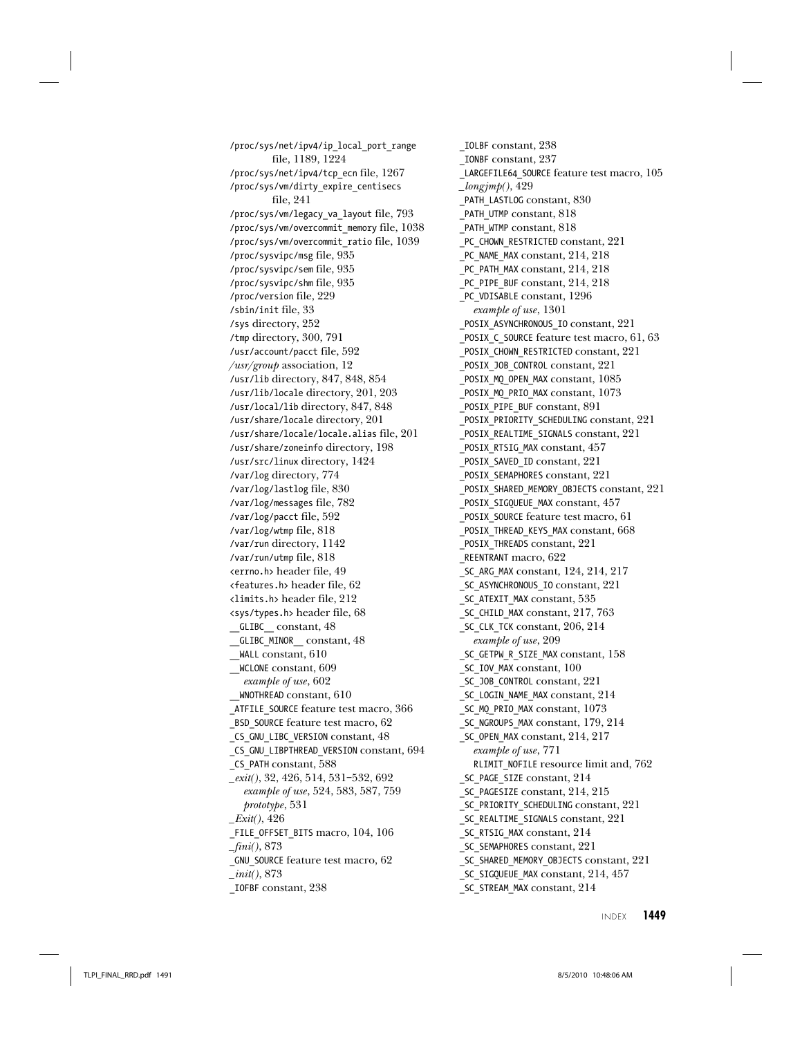/proc/sys/net/ipv4/ip_local_port_range file, 1189, 1224
/proc/sys/net/ipv4/tcp_ecn file, 1267
/proc/sys/vm/dirty_expire_centisecs file, 241
/proc/sys/vm/legacy_va_layout file, 793
/proc/sys/vm/overcommit_memory file, 1038
/proc/sys/vm/overcommit_ratio file, 1039
/proc/sysvipc/msg file, 935
/proc/sysvipc/sem file, 935
/proc/sysvipc/shm file, 935
/proc/version file, 229
/sbin/init file, 33
/sys directory, 252
/tmp directory, 300, 791
/usr/account/pacct file, 592
*/usr/group* association, 12
/usr/lib directory, 847, 848, 854
/usr/lib/locale directory, 201, 203
/usr/local/lib directory, 847, 848
/usr/share/locale directory, 201
/usr/share/locale/locale.alias file, 201
/usr/share/zoneinfo directory, 198
/usr/src/linux directory, 1424
/var/log directory, 774
/var/log/lastlog file, 830
/var/log/messages file, 782
/var/log/pacct file, 592
/var/log/wtmp file, 818
/var/run directory, 1142
/var/run/utmp file, 818
<errno.h> header file, 49
<features.h> header file, 62
<limits.h> header file, 212
<sys/types.h> header file, 68
__GLIBC__ constant, 48
__GLIBC_MINOR__ constant, 48
__WALL constant, 610
__WCLONE constant, 609
  *example of use*, 602
__WNOTHREAD constant, 610
_ATFILE_SOURCE feature test macro, 366
_BSD_SOURCE feature test macro, 62
_CS_GNU_LIBC_VERSION constant, 48
_CS_GNU_LIBPTHREAD_VERSION constant, 694
_CS_PATH constant, 588
*_exit()*, 32, 426, 514, 531–532, 692
  *example of use*, 524, 583, 587, 759
  *prototype*, 531
*_Exit()*, 426
_FILE_OFFSET_BITS macro, 104, 106
*_fini()*, 873
_GNU_SOURCE feature test macro, 62
*_init()*, 873
_IOFBF constant, 238
_IOLBF constant, 238
_IONBF constant, 237
_LARGEFILE64_SOURCE feature test macro, 105
*_longjmp()*, 429
_PATH_LASTLOG constant, 830
_PATH_UTMP constant, 818
_PATH_WTMP constant, 818
_PC_CHOWN_RESTRICTED constant, 221
_PC_NAME_MAX constant, 214, 218
_PC_PATH_MAX constant, 214, 218
_PC_PIPE_BUF constant, 214, 218
_PC_VDISABLE constant, 1296
  *example of use*, 1301
_POSIX_ASYNCHRONOUS_IO constant, 221
_POSIX_C_SOURCE feature test macro, 61, 63
_POSIX_CHOWN_RESTRICTED constant, 221
_POSIX_JOB_CONTROL constant, 221
_POSIX_MQ_OPEN_MAX constant, 1085
_POSIX_MQ_PRIO_MAX constant, 1073
_POSIX_PIPE_BUF constant, 891
_POSIX_PRIORITY_SCHEDULING constant, 221
_POSIX_REALTIME_SIGNALS constant, 221
_POSIX_RTSIG_MAX constant, 457
_POSIX_SAVED_ID constant, 221
_POSIX_SEMAPHORES constant, 221
_POSIX_SHARED_MEMORY_OBJECTS constant, 221
_POSIX_SIGQUEUE_MAX constant, 457
_POSIX_SOURCE feature test macro, 61
_POSIX_THREAD_KEYS_MAX constant, 668
_POSIX_THREADS constant, 221
_REENTRANT macro, 622
_SC_ARG_MAX constant, 124, 214, 217
_SC_ASYNCHRONOUS_IO constant, 221
_SC_ATEXIT_MAX constant, 535
_SC_CHILD_MAX constant, 217, 763
_SC_CLK_TCK constant, 206, 214
  *example of use*, 209
_SC_GETPW_R_SIZE_MAX constant, 158
_SC_IOV_MAX constant, 100
_SC_JOB_CONTROL constant, 221
_SC_LOGIN_NAME_MAX constant, 214
_SC_MQ_PRIO_MAX constant, 1073
_SC_NGROUPS_MAX constant, 179, 214
_SC_OPEN_MAX constant, 214, 217
  *example of use*, 771
  RLIMIT_NOFILE resource limit and, 762
_SC_PAGE_SIZE constant, 214
_SC_PAGESIZE constant, 214, 215
_SC_PRIORITY_SCHEDULING constant, 221
_SC_REALTIME_SIGNALS constant, 221
_SC_RTSIG_MAX constant, 214
_SC_SEMAPHORES constant, 221
_SC_SHARED_MEMORY_OBJECTS constant, 221
_SC_SIGQUEUE_MAX constant, 214, 457
_SC_STREAM_MAX constant, 214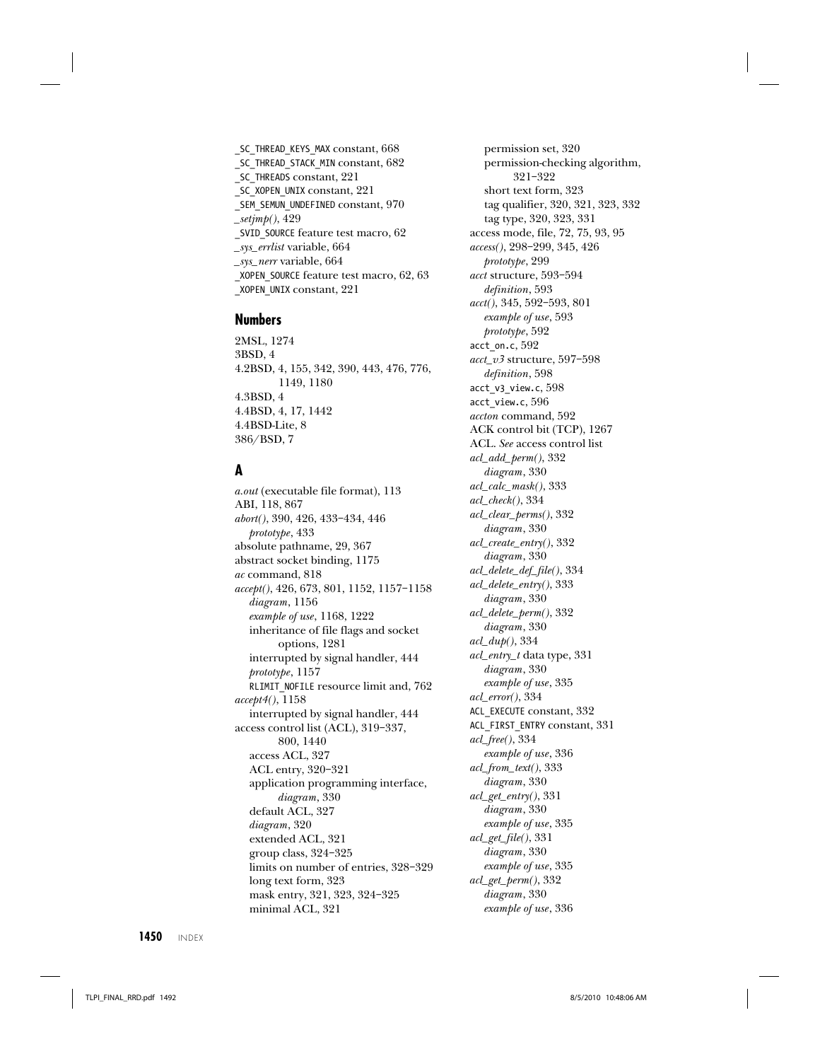_SC_THREAD_KEYS_MAX constant, 668
_SC_THREAD_STACK_MIN constant, 682
_SC_THREADS constant, 221
_SC_XOPEN_UNIX constant, 221
_SEM_SEMUN_UNDEFINED constant, 970
*_setjmp()*, 429
_SVID_SOURCE feature test macro, 62
*_sys_errlist* variable, 664
*_sys_nerr* variable, 664
_XOPEN_SOURCE feature test macro, 62, 63
_XOPEN_UNIX constant, 221

## Numbers

2MSL, 1274
3BSD, 4
4.2BSD, 4, 155, 342, 390, 443, 476, 776, 1149, 1180
4.3BSD, 4
4.4BSD, 4, 17, 1442
4.4BSD-Lite, 8
386/BSD, 7

## A

*a.out* (executable file format), 113
ABI, 118, 867
*abort()*, 390, 426, 433–434, 446
  *prototype*, 433
absolute pathname, 29, 367
abstract socket binding, 1175
*ac* command, 818
*accept()*, 426, 673, 801, 1152, 1157–1158
  *diagram*, 1156
  *example of use*, 1168, 1222
  inheritance of file flags and socket options, 1281
  interrupted by signal handler, 444
  *prototype*, 1157
  RLIMIT_NOFILE resource limit and, 762
*accept4()*, 1158
  interrupted by signal handler, 444
access control list (ACL), 319–337, 800, 1440
  access ACL, 327
  ACL entry, 320–321
  application programming interface, *diagram*, 330
  default ACL, 327
  *diagram*, 320
  extended ACL, 321
  group class, 324–325
  limits on number of entries, 328–329
  long text form, 323
  mask entry, 321, 323, 324–325
  minimal ACL, 321
  permission set, 320
  permission-checking algorithm, 321–322
  short text form, 323
  tag qualifier, 320, 321, 323, 332
  tag type, 320, 323, 331
access mode, file, 72, 75, 93, 95
*access()*, 298–299, 345, 426
  *prototype*, 299
*acct* structure, 593–594
  *definition*, 593
*acct()*, 345, 592–593, 801
  *example of use*, 593
  *prototype*, 592
acct_on.c, 592
*acct_v3* structure, 597–598
  *definition*, 598
acct_v3_view.c, 598
acct_view.c, 596
*accton* command, 592
ACK control bit (TCP), 1267
ACL. *See* access control list
*acl_add_perm()*, 332
  *diagram*, 330
*acl_calc_mask()*, 333
*acl_check()*, 334
*acl_clear_perms()*, 332
  *diagram*, 330
*acl_create_entry()*, 332
  *diagram*, 330
*acl_delete_def_file()*, 334
*acl_delete_entry()*, 333
  *diagram*, 330
*acl_delete_perm()*, 332
  *diagram*, 330
*acl_dup()*, 334
*acl_entry_t* data type, 331
  *diagram*, 330
  *example of use*, 335
*acl_error()*, 334
ACL_EXECUTE constant, 332
ACL_FIRST_ENTRY constant, 331
*acl_free()*, 334
  *example of use*, 336
*acl_from_text()*, 333
  *diagram*, 330
*acl_get_entry()*, 331
  *diagram*, 330
  *example of use*, 335
*acl_get_file()*, 331
  *diagram*, 330
  *example of use*, 335
*acl_get_perm()*, 332
  *diagram*, 330
  *example of use*, 336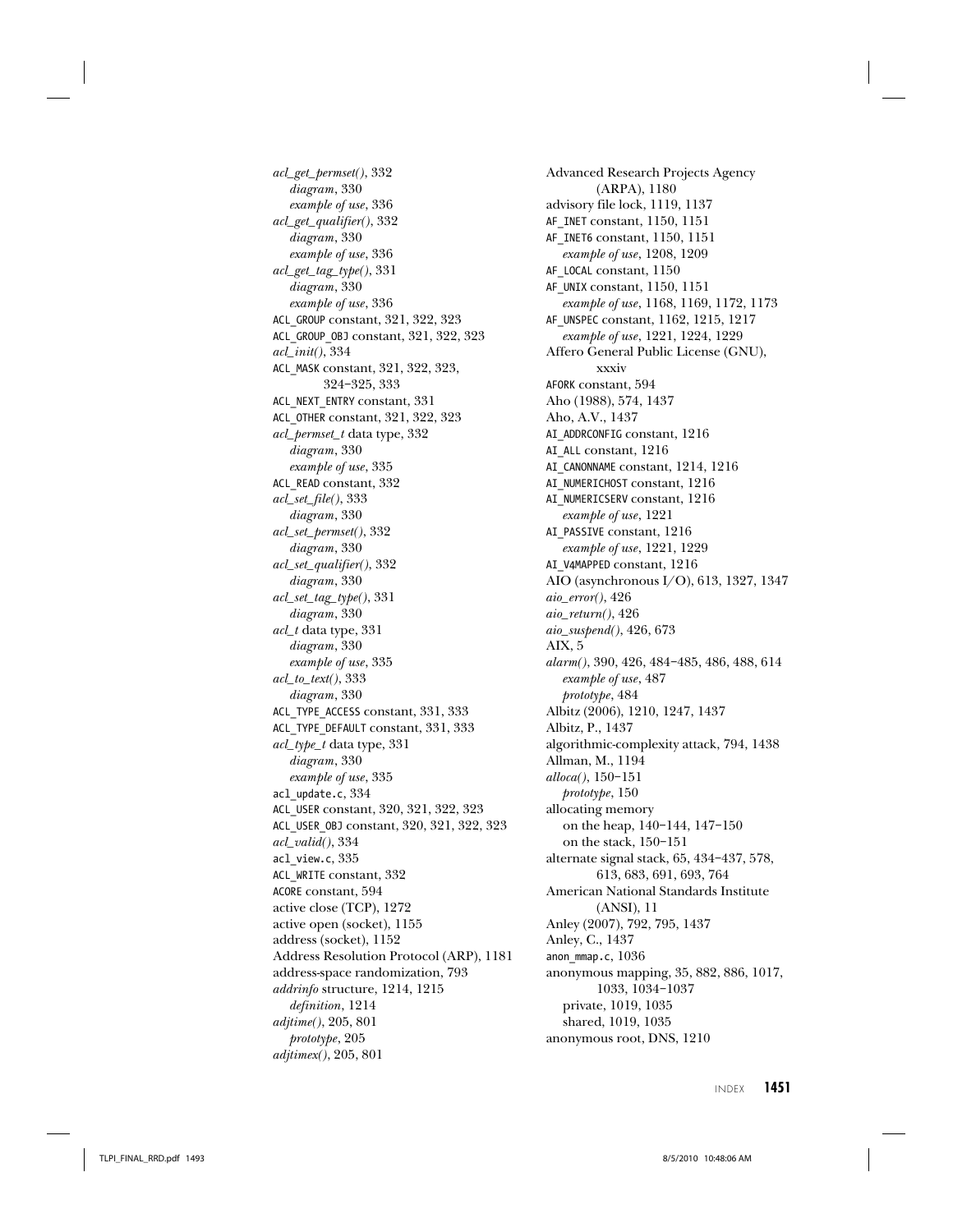*acl_get_permset()*, 332
  *diagram*, 330
  *example of use*, 336
*acl_get_qualifier()*, 332
  *diagram*, 330
  *example of use*, 336
*acl_get_tag_type()*, 331
  *diagram*, 330
  *example of use*, 336
`ACL_GROUP` constant, 321, 322, 323
`ACL_GROUP_OBJ` constant, 321, 322, 323
*acl_init()*, 334
`ACL_MASK` constant, 321, 322, 323, 324–325, 333
`ACL_NEXT_ENTRY` constant, 331
`ACL_OTHER` constant, 321, 322, 323
*acl_permset_t* data type, 332
  *diagram*, 330
  *example of use*, 335
`ACL_READ` constant, 332
*acl_set_file()*, 333
  *diagram*, 330
*acl_set_permset()*, 332
  *diagram*, 330
*acl_set_qualifier()*, 332
  *diagram*, 330
*acl_set_tag_type()*, 331
  *diagram*, 330
*acl_t* data type, 331
  *diagram*, 330
  *example of use*, 335
*acl_to_text()*, 333
  *diagram*, 330
`ACL_TYPE_ACCESS` constant, 331, 333
`ACL_TYPE_DEFAULT` constant, 331, 333
*acl_type_t* data type, 331
  *diagram*, 330
  *example of use*, 335
`acl_update.c`, 334
`ACL_USER` constant, 320, 321, 322, 323
`ACL_USER_OBJ` constant, 320, 321, 322, 323
*acl_valid()*, 334
`acl_view.c`, 335
`ACL_WRITE` constant, 332
`ACORE` constant, 594
active close (TCP), 1272
active open (socket), 1155
address (socket), 1152
Address Resolution Protocol (ARP), 1181
address-space randomization, 793
*addrinfo* structure, 1214, 1215
  *definition*, 1214
*adjtime()*, 205, 801
  *prototype*, 205
*adjtimex()*, 205, 801

Advanced Research Projects Agency (ARPA), 1180
advisory file lock, 1119, 1137
`AF_INET` constant, 1150, 1151
`AF_INET6` constant, 1150, 1151
  *example of use*, 1208, 1209
`AF_LOCAL` constant, 1150
`AF_UNIX` constant, 1150, 1151
  *example of use*, 1168, 1169, 1172, 1173
`AF_UNSPEC` constant, 1162, 1215, 1217
  *example of use*, 1221, 1224, 1229
Affero General Public License (GNU), xxxiv
`AFORK` constant, 594
Aho (1988), 574, 1437
Aho, A.V., 1437
`AI_ADDRCONFIG` constant, 1216
`AI_ALL` constant, 1216
`AI_CANONNAME` constant, 1214, 1216
`AI_NUMERICHOST` constant, 1216
`AI_NUMERICSERV` constant, 1216
  *example of use*, 1221
`AI_PASSIVE` constant, 1216
  *example of use*, 1221, 1229
`AI_V4MAPPED` constant, 1216
AIO (asynchronous I/O), 613, 1327, 1347
*aio_error()*, 426
*aio_return()*, 426
*aio_suspend()*, 426, 673
AIX, 5
*alarm()*, 390, 426, 484–485, 486, 488, 614
  *example of use*, 487
  *prototype*, 484
Albitz (2006), 1210, 1247, 1437
Albitz, P., 1437
algorithmic-complexity attack, 794, 1438
Allman, M., 1194
*alloca()*, 150–151
  *prototype*, 150
allocating memory
  on the heap, 140–144, 147–150
  on the stack, 150–151
alternate signal stack, 65, 434–437, 578, 613, 683, 691, 693, 764
American National Standards Institute (ANSI), 11
Anley (2007), 792, 795, 1437
Anley, C., 1437
`anon_mmap.c`, 1036
anonymous mapping, 35, 882, 886, 1017, 1033, 1034–1037
  private, 1019, 1035
  shared, 1019, 1035
anonymous root, DNS, 1210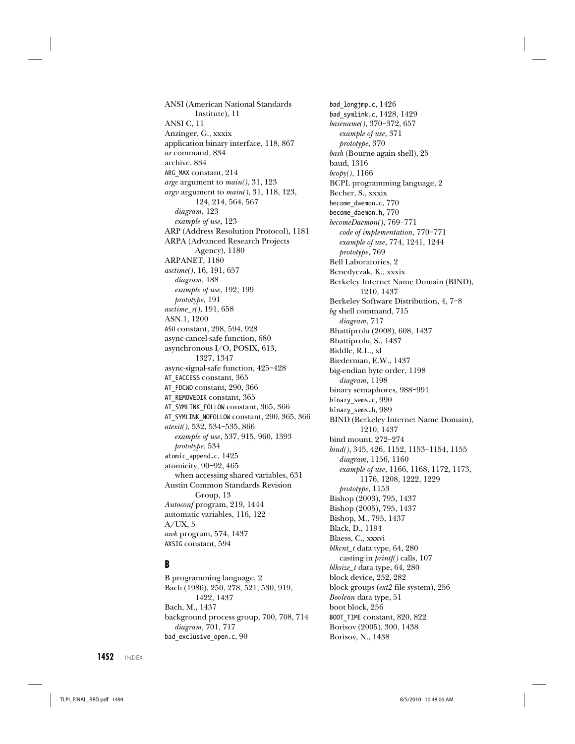ANSI (American National Standards Institute), 11
ANSI C, 11
Anzinger, G., xxxix
application binary interface, 118, 867
*ar* command, 834
archive, 834
ARG_MAX constant, 214
*argc* argument to *main()*, 31, 123
*argv* argument to *main()*, 31, 118, 123, 124, 214, 564, 567
  *diagram*, 123
  *example of use*, 123
ARP (Address Resolution Protocol), 1181
ARPA (Advanced Research Projects Agency), 1180
ARPANET, 1180
*asctime()*, 16, 191, 657
  *diagram*, 188
  *example of use*, 192, 199
  *prototype*, 191
*asctime_r()*, 191, 658
ASN.1, 1200
ASU constant, 298, 594, 928
async-cancel-safe function, 680
asynchronous I/O, POSIX, 613, 1327, 1347
async-signal-safe function, 425–428
AT_EACCESS constant, 365
AT_FDCWD constant, 290, 366
AT_REMOVEDIR constant, 365
AT_SYMLINK_FOLLOW constant, 365, 366
AT_SYMLINK_NOFOLLOW constant, 290, 365, 366
*atexit()*, 532, 534–535, 866
  *example of use*, 537, 915, 960, 1393
  *prototype*, 534
atomic_append.c, 1425
atomicity, 90–92, 465
  when accessing shared variables, 631
Austin Common Standards Revision Group, 13
*Autoconf* program, 219, 1444
automatic variables, 116, 122
A/UX, 5
*awk* program, 574, 1437
AXSIG constant, 594

## B

B programming language, 2
Bach (1986), 250, 278, 521, 530, 919, 1422, 1437
Bach, M., 1437
background process group, 700, 708, 714
  *diagram*, 701, 717
bad_exclusive_open.c, 90
bad_longjmp.c, 1426
bad_symlink.c, 1428, 1429
*basename()*, 370–372, 657
  *example of use*, 371
  *prototype*, 370
*bash* (Bourne again shell), 25
baud, 1316
*bcopy()*, 1166
BCPL programming language, 2
Becher, S., xxxix
become_daemon.c, 770
become_daemon.h, 770
*becomeDaemon()*, 769–771
  *code of implementation*, 770–771
  *example of use*, 774, 1241, 1244
  *prototype*, 769
Bell Laboratories, 2
Benedyczak, K., xxxix
Berkeley Internet Name Domain (BIND), 1210, 1437
Berkeley Software Distribution, 4, 7–8
*bg* shell command, 715
  *diagram*, 717
Bhattiprolu (2008), 608, 1437
Bhattiprolu, S., 1437
Biddle, R.L., xl
Biederman, E.W., 1437
big-endian byte order, 1198
  *diagram*, 1198
binary semaphores, 988–991
binary_sems.c, 990
binary_sems.h, 989
BIND (Berkeley Internet Name Domain), 1210, 1437
bind mount, 272–274
*bind()*, 345, 426, 1152, 1153–1154, 1155
  *diagram*, 1156, 1160
  *example of use*, 1166, 1168, 1172, 1173, 1176, 1208, 1222, 1229
  *prototype*, 1153
Bishop (2003), 795, 1437
Bishop (2005), 795, 1437
Bishop, M., 795, 1437
Black, D., 1194
Blaess, C., xxxvi
*blkcnt_t* data type, 64, 280
  casting in *printf()* calls, 107
*blksize_t* data type, 64, 280
block device, 252, 282
block groups (*ext2* file system), 256
*Boolean* data type, 51
boot block, 256
BOOT_TIME constant, 820, 822
Borisov (2005), 300, 1438
Borisov, N., 1438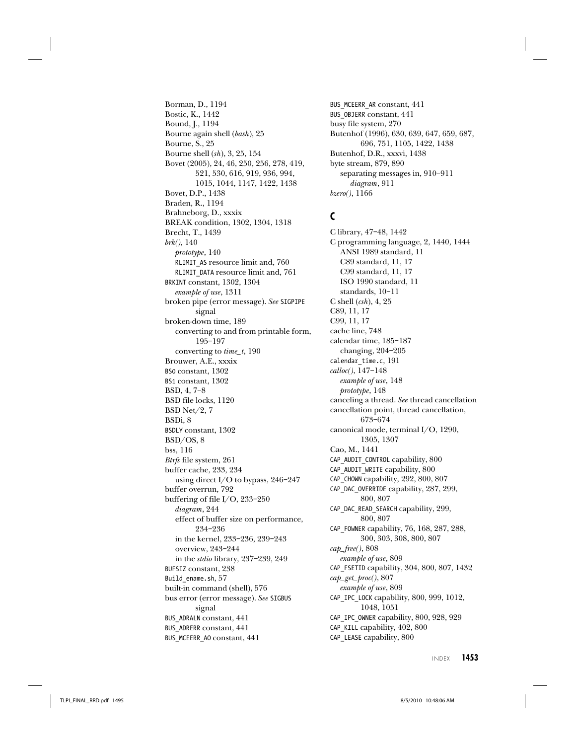Borman, D., 1194
Bostic, K., 1442
Bound, J., 1194
Bourne again shell (*bash*), 25
Bourne, S., 25
Bourne shell (*sh*), 3, 25, 154
Bovet (2005), 24, 46, 250, 256, 278, 419, 521, 530, 616, 919, 936, 994, 1015, 1044, 1147, 1422, 1438
Bovet, D.P., 1438
Braden, R., 1194
Brahneborg, D., xxxix
BREAK condition, 1302, 1304, 1318
Brecht, T., 1439
*brk()*, 140
  *prototype*, 140
  RLIMIT_AS resource limit and, 760
  RLIMIT_DATA resource limit and, 761
BRKINT constant, 1302, 1304
  *example of use*, 1311
broken pipe (error message). *See* SIGPIPE signal
broken-down time, 189
  converting to and from printable form, 195–197
  converting to *time_t*, 190
Brouwer, A.E., xxxix
BS0 constant, 1302
BS1 constant, 1302
BSD, 4, 7–8
BSD file locks, 1120
BSD Net/2, 7
BSDi, 8
BSDLY constant, 1302
BSD/OS, 8
bss, 116
*Btrfs* file system, 261
buffer cache, 233, 234
  using direct I/O to bypass, 246–247
buffer overrun, 792
buffering of file I/O, 233–250
  *diagram*, 244
  effect of buffer size on performance, 234–236
  in the kernel, 233–236, 239–243
  overview, 243–244
  in the *stdio* library, 237–239, 249
BUFSIZ constant, 238
Build_ename.sh, 57
built-in command (shell), 576
bus error (error message). *See* SIGBUS signal
BUS_ADRALN constant, 441
BUS_ADRERR constant, 441
BUS_MCEERR_AO constant, 441
BUS_MCEERR_AR constant, 441
BUS_OBJERR constant, 441
busy file system, 270
Butenhof (1996), 630, 639, 647, 659, 687, 696, 751, 1105, 1422, 1438
Butenhof, D.R., xxxvi, 1438
byte stream, 879, 890
  separating messages in, 910–911
    *diagram*, 911
*bzero()*, 1166

## C

C library, 47–48, 1442
C programming language, 2, 1440, 1444
  ANSI 1989 standard, 11
  C89 standard, 11, 17
  C99 standard, 11, 17
  ISO 1990 standard, 11
  standards, 10–11
C shell (*csh*), 4, 25
C89, 11, 17
C99, 11, 17
cache line, 748
calendar time, 185–187
  changing, 204–205
calendar_time.c, 191
*calloc()*, 147–148
  *example of use*, 148
  *prototype*, 148
canceling a thread. *See* thread cancellation
cancellation point, thread cancellation, 673–674
canonical mode, terminal I/O, 1290, 1305, 1307
Cao, M., 1441
CAP_AUDIT_CONTROL capability, 800
CAP_AUDIT_WRITE capability, 800
CAP_CHOWN capability, 292, 800, 807
CAP_DAC_OVERRIDE capability, 287, 299, 800, 807
CAP_DAC_READ_SEARCH capability, 299, 800, 807
CAP_FOWNER capability, 76, 168, 287, 288, 300, 303, 308, 800, 807
*cap_free()*, 808
  *example of use*, 809
CAP_FSETID capability, 304, 800, 807, 1432
*cap_get_proc()*, 807
  *example of use*, 809
CAP_IPC_LOCK capability, 800, 999, 1012, 1048, 1051
CAP_IPC_OWNER capability, 800, 928, 929
CAP_KILL capability, 402, 800
CAP_LEASE capability, 800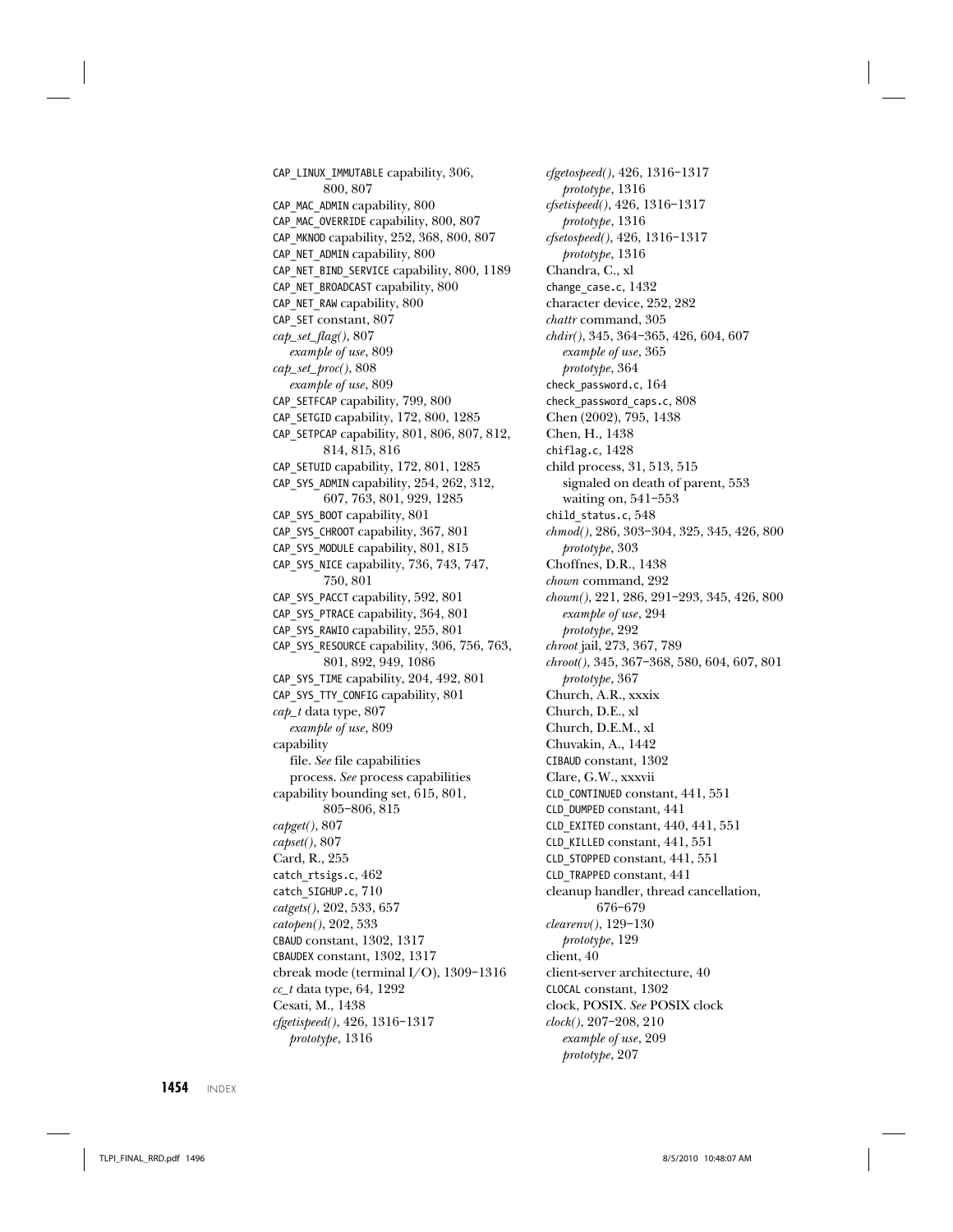CAP_LINUX_IMMUTABLE capability, 306, 800, 807
CAP_MAC_ADMIN capability, 800
CAP_MAC_OVERRIDE capability, 800, 807
CAP_MKNOD capability, 252, 368, 800, 807
CAP_NET_ADMIN capability, 800
CAP_NET_BIND_SERVICE capability, 800, 1189
CAP_NET_BROADCAST capability, 800
CAP_NET_RAW capability, 800
CAP_SET constant, 807
*cap_set_flag()*, 807
  *example of use*, 809
*cap_set_proc()*, 808
  *example of use*, 809
CAP_SETFCAP capability, 799, 800
CAP_SETGID capability, 172, 800, 1285
CAP_SETPCAP capability, 801, 806, 807, 812, 814, 815, 816
CAP_SETUID capability, 172, 801, 1285
CAP_SYS_ADMIN capability, 254, 262, 312, 607, 763, 801, 929, 1285
CAP_SYS_BOOT capability, 801
CAP_SYS_CHROOT capability, 367, 801
CAP_SYS_MODULE capability, 801, 815
CAP_SYS_NICE capability, 736, 743, 747, 750, 801
CAP_SYS_PACCT capability, 592, 801
CAP_SYS_PTRACE capability, 364, 801
CAP_SYS_RAWIO capability, 255, 801
CAP_SYS_RESOURCE capability, 306, 756, 763, 801, 892, 949, 1086
CAP_SYS_TIME capability, 204, 492, 801
CAP_SYS_TTY_CONFIG capability, 801
*cap_t* data type, 807
  *example of use*, 809
capability
  file. *See* file capabilities
  process. *See* process capabilities
capability bounding set, 615, 801, 805–806, 815
*capget()*, 807
*capset()*, 807
Card, R., 255
catch_rtsigs.c, 462
catch_SIGHUP.c, 710
*catgets()*, 202, 533, 657
*catopen()*, 202, 533
CBAUD constant, 1302, 1317
CBAUDEX constant, 1302, 1317
cbreak mode (terminal I/O), 1309–1316
*cc_t* data type, 64, 1292
Cesati, M., 1438
*cfgetispeed()*, 426, 1316–1317
  *prototype*, 1316
*cfgetospeed()*, 426, 1316–1317
  *prototype*, 1316
*cfsetispeed()*, 426, 1316–1317
  *prototype*, 1316
*cfsetospeed()*, 426, 1316–1317
  *prototype*, 1316
Chandra, C., xl
change_case.c, 1432
character device, 252, 282
*chattr* command, 305
*chdir()*, 345, 364–365, 426, 604, 607
  *example of use*, 365
  *prototype*, 364
check_password.c, 164
check_password_caps.c, 808
Chen (2002), 795, 1438
Chen, H., 1438
chiflag.c, 1428
child process, 31, 513, 515
  signaled on death of parent, 553
  waiting on, 541–553
child_status.c, 548
*chmod()*, 286, 303–304, 325, 345, 426, 800
  *prototype*, 303
Choffnes, D.R., 1438
*chown* command, 292
*chown()*, 221, 286, 291–293, 345, 426, 800
  *example of use*, 294
  *prototype*, 292
*chroot* jail, 273, 367, 789
*chroot()*, 345, 367–368, 580, 604, 607, 801
  *prototype*, 367
Church, A.R., xxxix
Church, D.E., xl
Church, D.E.M., xl
Chuvakin, A., 1442
CIBAUD constant, 1302
Clare, G.W., xxxvii
CLD_CONTINUED constant, 441, 551
CLD_DUMPED constant, 441
CLD_EXITED constant, 440, 441, 551
CLD_KILLED constant, 441, 551
CLD_STOPPED constant, 441, 551
CLD_TRAPPED constant, 441
cleanup handler, thread cancellation, 676–679
*clearenv()*, 129–130
  *prototype*, 129
client, 40
client-server architecture, 40
CLOCAL constant, 1302
clock, POSIX. *See* POSIX clock
*clock()*, 207–208, 210
  *example of use*, 209
  *prototype*, 207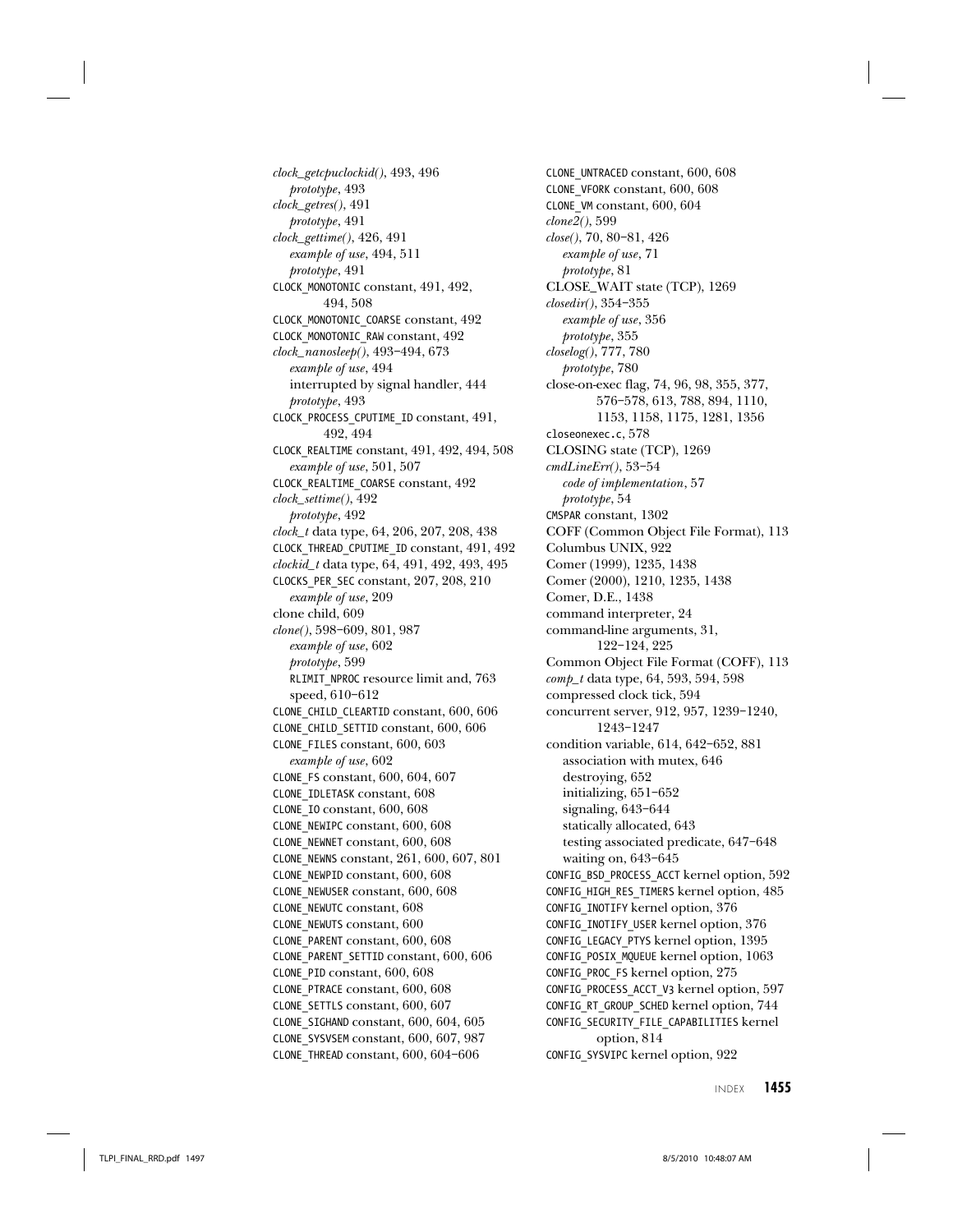*clock_getcpuclockid()*, 493, 496
  *prototype*, 493
*clock_getres()*, 491
  *prototype*, 491
*clock_gettime()*, 426, 491
  *example of use*, 494, 511
  *prototype*, 491
CLOCK_MONOTONIC constant, 491, 492, 494, 508
CLOCK_MONOTONIC_COARSE constant, 492
CLOCK_MONOTONIC_RAW constant, 492
*clock_nanosleep()*, 493–494, 673
  *example of use*, 494
  interrupted by signal handler, 444
  *prototype*, 493
CLOCK_PROCESS_CPUTIME_ID constant, 491, 492, 494
CLOCK_REALTIME constant, 491, 492, 494, 508
  *example of use*, 501, 507
CLOCK_REALTIME_COARSE constant, 492
*clock_settime()*, 492
  *prototype*, 492
*clock_t* data type, 64, 206, 207, 208, 438
CLOCK_THREAD_CPUTIME_ID constant, 491, 492
*clockid_t* data type, 64, 491, 492, 493, 495
CLOCKS_PER_SEC constant, 207, 208, 210
  *example of use*, 209
clone child, 609
*clone()*, 598–609, 801, 987
  *example of use*, 602
  *prototype*, 599
  RLIMIT_NPROC resource limit and, 763
  speed, 610–612
CLONE_CHILD_CLEARTID constant, 600, 606
CLONE_CHILD_SETTID constant, 600, 606
CLONE_FILES constant, 600, 603
  *example of use*, 602
CLONE_FS constant, 600, 604, 607
CLONE_IDLETASK constant, 608
CLONE_IO constant, 600, 608
CLONE_NEWIPC constant, 600, 608
CLONE_NEWNET constant, 600, 608
CLONE_NEWNS constant, 261, 600, 607, 801
CLONE_NEWPID constant, 600, 608
CLONE_NEWUSER constant, 600, 608
CLONE_NEWUTC constant, 608
CLONE_NEWUTS constant, 600
CLONE_PARENT constant, 600, 608
CLONE_PARENT_SETTID constant, 600, 606
CLONE_PID constant, 600, 608
CLONE_PTRACE constant, 600, 608
CLONE_SETTLS constant, 600, 607
CLONE_SIGHAND constant, 600, 604, 605
CLONE_SYSVSEM constant, 600, 607, 987
CLONE_THREAD constant, 600, 604–606
CLONE_UNTRACED constant, 600, 608
CLONE_VFORK constant, 600, 608
CLONE_VM constant, 600, 604
*clone2()*, 599
*close()*, 70, 80–81, 426
  *example of use*, 71
  *prototype*, 81
CLOSE_WAIT state (TCP), 1269
*closedir()*, 354–355
  *example of use*, 356
  *prototype*, 355
*closelog()*, 777, 780
  *prototype*, 780
close-on-exec flag, 74, 96, 98, 355, 377, 576–578, 613, 788, 894, 1110, 1153, 1158, 1175, 1281, 1356
closeonexec.c, 578
CLOSING state (TCP), 1269
*cmdLineErr()*, 53–54
  *code of implementation*, 57
  *prototype*, 54
CMSPAR constant, 1302
COFF (Common Object File Format), 113
Columbus UNIX, 922
Comer (1999), 1235, 1438
Comer (2000), 1210, 1235, 1438
Comer, D.E., 1438
command interpreter, 24
command-line arguments, 31, 122–124, 225
Common Object File Format (COFF), 113
*comp_t* data type, 64, 593, 594, 598
compressed clock tick, 594
concurrent server, 912, 957, 1239–1240, 1243–1247
condition variable, 614, 642–652, 881
  association with mutex, 646
  destroying, 652
  initializing, 651–652
  signaling, 643–644
  statically allocated, 643
  testing associated predicate, 647–648
  waiting on, 643–645
CONFIG_BSD_PROCESS_ACCT kernel option, 592
CONFIG_HIGH_RES_TIMERS kernel option, 485
CONFIG_INOTIFY kernel option, 376
CONFIG_INOTIFY_USER kernel option, 376
CONFIG_LEGACY_PTYS kernel option, 1395
CONFIG_POSIX_MQUEUE kernel option, 1063
CONFIG_PROC_FS kernel option, 275
CONFIG_PROCESS_ACCT_V3 kernel option, 597
CONFIG_RT_GROUP_SCHED kernel option, 744
CONFIG_SECURITY_FILE_CAPABILITIES kernel option, 814
CONFIG_SYSVIPC kernel option, 922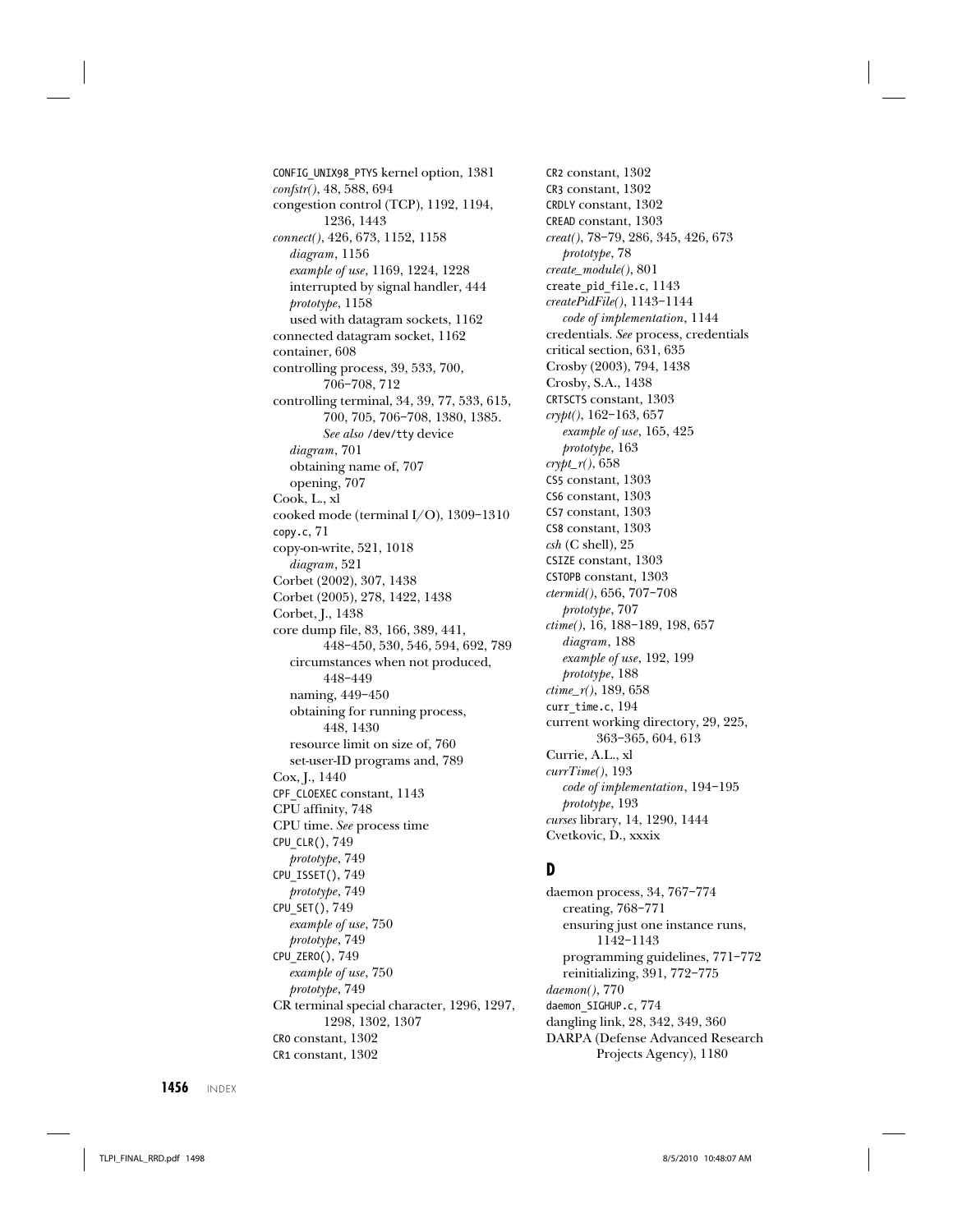`CONFIG_UNIX98_PTYS` kernel option, 1381
*confstr()*, 48, 588, 694
congestion control (TCP), 1192, 1194, 1236, 1443
*connect()*, 426, 673, 1152, 1158
  *diagram*, 1156
  *example of use*, 1169, 1224, 1228
  interrupted by signal handler, 444
  *prototype*, 1158
  used with datagram sockets, 1162
connected datagram socket, 1162
container, 608
controlling process, 39, 533, 700, 706–708, 712
controlling terminal, 34, 39, 77, 533, 615, 700, 705, 706–708, 1380, 1385. *See also* `/dev/tty` device
  *diagram*, 701
  obtaining name of, 707
  opening, 707
Cook, L., xl
cooked mode (terminal I/O), 1309–1310
`copy.c`, 71
copy-on-write, 521, 1018
  *diagram*, 521
Corbet (2002), 307, 1438
Corbet (2005), 278, 1422, 1438
Corbet, J., 1438
core dump file, 83, 166, 389, 441, 448–450, 530, 546, 594, 692, 789
  circumstances when not produced, 448–449
  naming, 449–450
  obtaining for running process, 448, 1430
  resource limit on size of, 760
  set-user-ID programs and, 789
Cox, J., 1440
`CPF_CLOEXEC` constant, 1143
CPU affinity, 748
CPU time. *See* process time
`CPU_CLR()`, 749
  *prototype*, 749
`CPU_ISSET()`, 749
  *prototype*, 749
`CPU_SET()`, 749
  *example of use*, 750
  *prototype*, 749
`CPU_ZERO()`, 749
  *example of use*, 750
  *prototype*, 749
CR terminal special character, 1296, 1297, 1298, 1302, 1307
`CR0` constant, 1302
`CR1` constant, 1302
`CR2` constant, 1302
`CR3` constant, 1302
`CRDLY` constant, 1302
`CREAD` constant, 1303
*creat()*, 78–79, 286, 345, 426, 673
  *prototype*, 78
*create_module()*, 801
`create_pid_file.c`, 1143
*createPidFile()*, 1143–1144
  *code of implementation*, 1144
credentials. *See* process, credentials
critical section, 631, 635
Crosby (2003), 794, 1438
Crosby, S.A., 1438
`CRTSCTS` constant, 1303
*crypt()*, 162–163, 657
  *example of use*, 165, 425
  *prototype*, 163
*crypt_r()*, 658
`CS5` constant, 1303
`CS6` constant, 1303
`CS7` constant, 1303
`CS8` constant, 1303
*csh* (C shell), 25
`CSIZE` constant, 1303
`CSTOPB` constant, 1303
*ctermid()*, 656, 707–708
  *prototype*, 707
*ctime()*, 16, 188–189, 198, 657
  *diagram*, 188
  *example of use*, 192, 199
  *prototype*, 188
*ctime_r()*, 189, 658
`curr_time.c`, 194
current working directory, 29, 225, 363–365, 604, 613
Currie, A.L., xl
*currTime()*, 193
  *code of implementation*, 194–195
  *prototype*, 193
*curses* library, 14, 1290, 1444
Cvetkovic, D., xxxix

## D

daemon process, 34, 767–774
  creating, 768–771
  ensuring just one instance runs, 1142–1143
  programming guidelines, 771–772
  reinitializing, 391, 772–775
*daemon()*, 770
`daemon_SIGHUP.c`, 774
dangling link, 28, 342, 349, 360
DARPA (Defense Advanced Research Projects Agency), 1180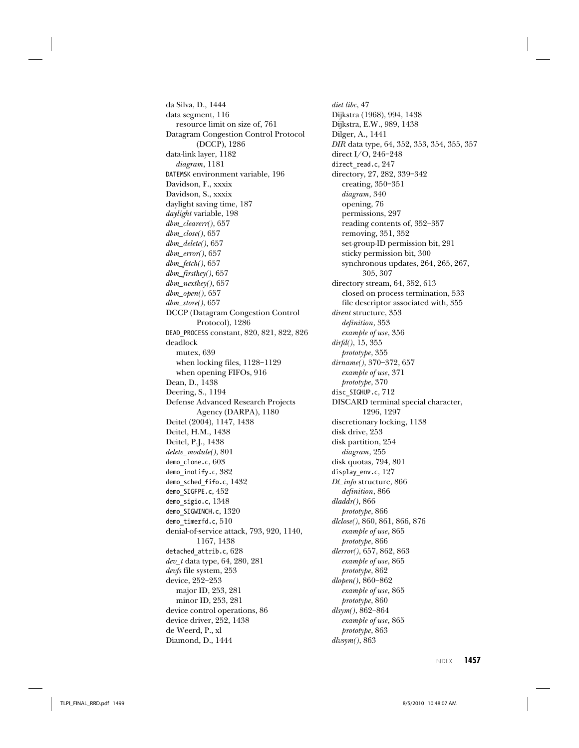da Silva, D., 1444
data segment, 116
  resource limit on size of, 761
Datagram Congestion Control Protocol (DCCP), 1286
data-link layer, 1182
  *diagram*, 1181
DATEMSK environment variable, 196
Davidson, F., xxxix
Davidson, S., xxxix
daylight saving time, 187
*daylight* variable, 198
*dbm_clearerr()*, 657
*dbm_close()*, 657
*dbm_delete()*, 657
*dbm_error()*, 657
*dbm_fetch()*, 657
*dbm_firstkey()*, 657
*dbm_nextkey()*, 657
*dbm_open()*, 657
*dbm_store()*, 657
DCCP (Datagram Congestion Control Protocol), 1286
DEAD_PROCESS constant, 820, 821, 822, 826
deadlock
  mutex, 639
  when locking files, 1128–1129
  when opening FIFOs, 916
Dean, D., 1438
Deering, S., 1194
Defense Advanced Research Projects Agency (DARPA), 1180
Deitel (2004), 1147, 1438
Deitel, H.M., 1438
Deitel, P.J., 1438
*delete_module()*, 801
demo_clone.c, 603
demo_inotify.c, 382
demo_sched_fifo.c, 1432
demo_SIGFPE.c, 452
demo_sigio.c, 1348
demo_SIGWINCH.c, 1320
demo_timerfd.c, 510
denial-of-service attack, 793, 920, 1140, 1167, 1438
detached_attrib.c, 628
*dev_t* data type, 64, 280, 281
*devfs* file system, 253
device, 252–253
  major ID, 253, 281
  minor ID, 253, 281
device control operations, 86
device driver, 252, 1438
de Weerd, P., xl
Diamond, D., 1444
*diet libc*, 47
Dijkstra (1968), 994, 1438
Dijkstra, E.W., 989, 1438
Dilger, A., 1441
*DIR* data type, 64, 352, 353, 354, 355, 357
direct I/O, 246–248
direct_read.c, 247
directory, 27, 282, 339–342
  creating, 350–351
  *diagram*, 340
  opening, 76
  permissions, 297
  reading contents of, 352–357
  removing, 351, 352
  set-group-ID permission bit, 291
  sticky permission bit, 300
  synchronous updates, 264, 265, 267, 305, 307
directory stream, 64, 352, 613
  closed on process termination, 533
  file descriptor associated with, 355
*dirent* structure, 353
  *definition*, 353
  *example of use*, 356
*dirfd()*, 15, 355
  *prototype*, 355
*dirname()*, 370–372, 657
  *example of use*, 371
  *prototype*, 370
disc_SIGHUP.c, 712
DISCARD terminal special character, 1296, 1297
discretionary locking, 1138
disk drive, 253
disk partition, 254
  *diagram*, 255
disk quotas, 794, 801
display_env.c, 127
*Dl_info* structure, 866
  *definition*, 866
*dladdr()*, 866
  *prototype*, 866
*dlclose()*, 860, 861, 866, 876
  *example of use*, 865
  *prototype*, 866
*dlerror()*, 657, 862, 863
  *example of use*, 865
  *prototype*, 862
*dlopen()*, 860–862
  *example of use*, 865
  *prototype*, 860
*dlsym()*, 862–864
  *example of use*, 865
  *prototype*, 863
*dlvsym()*, 863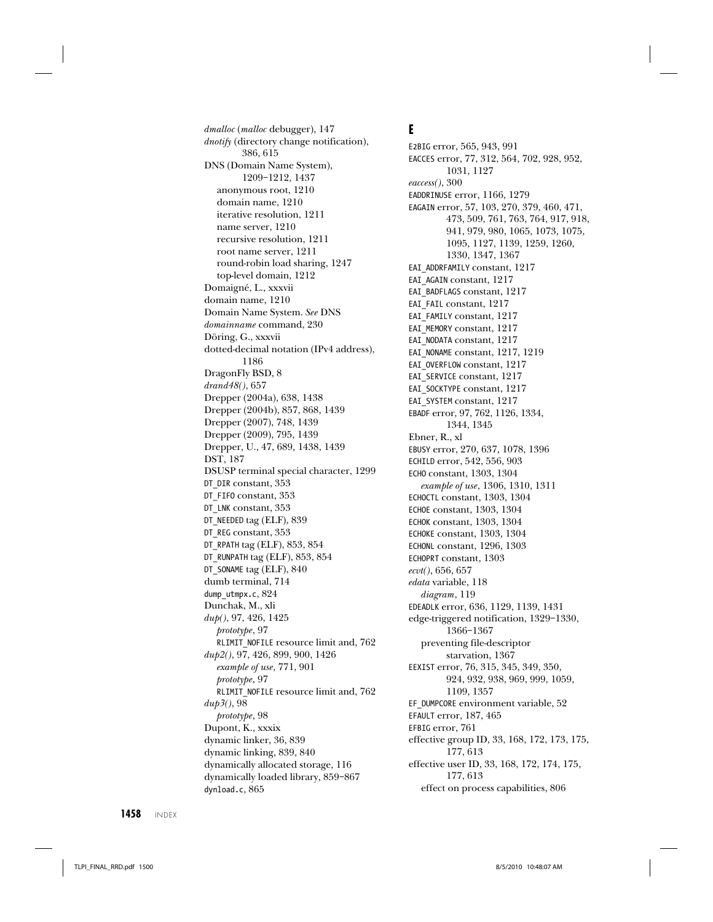*dmalloc* (*malloc* debugger), 147
*dnotify* (directory change notification), 386, 615
DNS (Domain Name System), 1209–1212, 1437
  anonymous root, 1210
  domain name, 1210
  iterative resolution, 1211
  name server, 1210
  recursive resolution, 1211
  root name server, 1211
  round-robin load sharing, 1247
  top-level domain, 1212
Domaigné, L., xxxvii
domain name, 1210
Domain Name System. *See* DNS
*domainname* command, 230
Döring, G., xxxvii
dotted-decimal notation (IPv4 address), 1186
DragonFly BSD, 8
*drand48()*, 657
Drepper (2004a), 638, 1438
Drepper (2004b), 857, 868, 1439
Drepper (2007), 748, 1439
Drepper (2009), 795, 1439
Drepper, U., 47, 689, 1438, 1439
DST, 187
DSUSP terminal special character, 1299
DT_DIR constant, 353
DT_FIFO constant, 353
DT_LNK constant, 353
DT_NEEDED tag (ELF), 839
DT_REG constant, 353
DT_RPATH tag (ELF), 853, 854
DT_RUNPATH tag (ELF), 853, 854
DT_SONAME tag (ELF), 840
dumb terminal, 714
dump_utmpx.c, 824
Dunchak, M., xli
*dup()*, 97, 426, 1425
  *prototype*, 97
  RLIMIT_NOFILE resource limit and, 762
*dup2()*, 97, 426, 899, 900, 1426
  *example of use*, 771, 901
  *prototype*, 97
  RLIMIT_NOFILE resource limit and, 762
*dup3()*, 98
  *prototype*, 98
Dupont, K., xxxix
dynamic linker, 36, 839
dynamic linking, 839, 840
dynamically allocated storage, 116
dynamically loaded library, 859–867
dynload.c, 865

## E

E2BIG error, 565, 943, 991
EACCES error, 77, 312, 564, 702, 928, 952, 1031, 1127
*eaccess()*, 300
EADDRINUSE error, 1166, 1279
EAGAIN error, 57, 103, 270, 379, 460, 471, 473, 509, 761, 763, 764, 917, 918, 941, 979, 980, 1065, 1073, 1075, 1095, 1127, 1139, 1259, 1260, 1330, 1347, 1367
EAI_ADDRFAMILY constant, 1217
EAI_AGAIN constant, 1217
EAI_BADFLAGS constant, 1217
EAI_FAIL constant, 1217
EAI_FAMILY constant, 1217
EAI_MEMORY constant, 1217
EAI_NODATA constant, 1217
EAI_NONAME constant, 1217, 1219
EAI_OVERFLOW constant, 1217
EAI_SERVICE constant, 1217
EAI_SOCKTYPE constant, 1217
EAI_SYSTEM constant, 1217
EBADF error, 97, 762, 1126, 1334, 1344, 1345
Ebner, R., xl
EBUSY error, 270, 637, 1078, 1396
ECHILD error, 542, 556, 903
ECHO constant, 1303, 1304
  *example of use*, 1306, 1310, 1311
ECHOCTL constant, 1303, 1304
ECHOE constant, 1303, 1304
ECHOK constant, 1303, 1304
ECHOKE constant, 1303, 1304
ECHONL constant, 1296, 1303
ECHOPRT constant, 1303
*ecvt()*, 656, 657
*edata* variable, 118
  *diagram*, 119
EDEADLK error, 636, 1129, 1139, 1431
edge-triggered notification, 1329–1330, 1366–1367
  preventing file-descriptor starvation, 1367
EEXIST error, 76, 315, 345, 349, 350, 924, 932, 938, 969, 999, 1059, 1109, 1357
EF_DUMPCORE environment variable, 52
EFAULT error, 187, 465
EFBIG error, 761
effective group ID, 33, 168, 172, 173, 175, 177, 613
effective user ID, 33, 168, 172, 174, 175, 177, 613
  effect on process capabilities, 806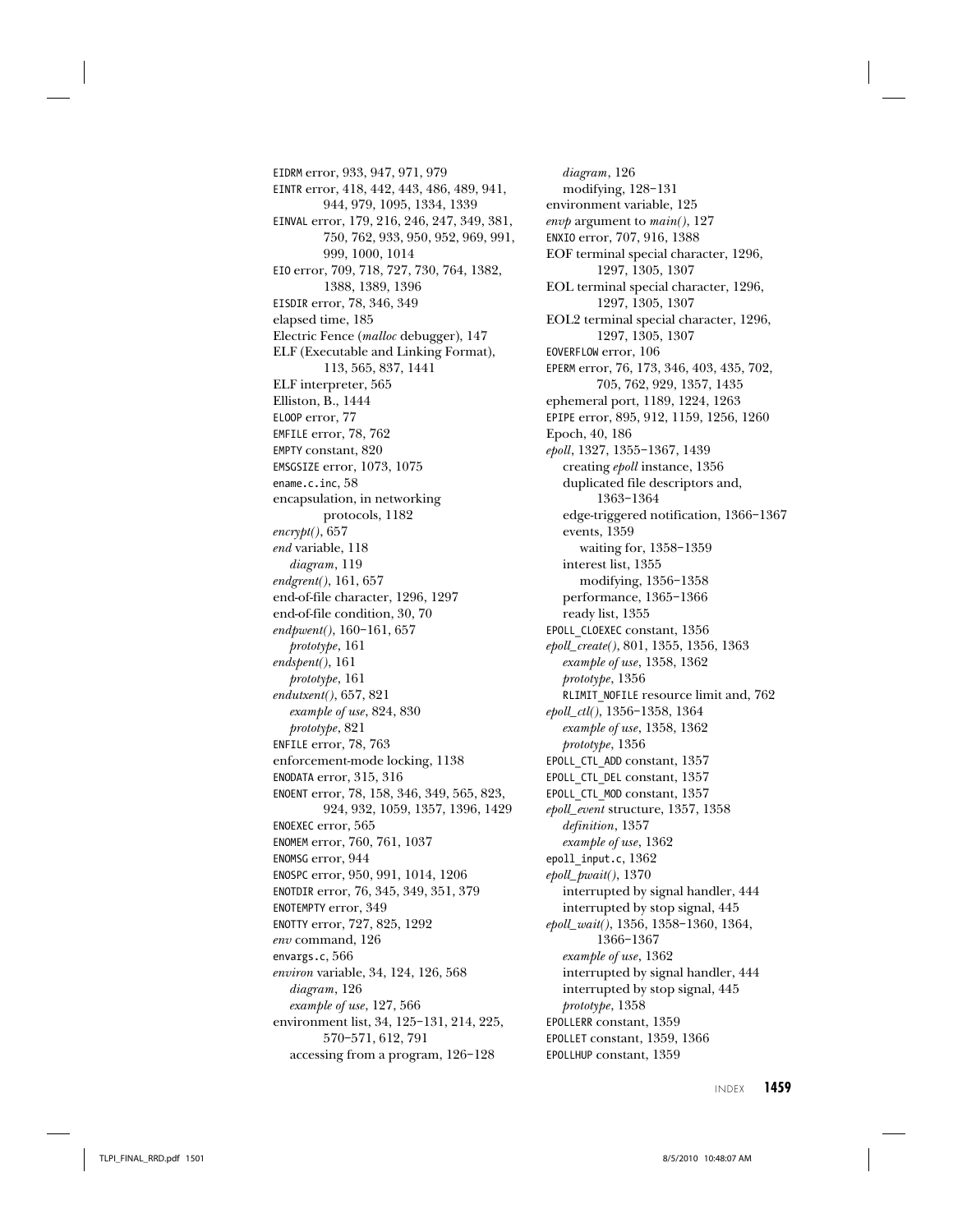EIDRM error, 933, 947, 971, 979
EINTR error, 418, 442, 443, 486, 489, 941, 944, 979, 1095, 1334, 1339
EINVAL error, 179, 216, 246, 247, 349, 381, 750, 762, 933, 950, 952, 969, 991, 999, 1000, 1014
EIO error, 709, 718, 727, 730, 764, 1382, 1388, 1389, 1396
EISDIR error, 78, 346, 349
elapsed time, 185
Electric Fence (*malloc* debugger), 147
ELF (Executable and Linking Format), 113, 565, 837, 1441
ELF interpreter, 565
Elliston, B., 1444
ELOOP error, 77
EMFILE error, 78, 762
EMPTY constant, 820
EMSGSIZE error, 1073, 1075
ename.c.inc, 58
encapsulation, in networking protocols, 1182
*encrypt()*, 657
*end* variable, 118
    *diagram*, 119
*endgrent()*, 161, 657
end-of-file character, 1296, 1297
end-of-file condition, 30, 70
*endpwent()*, 160–161, 657
    *prototype*, 161
*endspent()*, 161
    *prototype*, 161
*endutxent()*, 657, 821
    *example of use*, 824, 830
    *prototype*, 821
ENFILE error, 78, 763
enforcement-mode locking, 1138
ENODATA error, 315, 316
ENOENT error, 78, 158, 346, 349, 565, 823, 924, 932, 1059, 1357, 1396, 1429
ENOEXEC error, 565
ENOMEM error, 760, 761, 1037
ENOMSG error, 944
ENOSPC error, 950, 991, 1014, 1206
ENOTDIR error, 76, 345, 349, 351, 379
ENOTEMPTY error, 349
ENOTTY error, 727, 825, 1292
*env* command, 126
envargs.c, 566
*environ* variable, 34, 124, 126, 568
    *diagram*, 126
    *example of use*, 127, 566
environment list, 34, 125–131, 214, 225, 570–571, 612, 791
    accessing from a program, 126–128
    *diagram*, 126
    modifying, 128–131
environment variable, 125
*envp* argument to *main()*, 127
ENXIO error, 707, 916, 1388
EOF terminal special character, 1296, 1297, 1305, 1307
EOL terminal special character, 1296, 1297, 1305, 1307
EOL2 terminal special character, 1296, 1297, 1305, 1307
EOVERFLOW error, 106
EPERM error, 76, 173, 346, 403, 435, 702, 705, 762, 929, 1357, 1435
ephemeral port, 1189, 1224, 1263
EPIPE error, 895, 912, 1159, 1256, 1260
Epoch, 40, 186
*epoll*, 1327, 1355–1367, 1439
    creating *epoll* instance, 1356
    duplicated file descriptors and, 1363–1364
    edge-triggered notification, 1366–1367
    events, 1359
        waiting for, 1358–1359
    interest list, 1355
        modifying, 1356–1358
    performance, 1365–1366
    ready list, 1355
EPOLL_CLOEXEC constant, 1356
*epoll_create()*, 801, 1355, 1356, 1363
    *example of use*, 1358, 1362
    *prototype*, 1356
    RLIMIT_NOFILE resource limit and, 762
*epoll_ctl()*, 1356–1358, 1364
    *example of use*, 1358, 1362
    *prototype*, 1356
EPOLL_CTL_ADD constant, 1357
EPOLL_CTL_DEL constant, 1357
EPOLL_CTL_MOD constant, 1357
*epoll_event* structure, 1357, 1358
    *definition*, 1357
    *example of use*, 1362
epoll_input.c, 1362
*epoll_pwait()*, 1370
    interrupted by signal handler, 444
    interrupted by stop signal, 445
*epoll_wait()*, 1356, 1358–1360, 1364, 1366–1367
    *example of use*, 1362
    interrupted by signal handler, 444
    interrupted by stop signal, 445
    *prototype*, 1358
EPOLLERR constant, 1359
EPOLLET constant, 1359, 1366
EPOLLHUP constant, 1359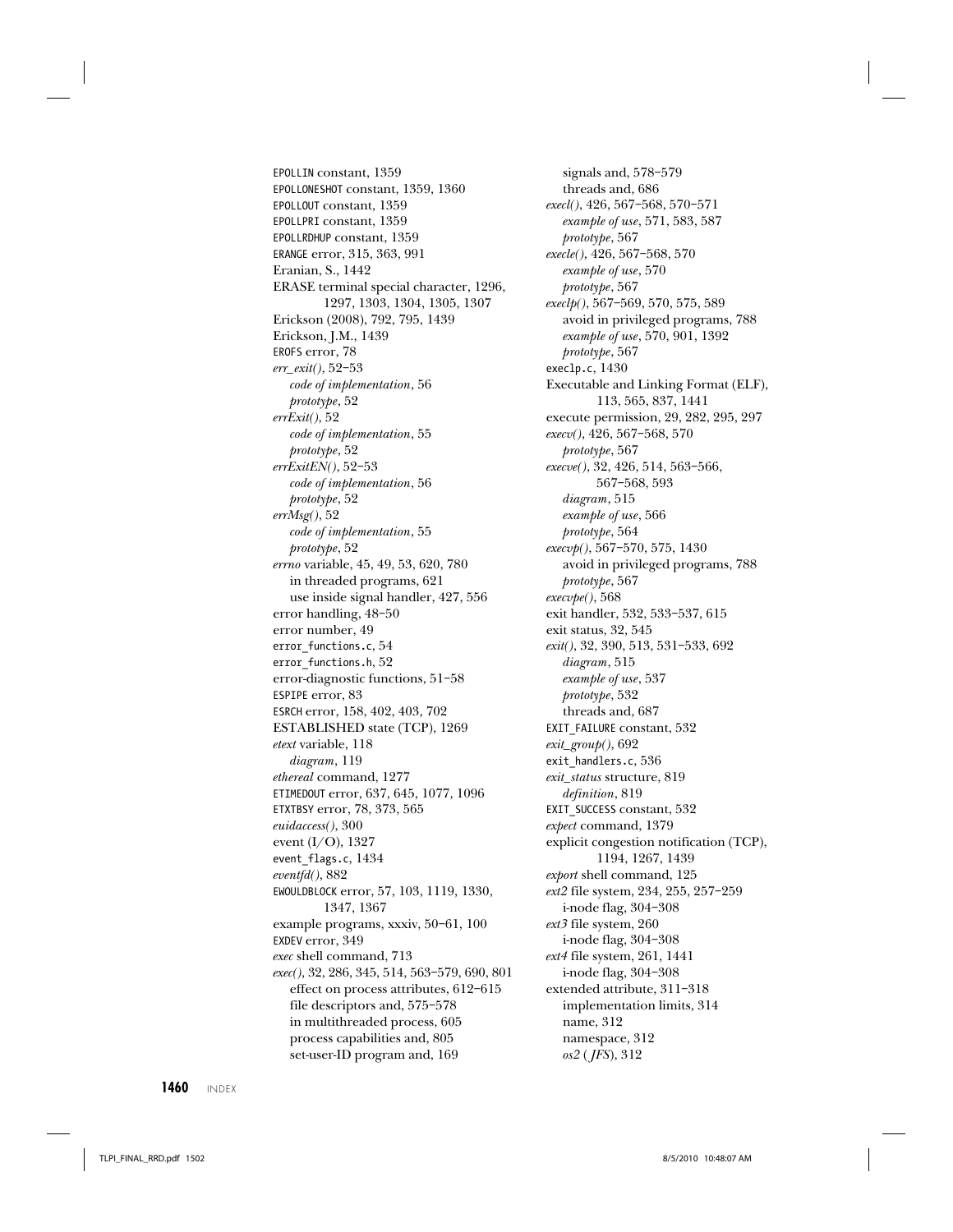EPOLLIN constant, 1359
EPOLLONESHOT constant, 1359, 1360
EPOLLOUT constant, 1359
EPOLLPRI constant, 1359
EPOLLRDHUP constant, 1359
ERANGE error, 315, 363, 991
Eranian, S., 1442
ERASE terminal special character, 1296, 1297, 1303, 1304, 1305, 1307
Erickson (2008), 792, 795, 1439
Erickson, J.M., 1439
EROFS error, 78
*err_exit()*, 52–53
  *code of implementation*, 56
  *prototype*, 52
*errExit()*, 52
  *code of implementation*, 55
  *prototype*, 52
*errExitEN()*, 52–53
  *code of implementation*, 56
  *prototype*, 52
*errMsg()*, 52
  *code of implementation*, 55
  *prototype*, 52
*errno* variable, 45, 49, 53, 620, 780
  in threaded programs, 621
  use inside signal handler, 427, 556
error handling, 48–50
error number, 49
error_functions.c, 54
error_functions.h, 52
error-diagnostic functions, 51–58
ESPIPE error, 83
ESRCH error, 158, 402, 403, 702
ESTABLISHED state (TCP), 1269
*etext* variable, 118
  *diagram*, 119
*ethereal* command, 1277
ETIMEDOUT error, 637, 645, 1077, 1096
ETXTBSY error, 78, 373, 565
*euidaccess()*, 300
event (I/O), 1327
event_flags.c, 1434
*eventfd()*, 882
EWOULDBLOCK error, 57, 103, 1119, 1330, 1347, 1367
example programs, xxxiv, 50–61, 100
EXDEV error, 349
*exec* shell command, 713
*exec()*, 32, 286, 345, 514, 563–579, 690, 801
  effect on process attributes, 612–615
  file descriptors and, 575–578
  in multithreaded process, 605
  process capabilities and, 805
  set-user-ID program and, 169
  signals and, 578–579
  threads and, 686
*execl()*, 426, 567–568, 570–571
  *example of use*, 571, 583, 587
  *prototype*, 567
*execle()*, 426, 567–568, 570
  *example of use*, 570
  *prototype*, 567
*execlp()*, 567–569, 570, 575, 589
  avoid in privileged programs, 788
  *example of use*, 570, 901, 1392
  *prototype*, 567
execlp.c, 1430
Executable and Linking Format (ELF), 113, 565, 837, 1441
execute permission, 29, 282, 295, 297
*execv()*, 426, 567–568, 570
  *prototype*, 567
*execve()*, 32, 426, 514, 563–566, 567–568, 593
  *diagram*, 515
  *example of use*, 566
  *prototype*, 564
*execvp()*, 567–570, 575, 1430
  avoid in privileged programs, 788
  *prototype*, 567
*execvpe()*, 568
exit handler, 532, 533–537, 615
exit status, 32, 545
*exit()*, 32, 390, 513, 531–533, 692
  *diagram*, 515
  *example of use*, 537
  *prototype*, 532
  threads and, 687
EXIT_FAILURE constant, 532
*exit_group()*, 692
exit_handlers.c, 536
*exit_status* structure, 819
  *definition*, 819
EXIT_SUCCESS constant, 532
*expect* command, 1379
explicit congestion notification (TCP), 1194, 1267, 1439
*export* shell command, 125
*ext2* file system, 234, 255, 257–259
  i-node flag, 304–308
*ext3* file system, 260
  i-node flag, 304–308
*ext4* file system, 261, 1441
  i-node flag, 304–308
extended attribute, 311–318
  implementation limits, 314
  name, 312
  namespace, 312
  *os2* (*JFS*), 312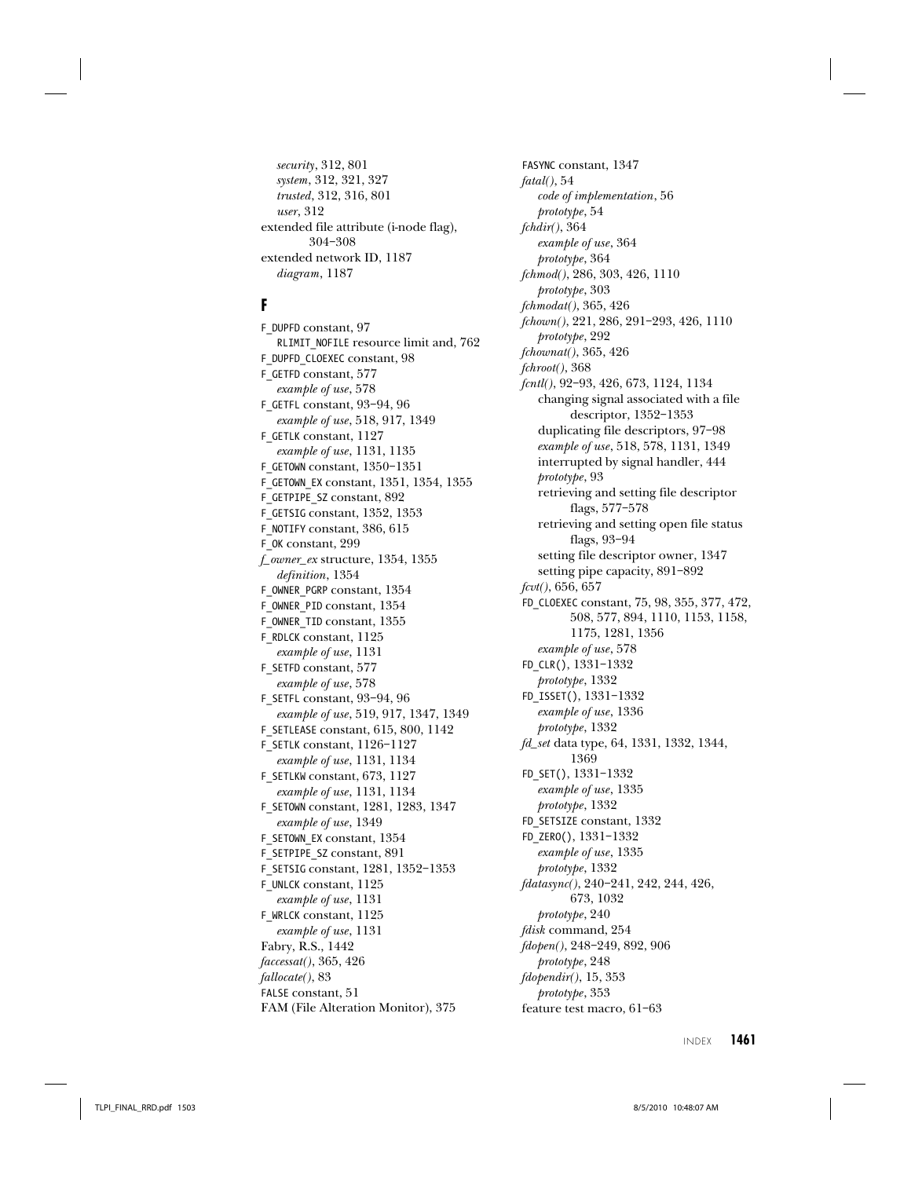*security*, 312, 801
*system*, 312, 321, 327
*trusted*, 312, 316, 801
*user*, 312

extended file attribute (i-node flag), 304–308
extended network ID, 1187
*diagram*, 1187

## F

F_DUPFD constant, 97
RLIMIT_NOFILE resource limit and, 762
F_DUPFD_CLOEXEC constant, 98
F_GETFD constant, 577
*example of use*, 578
F_GETFL constant, 93–94, 96
*example of use*, 518, 917, 1349
F_GETLK constant, 1127
*example of use*, 1131, 1135
F_GETOWN constant, 1350–1351
F_GETOWN_EX constant, 1351, 1354, 1355
F_GETPIPE_SZ constant, 892
F_GETSIG constant, 1352, 1353
F_NOTIFY constant, 386, 615
F_OK constant, 299
*f_owner_ex* structure, 1354, 1355
*definition*, 1354
F_OWNER_PGRP constant, 1354
F_OWNER_PID constant, 1354
F_OWNER_TID constant, 1355
F_RDLCK constant, 1125
*example of use*, 1131
F_SETFD constant, 577
*example of use*, 578
F_SETFL constant, 93–94, 96
*example of use*, 519, 917, 1347, 1349
F_SETLEASE constant, 615, 800, 1142
F_SETLK constant, 1126–1127
*example of use*, 1131, 1134
F_SETLKW constant, 673, 1127
*example of use*, 1131, 1134
F_SETOWN constant, 1281, 1283, 1347
*example of use*, 1349
F_SETOWN_EX constant, 1354
F_SETPIPE_SZ constant, 891
F_SETSIG constant, 1281, 1352–1353
F_UNLCK constant, 1125
*example of use*, 1131
F_WRLCK constant, 1125
*example of use*, 1131
Fabry, R.S., 1442
*faccessat()*, 365, 426
*fallocate()*, 83
FALSE constant, 51
FAM (File Alteration Monitor), 375
FASYNC constant, 1347
*fatal()*, 54
*code of implementation*, 56
*prototype*, 54
*fchdir()*, 364
*example of use*, 364
*prototype*, 364
*fchmod()*, 286, 303, 426, 1110
*prototype*, 303
*fchmodat()*, 365, 426
*fchown()*, 221, 286, 291–293, 426, 1110
*prototype*, 292
*fchownat()*, 365, 426
*fchroot()*, 368
*fcntl()*, 92–93, 426, 673, 1124, 1134
changing signal associated with a file descriptor, 1352–1353
duplicating file descriptors, 97–98
*example of use*, 518, 578, 1131, 1349
interrupted by signal handler, 444
*prototype*, 93
retrieving and setting file descriptor flags, 577–578
retrieving and setting open file status flags, 93–94
setting file descriptor owner, 1347
setting pipe capacity, 891–892
*fcvt()*, 656, 657
FD_CLOEXEC constant, 75, 98, 355, 377, 472, 508, 577, 894, 1110, 1153, 1158, 1175, 1281, 1356
*example of use*, 578
FD_CLR(), 1331–1332
*prototype*, 1332
FD_ISSET(), 1331–1332
*example of use*, 1336
*prototype*, 1332
*fd_set* data type, 64, 1331, 1332, 1344, 1369
FD_SET(), 1331–1332
*example of use*, 1335
*prototype*, 1332
FD_SETSIZE constant, 1332
FD_ZERO(), 1331–1332
*example of use*, 1335
*prototype*, 1332
*fdatasync()*, 240–241, 242, 244, 426, 673, 1032
*prototype*, 240
*fdisk* command, 254
*fdopen()*, 248–249, 892, 906
*prototype*, 248
*fdopendir()*, 15, 353
*prototype*, 353
feature test macro, 61–63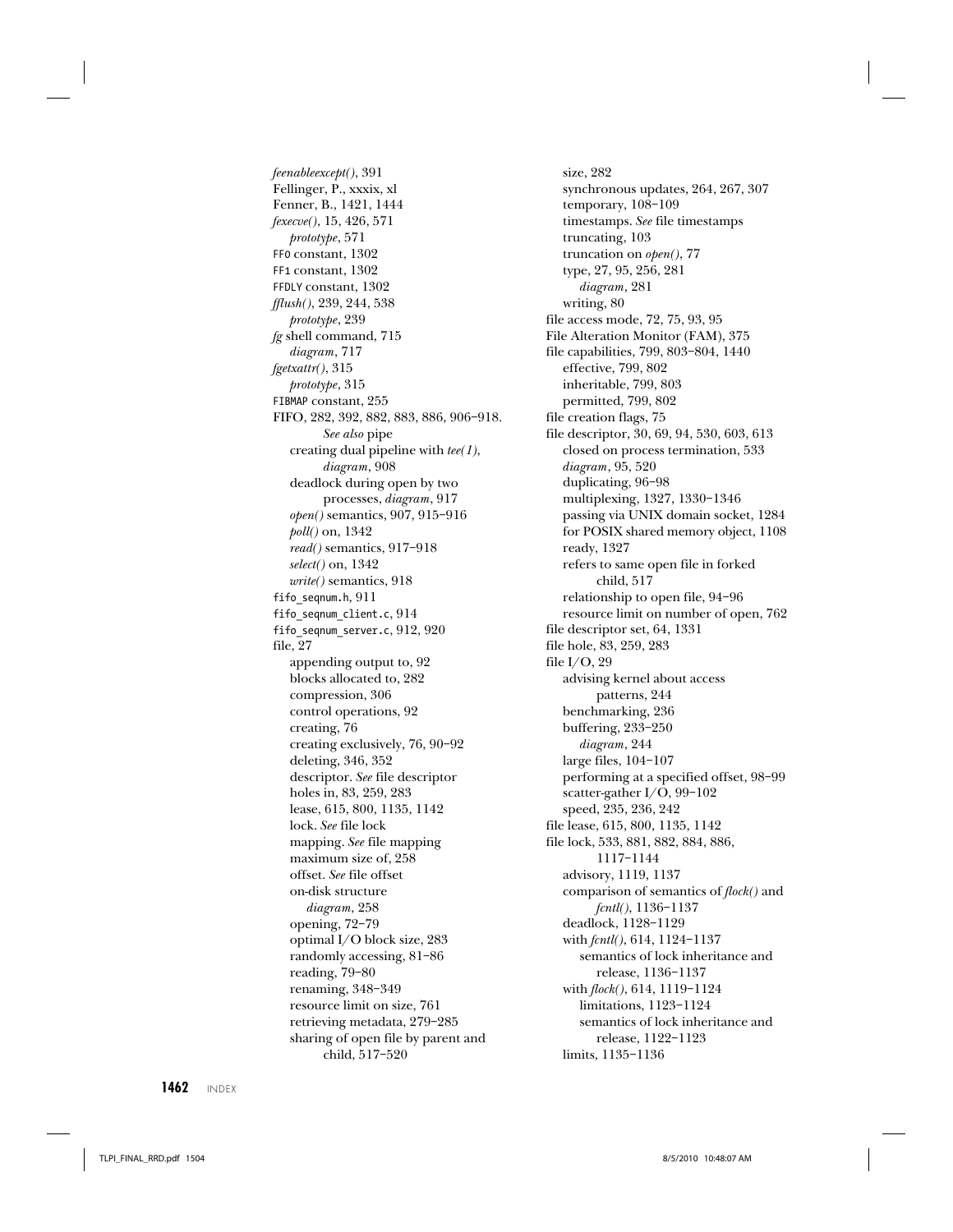*feenableexcept()*, 391
Fellinger, P., xxxix, xl
Fenner, B., 1421, 1444
*fexecve()*, 15, 426, 571
  *prototype*, 571
FF0 constant, 1302
FF1 constant, 1302
FFDLY constant, 1302
*fflush()*, 239, 244, 538
  *prototype*, 239
*fg* shell command, 715
  *diagram*, 717
*fgetxattr()*, 315
  *prototype*, 315
FIBMAP constant, 255
FIFO, 282, 392, 882, 883, 886, 906–918. *See also* pipe
  creating dual pipeline with *tee(1)*, *diagram*, 908
  deadlock during open by two processes, *diagram*, 917
  *open()* semantics, 907, 915–916
  *poll()* on, 1342
  *read()* semantics, 917–918
  *select()* on, 1342
  *write()* semantics, 918
fifo_seqnum.h, 911
fifo_seqnum_client.c, 914
fifo_seqnum_server.c, 912, 920
file, 27
  appending output to, 92
  blocks allocated to, 282
  compression, 306
  control operations, 92
  creating, 76
  creating exclusively, 76, 90–92
  deleting, 346, 352
  descriptor. *See* file descriptor
  holes in, 83, 259, 283
  lease, 615, 800, 1135, 1142
  lock. *See* file lock
  mapping. *See* file mapping
  maximum size of, 258
  offset. *See* file offset
  on-disk structure
    *diagram*, 258
  opening, 72–79
  optimal I/O block size, 283
  randomly accessing, 81–86
  reading, 79–80
  renaming, 348–349
  resource limit on size, 761
  retrieving metadata, 279–285
  sharing of open file by parent and child, 517–520
  size, 282
  synchronous updates, 264, 267, 307
  temporary, 108–109
  timestamps. *See* file timestamps
  truncating, 103
  truncation on *open()*, 77
  type, 27, 95, 256, 281
    *diagram*, 281
  writing, 80
file access mode, 72, 75, 93, 95
File Alteration Monitor (FAM), 375
file capabilities, 799, 803–804, 1440
  effective, 799, 802
  inheritable, 799, 803
  permitted, 799, 802
file creation flags, 75
file descriptor, 30, 69, 94, 530, 603, 613
  closed on process termination, 533
  *diagram*, 95, 520
  duplicating, 96–98
  multiplexing, 1327, 1330–1346
  passing via UNIX domain socket, 1284
  for POSIX shared memory object, 1108
  ready, 1327
  refers to same open file in forked child, 517
  relationship to open file, 94–96
  resource limit on number of open, 762
file descriptor set, 64, 1331
file hole, 83, 259, 283
file I/O, 29
  advising kernel about access patterns, 244
  benchmarking, 236
  buffering, 233–250
    *diagram*, 244
  large files, 104–107
  performing at a specified offset, 98–99
  scatter-gather I/O, 99–102
  speed, 235, 236, 242
file lease, 615, 800, 1135, 1142
file lock, 533, 881, 882, 884, 886, 1117–1144
  advisory, 1119, 1137
  comparison of semantics of *flock()* and *fcntl()*, 1136–1137
  deadlock, 1128–1129
  with *fcntl()*, 614, 1124–1137
    semantics of lock inheritance and release, 1136–1137
  with *flock()*, 614, 1119–1124
    limitations, 1123–1124
    semantics of lock inheritance and release, 1122–1123
  limits, 1135–1136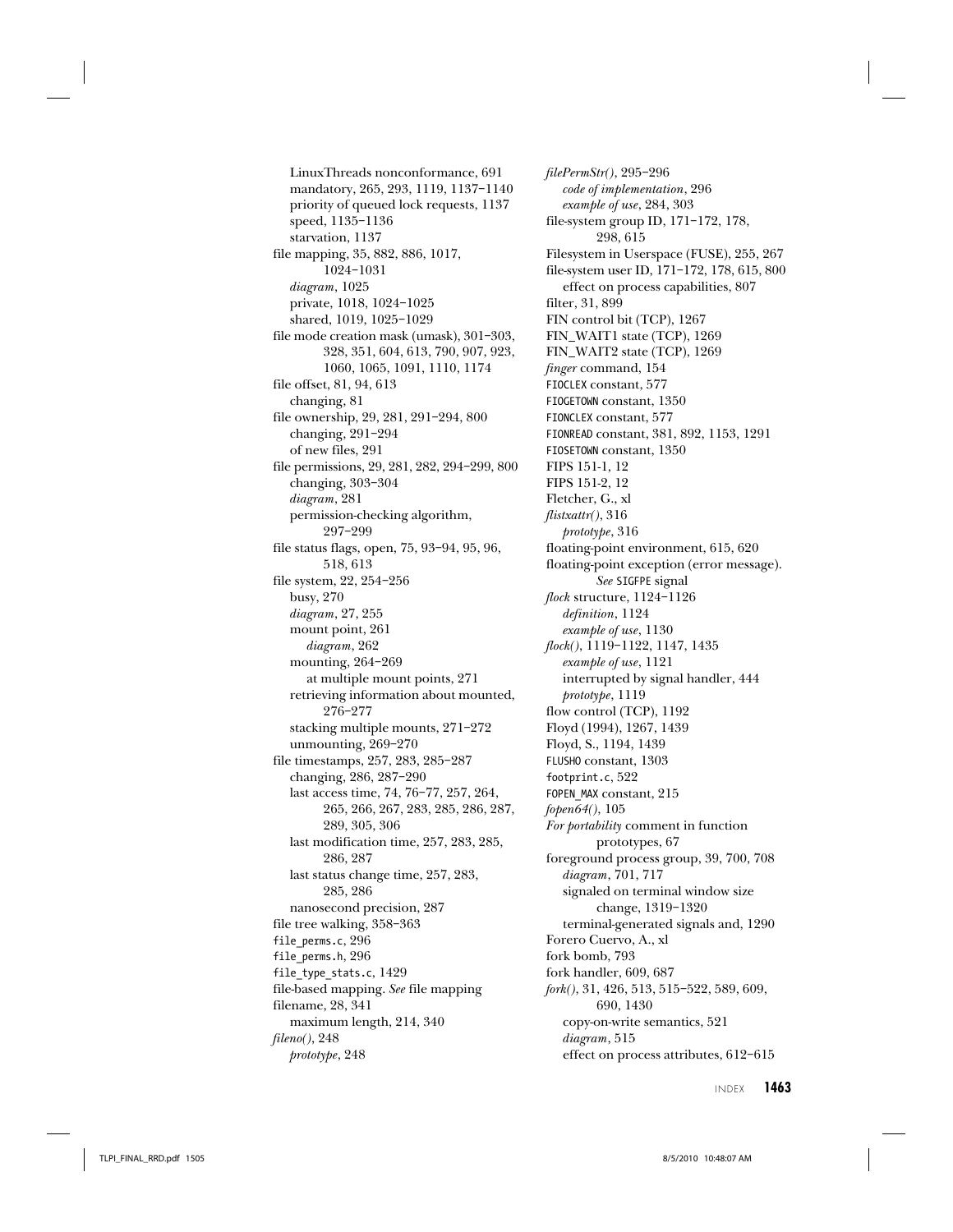LinuxThreads nonconformance, 691
mandatory, 265, 293, 1119, 1137–1140
priority of queued lock requests, 1137
speed, 1135–1136
starvation, 1137

file mapping, 35, 882, 886, 1017, 1024–1031
*diagram*, 1025
private, 1018, 1024–1025
shared, 1019, 1025–1029

file mode creation mask (umask), 301–303, 328, 351, 604, 613, 790, 907, 923, 1060, 1065, 1091, 1110, 1174

file offset, 81, 94, 613
changing, 81

file ownership, 29, 281, 291–294, 800
changing, 291–294
of new files, 291

file permissions, 29, 281, 282, 294–299, 800
changing, 303–304
*diagram*, 281
permission-checking algorithm, 297–299

file status flags, open, 75, 93–94, 95, 96, 518, 613

file system, 22, 254–256
busy, 270
*diagram*, 27, 255
mount point, 261
*diagram*, 262
mounting, 264–269
at multiple mount points, 271
retrieving information about mounted, 276–277
stacking multiple mounts, 271–272
unmounting, 269–270

file timestamps, 257, 283, 285–287
changing, 286, 287–290
last access time, 74, 76–77, 257, 264, 265, 266, 267, 283, 285, 286, 287, 289, 305, 306
last modification time, 257, 283, 285, 286, 287
last status change time, 257, 283, 285, 286
nanosecond precision, 287

file tree walking, 358–363

`file_perms.c`, 296

`file_perms.h`, 296

`file_type_stats.c`, 1429

file-based mapping. *See* file mapping

filename, 28, 341
maximum length, 214, 340

*fileno()*, 248
*prototype*, 248

*filePermStr()*, 295–296
*code of implementation*, 296
*example of use*, 284, 303

file-system group ID, 171–172, 178, 298, 615

Filesystem in Userspace (FUSE), 255, 267

file-system user ID, 171–172, 178, 615, 800
effect on process capabilities, 807

filter, 31, 899

FIN control bit (TCP), 1267

FIN_WAIT1 state (TCP), 1269

FIN_WAIT2 state (TCP), 1269

*finger* command, 154

`FIOCLEX` constant, 577

`FIOGETOWN` constant, 1350

`FIONCLEX` constant, 577

`FIONREAD` constant, 381, 892, 1153, 1291

`FIOSETOWN` constant, 1350

FIPS 151-1, 12

FIPS 151-2, 12

Fletcher, G., xl

*flistxattr()*, 316
*prototype*, 316

floating-point environment, 615, 620

floating-point exception (error message). *See* `SIGFPE` signal

*flock* structure, 1124–1126
*definition*, 1124
*example of use*, 1130

*flock()*, 1119–1122, 1147, 1435
*example of use*, 1121
interrupted by signal handler, 444
*prototype*, 1119

flow control (TCP), 1192

Floyd (1994), 1267, 1439

Floyd, S., 1194, 1439

`FLUSHO` constant, 1303

`footprint.c`, 522

`FOPEN_MAX` constant, 215

*fopen64()*, 105

*For portability* comment in function prototypes, 67

foreground process group, 39, 700, 708
*diagram*, 701, 717
signaled on terminal window size change, 1319–1320
terminal-generated signals and, 1290

Forero Cuervo, A., xl

fork bomb, 793

fork handler, 609, 687

*fork()*, 31, 426, 513, 515–522, 589, 609, 690, 1430
copy-on-write semantics, 521
*diagram*, 515
effect on process attributes, 612–615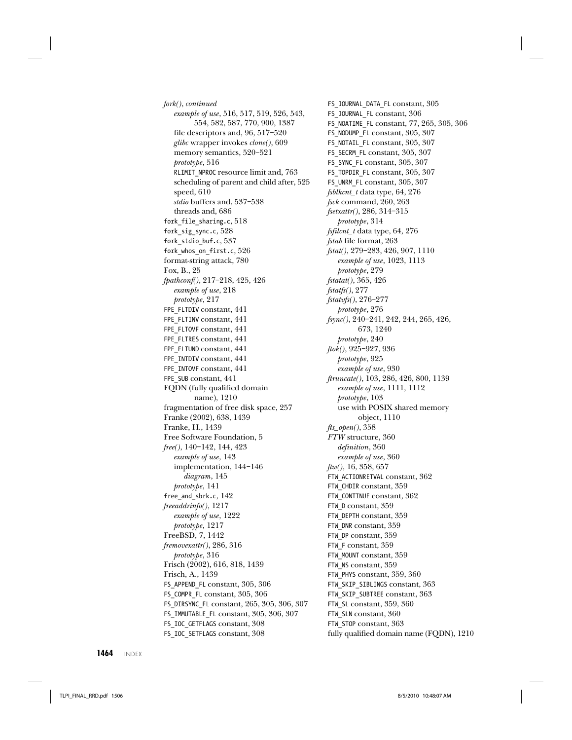*fork()*, *continued*
- *example of use*, 516, 517, 519, 526, 543, 554, 582, 587, 770, 900, 1387
- file descriptors and, 96, 517–520
- *glibc* wrapper invokes *clone()*, 609
- memory semantics, 520–521
- *prototype*, 516
- RLIMIT_NPROC resource limit and, 763
- scheduling of parent and child after, 525
- speed, 610
- *stdio* buffers and, 537–538
- threads and, 686

fork_file_sharing.c, 518
fork_sig_sync.c, 528
fork_stdio_buf.c, 537
fork_whos_on_first.c, 526
format-string attack, 780
Fox, B., 25
*fpathconf()*, 217–218, 425, 426
- *example of use*, 218
- *prototype*, 217

FPE_FLTDIV constant, 441
FPE_FLTINV constant, 441
FPE_FLTOVF constant, 441
FPE_FLTRES constant, 441
FPE_FLTUND constant, 441
FPE_INTDIV constant, 441
FPE_INTOVF constant, 441
FPE_SUB constant, 441
FQDN (fully qualified domain name), 1210
fragmentation of free disk space, 257
Franke (2002), 638, 1439
Franke, H., 1439
Free Software Foundation, 5
*free()*, 140–142, 144, 423
- *example of use*, 143
- implementation, 144–146
  - *diagram*, 145
- *prototype*, 141

free_and_sbrk.c, 142
*freeaddrinfo()*, 1217
- *example of use*, 1222
- *prototype*, 1217

FreeBSD, 7, 1442
*fremovexattr()*, 286, 316
- *prototype*, 316

Frisch (2002), 616, 818, 1439
Frisch, A., 1439
FS_APPEND_FL constant, 305, 306
FS_COMPR_FL constant, 305, 306
FS_DIRSYNC_FL constant, 265, 305, 306, 307
FS_IMMUTABLE_FL constant, 305, 306, 307
FS_IOC_GETFLAGS constant, 308
FS_IOC_SETFLAGS constant, 308
FS_JOURNAL_DATA_FL constant, 305
FS_JOURNAL_FL constant, 306
FS_NOATIME_FL constant, 77, 265, 305, 306
FS_NODUMP_FL constant, 305, 307
FS_NOTAIL_FL constant, 305, 307
FS_SECRM_FL constant, 305, 307
FS_SYNC_FL constant, 305, 307
FS_TOPDIR_FL constant, 305, 307
FS_UNRM_FL constant, 305, 307
*fsblkcnt_t* data type, 64, 276
*fsck* command, 260, 263
*fsetxattr()*, 286, 314–315
- *prototype*, 314

*fsfilcnt_t* data type, 64, 276
*fstab* file format, 263
*fstat()*, 279–283, 426, 907, 1110
- *example of use*, 1023, 1113
- *prototype*, 279

*fstatat()*, 365, 426
*fstatfs()*, 277
*fstatvfs()*, 276–277
- *prototype*, 276

*fsync()*, 240–241, 242, 244, 265, 426, 673, 1240
- *prototype*, 240

*ftok()*, 925–927, 936
- *prototype*, 925
- *example of use*, 930

*ftruncate()*, 103, 286, 426, 800, 1139
- *example of use*, 1111, 1112
- *prototype*, 103
- use with POSIX shared memory object, 1110

*fts_open()*, 358
*FTW* structure, 360
- *definition*, 360
- *example of use*, 360

*ftw()*, 16, 358, 657
FTW_ACTIONRETVAL constant, 362
FTW_CHDIR constant, 359
FTW_CONTINUE constant, 362
FTW_D constant, 359
FTW_DEPTH constant, 359
FTW_DNR constant, 359
FTW_DP constant, 359
FTW_F constant, 359
FTW_MOUNT constant, 359
FTW_NS constant, 359
FTW_PHYS constant, 359, 360
FTW_SKIP_SIBLINGS constant, 363
FTW_SKIP_SUBTREE constant, 363
FTW_SL constant, 359, 360
FTW_SLN constant, 360
FTW_STOP constant, 363
fully qualified domain name (FQDN), 1210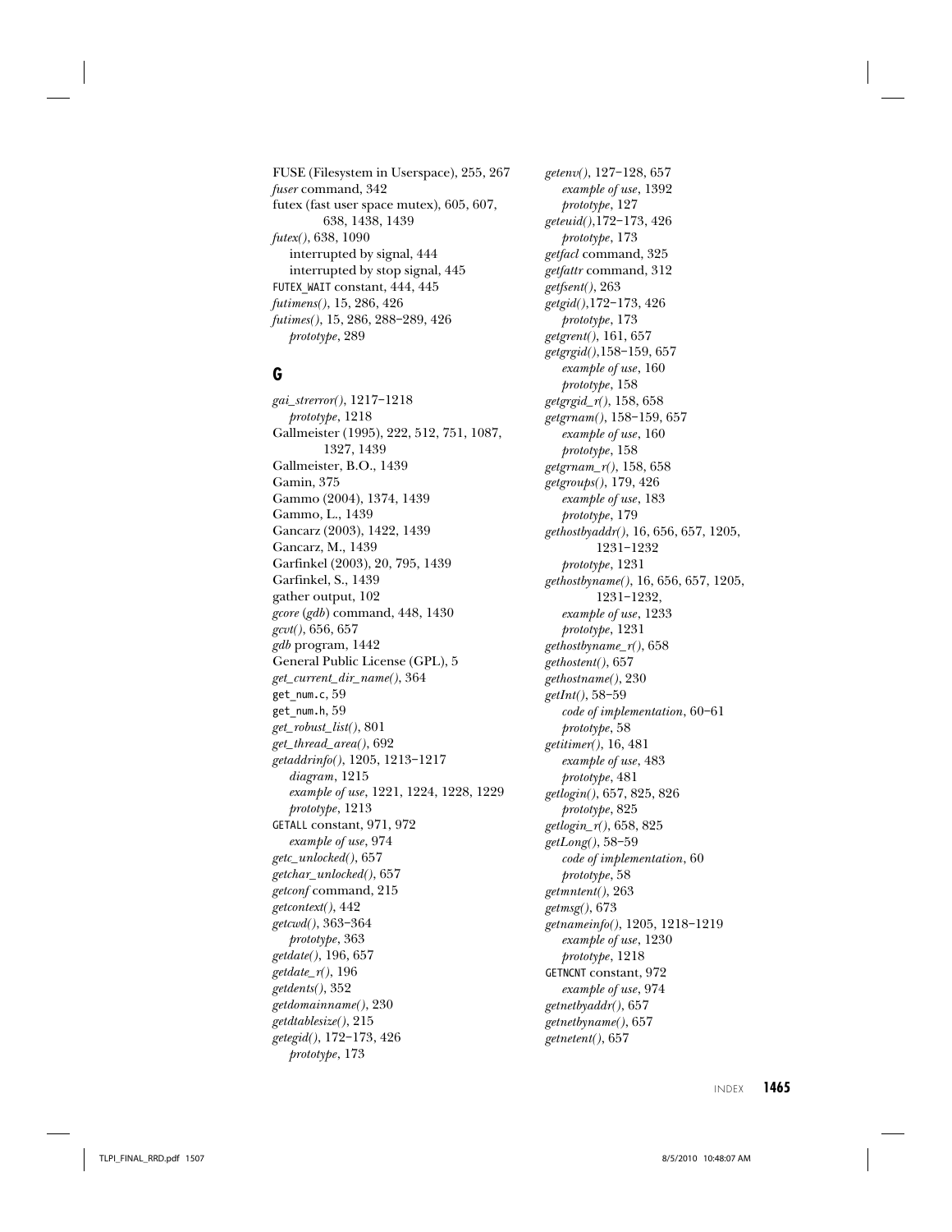FUSE (Filesystem in Userspace), 255, 267
*fuser* command, 342
futex (fast user space mutex), 605, 607, 638, 1438, 1439
*futex()*, 638, 1090
  interrupted by signal, 444
  interrupted by stop signal, 445
`FUTEX_WAIT` constant, 444, 445
*futimens()*, 15, 286, 426
*futimes()*, 15, 286, 288–289, 426
  *prototype*, 289

## G

*gai_strerror()*, 1217–1218
  *prototype*, 1218
Gallmeister (1995), 222, 512, 751, 1087, 1327, 1439
Gallmeister, B.O., 1439
Gamin, 375
Gammo (2004), 1374, 1439
Gammo, L., 1439
Gancarz (2003), 1422, 1439
Gancarz, M., 1439
Garfinkel (2003), 20, 795, 1439
Garfinkel, S., 1439
gather output, 102
*gcore* (*gdb*) command, 448, 1430
*gcvt()*, 656, 657
*gdb* program, 1442
General Public License (GPL), 5
*get_current_dir_name()*, 364
`get_num.c`, 59
`get_num.h`, 59
*get_robust_list()*, 801
*get_thread_area()*, 692
*getaddrinfo()*, 1205, 1213–1217
  *diagram*, 1215
  *example of use*, 1221, 1224, 1228, 1229
  *prototype*, 1213
`GETALL` constant, 971, 972
  *example of use*, 974
*getc_unlocked()*, 657
*getchar_unlocked()*, 657
*getconf* command, 215
*getcontext()*, 442
*getcwd()*, 363–364
  *prototype*, 363
*getdate()*, 196, 657
*getdate_r()*, 196
*getdents()*, 352
*getdomainname()*, 230
*getdtablesize()*, 215
*getegid()*, 172–173, 426
  *prototype*, 173
*getenv()*, 127–128, 657
  *example of use*, 1392
  *prototype*, 127
*geteuid()*,172–173, 426
  *prototype*, 173
*getfacl* command, 325
*getfattr* command, 312
*getfsent()*, 263
*getgid()*,172–173, 426
  *prototype*, 173
*getgrent()*, 161, 657
*getgrgid()*,158–159, 657
  *example of use*, 160
  *prototype*, 158
*getgrgid_r()*, 158, 658
*getgrnam()*, 158–159, 657
  *example of use*, 160
  *prototype*, 158
*getgrnam_r()*, 158, 658
*getgroups()*, 179, 426
  *example of use*, 183
  *prototype*, 179
*gethostbyaddr()*, 16, 656, 657, 1205, 1231–1232
  *prototype*, 1231
*gethostbyname()*, 16, 656, 657, 1205, 1231–1232,
  *example of use*, 1233
  *prototype*, 1231
*gethostbyname_r()*, 658
*gethostent()*, 657
*gethostname()*, 230
*getInt()*, 58–59
  *code of implementation*, 60–61
  *prototype*, 58
*getitimer()*, 16, 481
  *example of use*, 483
  *prototype*, 481
*getlogin()*, 657, 825, 826
  *prototype*, 825
*getlogin_r()*, 658, 825
*getLong()*, 58–59
  *code of implementation*, 60
  *prototype*, 58
*getmntent()*, 263
*getmsg()*, 673
*getnameinfo()*, 1205, 1218–1219
  *example of use*, 1230
  *prototype*, 1218
`GETNCNT` constant, 972
  *example of use*, 974
*getnetbyaddr()*, 657
*getnetbyname()*, 657
*getnetent()*, 657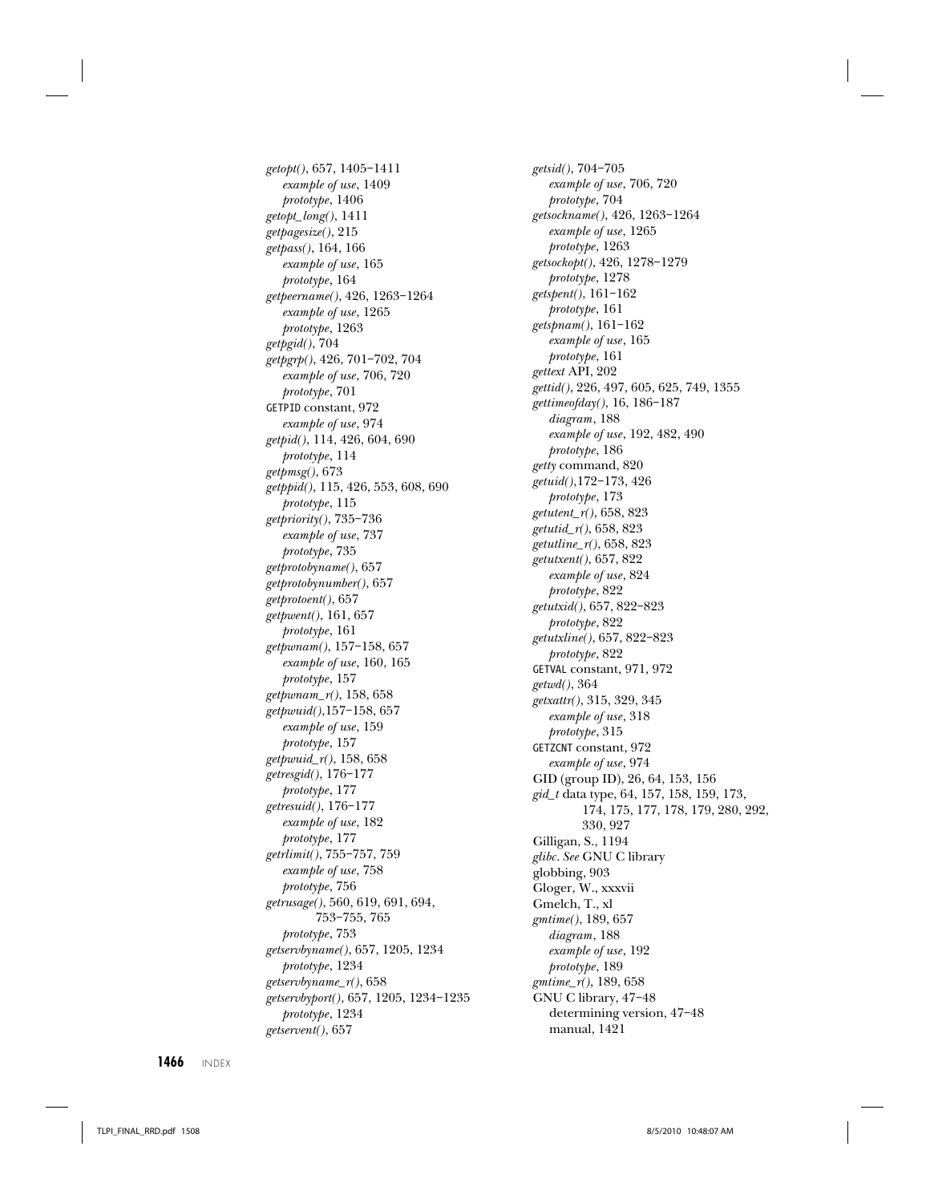*getopt()*, 657, 1405–1411
  *example of use*, 1409
  *prototype*, 1406
*getopt_long()*, 1411
*getpagesize()*, 215
*getpass()*, 164, 166
  *example of use*, 165
  *prototype*, 164
*getpeername()*, 426, 1263–1264
  *example of use*, 1265
  *prototype*, 1263
*getpgid()*, 704
*getpgrp()*, 426, 701–702, 704
  *example of use*, 706, 720
  *prototype*, 701
GETPID constant, 972
  *example of use*, 974
*getpid()*, 114, 426, 604, 690
  *prototype*, 114
*getpmsg()*, 673
*getppid()*, 115, 426, 553, 608, 690
  *prototype*, 115
*getpriority()*, 735–736
  *example of use*, 737
  *prototype*, 735
*getprotobyname()*, 657
*getprotobynumber()*, 657
*getprotoent()*, 657
*getpwent()*, 161, 657
  *prototype*, 161
*getpwnam()*, 157–158, 657
  *example of use*, 160, 165
  *prototype*, 157
*getpwnam_r()*, 158, 658
*getpwuid()*,157–158, 657
  *example of use*, 159
  *prototype*, 157
*getpwuid_r()*, 158, 658
*getresgid()*, 176–177
  *prototype*, 177
*getresuid()*, 176–177
  *example of use*, 182
  *prototype*, 177
*getrlimit()*, 755–757, 759
  *example of use*, 758
  *prototype*, 756
*getrusage()*, 560, 619, 691, 694, 753–755, 765
  *prototype*, 753
*getservbyname()*, 657, 1205, 1234
  *prototype*, 1234
*getservbyname_r()*, 658
*getservbyport()*, 657, 1205, 1234–1235
  *prototype*, 1234
*getservent()*, 657
*getsid()*, 704–705
  *example of use*, 706, 720
  *prototype*, 704
*getsockname()*, 426, 1263–1264
  *example of use*, 1265
  *prototype*, 1263
*getsockopt()*, 426, 1278–1279
  *prototype*, 1278
*getspent()*, 161–162
  *prototype*, 161
*getspnam()*, 161–162
  *example of use*, 165
  *prototype*, 161
*gettext* API, 202
*gettid()*, 226, 497, 605, 625, 749, 1355
*gettimeofday()*, 16, 186–187
  *diagram*, 188
  *example of use*, 192, 482, 490
  *prototype*, 186
*getty* command, 820
*getuid()*,172–173, 426
  *prototype*, 173
*getutent_r()*, 658, 823
*getutid_r()*, 658, 823
*getutline_r()*, 658, 823
*getutxent()*, 657, 822
  *example of use*, 824
  *prototype*, 822
*getutxid()*, 657, 822–823
  *prototype*, 822
*getutxline()*, 657, 822–823
  *prototype*, 822
GETVAL constant, 971, 972
*getwd()*, 364
*getxattr()*, 315, 329, 345
  *example of use*, 318
  *prototype*, 315
GETZCNT constant, 972
  *example of use*, 974
GID (group ID), 26, 64, 153, 156
*gid_t* data type, 64, 157, 158, 159, 173, 174, 175, 177, 178, 179, 280, 292, 330, 927
Gilligan, S., 1194
*glibc*. *See* GNU C library
globbing, 903
Gloger, W., xxxvii
Gmelch, T., xl
*gmtime()*, 189, 657
  *diagram*, 188
  *example of use*, 192
  *prototype*, 189
*gmtime_r()*, 189, 658
GNU C library, 47–48
  determining version, 47–48
  manual, 1421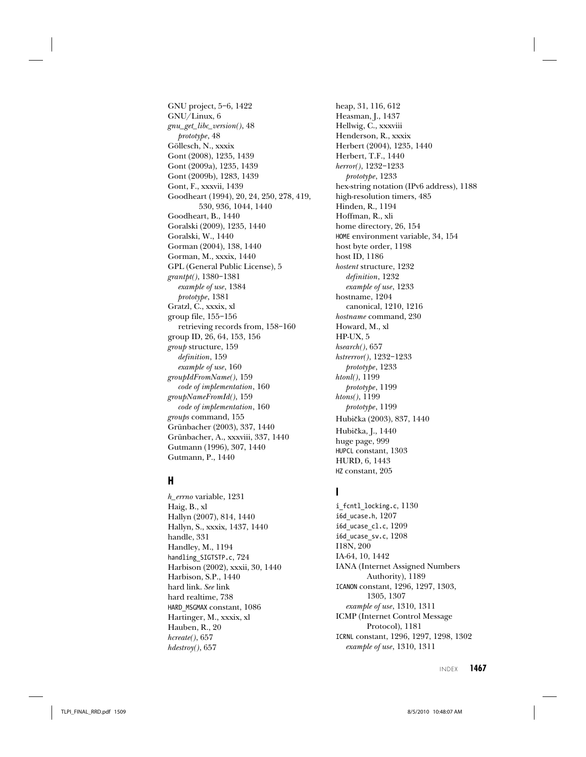GNU project, 5–6, 1422
GNU/Linux, 6
*gnu_get_libc_version()*, 48
  *prototype*, 48
Göllesch, N., xxxix
Gont (2008), 1235, 1439
Gont (2009a), 1235, 1439
Gont (2009b), 1283, 1439
Gont, F., xxxvii, 1439
Goodheart (1994), 20, 24, 250, 278, 419, 530, 936, 1044, 1440
Goodheart, B., 1440
Goralski (2009), 1235, 1440
Goralski, W., 1440
Gorman (2004), 138, 1440
Gorman, M., xxxix, 1440
GPL (General Public License), 5
*grantpt()*, 1380–1381
  *example of use*, 1384
  *prototype*, 1381
Gratzl, C., xxxix, xl
group file, 155–156
  retrieving records from, 158–160
group ID, 26, 64, 153, 156
*group* structure, 159
  *definition*, 159
  *example of use*, 160
*groupIdFromName()*, 159
  *code of implementation*, 160
*groupNameFromId()*, 159
  *code of implementation*, 160
*groups* command, 155
Grünbacher (2003), 337, 1440
Grünbacher, A., xxxviii, 337, 1440
Gutmann (1996), 307, 1440
Gutmann, P., 1440

## H

*h_errno* variable, 1231
Haig, B., xl
Hallyn (2007), 814, 1440
Hallyn, S., xxxix, 1437, 1440
handle, 331
Handley, M., 1194
`handling_SIGTSTP.c`, 724
Harbison (2002), xxxii, 30, 1440
Harbison, S.P., 1440
hard link. *See* link
hard realtime, 738
`HARD_MSGMAX` constant, 1086
Hartinger, M., xxxix, xl
Hauben, R., 20
*hcreate()*, 657
*hdestroy()*, 657
heap, 31, 116, 612
Heasman, J., 1437
Hellwig, C., xxxviii
Henderson, R., xxxix
Herbert (2004), 1235, 1440
Herbert, T.F., 1440
*herror()*, 1232–1233
  *prototype*, 1233
hex-string notation (IPv6 address), 1188
high-resolution timers, 485
Hinden, R., 1194
Hoffman, R., xli
home directory, 26, 154
`HOME` environment variable, 34, 154
host byte order, 1198
host ID, 1186
*hostent* structure, 1232
  *definition*, 1232
  *example of use*, 1233
hostname, 1204
  canonical, 1210, 1216
*hostname* command, 230
Howard, M., xl
HP-UX, 5
*hsearch()*, 657
*hstrerror()*, 1232–1233
  *prototype*, 1233
*htonl()*, 1199
  *prototype*, 1199
*htons()*, 1199
  *prototype*, 1199
Hubička (2003), 837, 1440
Hubička, J., 1440
huge page, 999
`HUPCL` constant, 1303
HURD, 6, 1443
`HZ` constant, 205

## I

`i_fcntl_locking.c`, 1130
`i6d_ucase.h`, 1207
`i6d_ucase_cl.c`, 1209
`i6d_ucase_sv.c`, 1208
I18N, 200
IA-64, 10, 1442
IANA (Internet Assigned Numbers Authority), 1189
`ICANON` constant, 1296, 1297, 1303, 1305, 1307
  *example of use*, 1310, 1311
ICMP (Internet Control Message Protocol), 1181
`ICRNL` constant, 1296, 1297, 1298, 1302
  *example of use*, 1310, 1311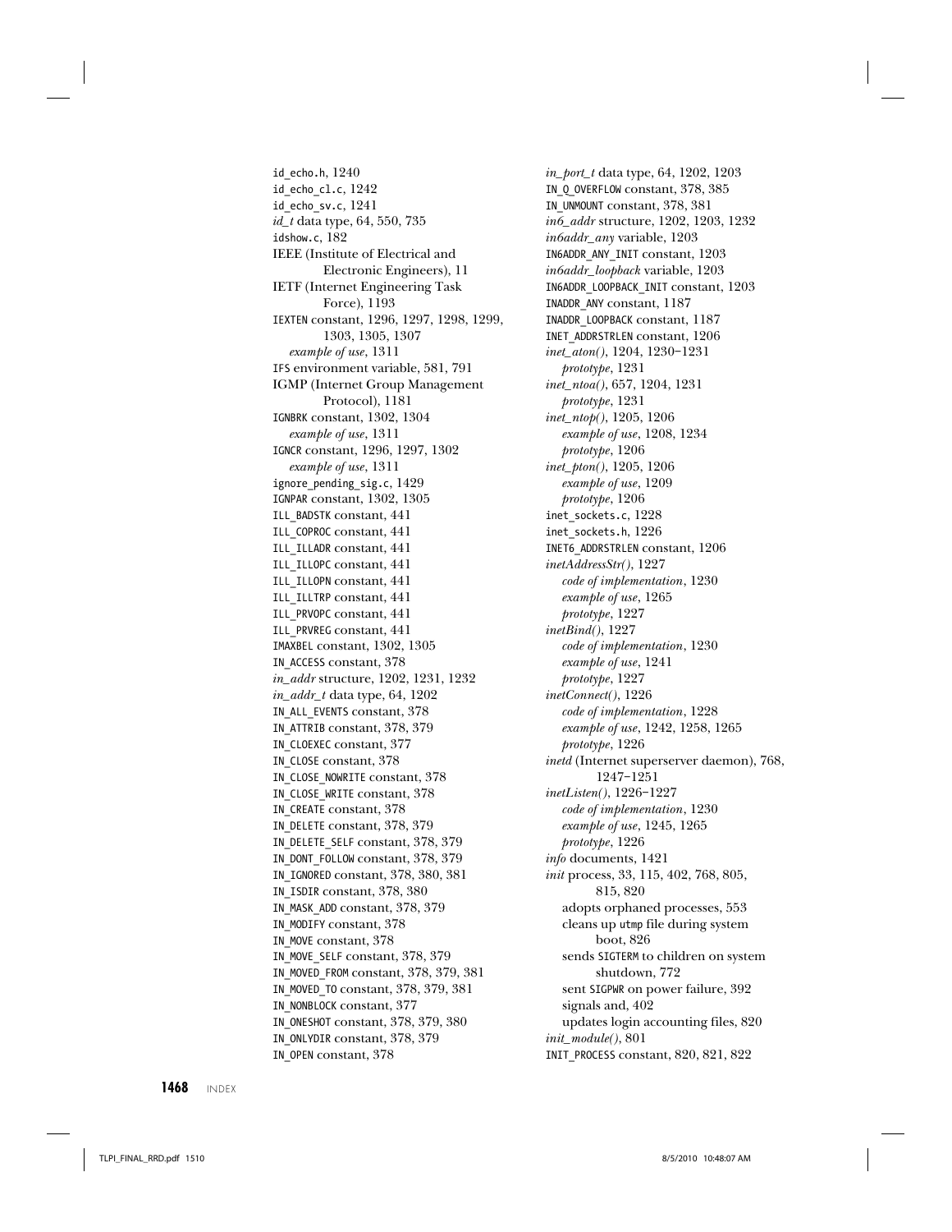id_echo.h, 1240
id_echo_cl.c, 1242
id_echo_sv.c, 1241
*id_t* data type, 64, 550, 735
idshow.c, 182
IEEE (Institute of Electrical and Electronic Engineers), 11
IETF (Internet Engineering Task Force), 1193
IEXTEN constant, 1296, 1297, 1298, 1299, 1303, 1305, 1307
  *example of use*, 1311
IFS environment variable, 581, 791
IGMP (Internet Group Management Protocol), 1181
IGNBRK constant, 1302, 1304
  *example of use*, 1311
IGNCR constant, 1296, 1297, 1302
  *example of use*, 1311
ignore_pending_sig.c, 1429
IGNPAR constant, 1302, 1305
ILL_BADSTK constant, 441
ILL_COPROC constant, 441
ILL_ILLADR constant, 441
ILL_ILLOPC constant, 441
ILL_ILLOPN constant, 441
ILL_ILLTRP constant, 441
ILL_PRVOPC constant, 441
ILL_PRVREG constant, 441
IMAXBEL constant, 1302, 1305
IN_ACCESS constant, 378
*in_addr* structure, 1202, 1231, 1232
*in_addr_t* data type, 64, 1202
IN_ALL_EVENTS constant, 378
IN_ATTRIB constant, 378, 379
IN_CLOEXEC constant, 377
IN_CLOSE constant, 378
IN_CLOSE_NOWRITE constant, 378
IN_CLOSE_WRITE constant, 378
IN_CREATE constant, 378
IN_DELETE constant, 378, 379
IN_DELETE_SELF constant, 378, 379
IN_DONT_FOLLOW constant, 378, 379
IN_IGNORED constant, 378, 380, 381
IN_ISDIR constant, 378, 380
IN_MASK_ADD constant, 378, 379
IN_MODIFY constant, 378
IN_MOVE constant, 378
IN_MOVE_SELF constant, 378, 379
IN_MOVED_FROM constant, 378, 379, 381
IN_MOVED_TO constant, 378, 379, 381
IN_NONBLOCK constant, 377
IN_ONESHOT constant, 378, 379, 380
IN_ONLYDIR constant, 378, 379
IN_OPEN constant, 378
*in_port_t* data type, 64, 1202, 1203
IN_Q_OVERFLOW constant, 378, 385
IN_UNMOUNT constant, 378, 381
*in6_addr* structure, 1202, 1203, 1232
*in6addr_any* variable, 1203
IN6ADDR_ANY_INIT constant, 1203
*in6addr_loopback* variable, 1203
IN6ADDR_LOOPBACK_INIT constant, 1203
INADDR_ANY constant, 1187
INADDR_LOOPBACK constant, 1187
INET_ADDRSTRLEN constant, 1206
*inet_aton()*, 1204, 1230–1231
  *prototype*, 1231
*inet_ntoa()*, 657, 1204, 1231
  *prototype*, 1231
*inet_ntop()*, 1205, 1206
  *example of use*, 1208, 1234
  *prototype*, 1206
*inet_pton()*, 1205, 1206
  *example of use*, 1209
  *prototype*, 1206
inet_sockets.c, 1228
inet_sockets.h, 1226
INET6_ADDRSTRLEN constant, 1206
*inetAddressStr()*, 1227
  *code of implementation*, 1230
  *example of use*, 1265
  *prototype*, 1227
*inetBind()*, 1227
  *code of implementation*, 1230
  *example of use*, 1241
  *prototype*, 1227
*inetConnect()*, 1226
  *code of implementation*, 1228
  *example of use*, 1242, 1258, 1265
  *prototype*, 1226
*inetd* (Internet superserver daemon), 768, 1247–1251
*inetListen()*, 1226–1227
  *code of implementation*, 1230
  *example of use*, 1245, 1265
  *prototype*, 1226
*info* documents, 1421
*init* process, 33, 115, 402, 768, 805, 815, 820
  adopts orphaned processes, 553
  cleans up utmp file during system boot, 826
  sends SIGTERM to children on system shutdown, 772
  sent SIGPWR on power failure, 392
  signals and, 402
  updates login accounting files, 820
*init_module()*, 801
INIT_PROCESS constant, 820, 821, 822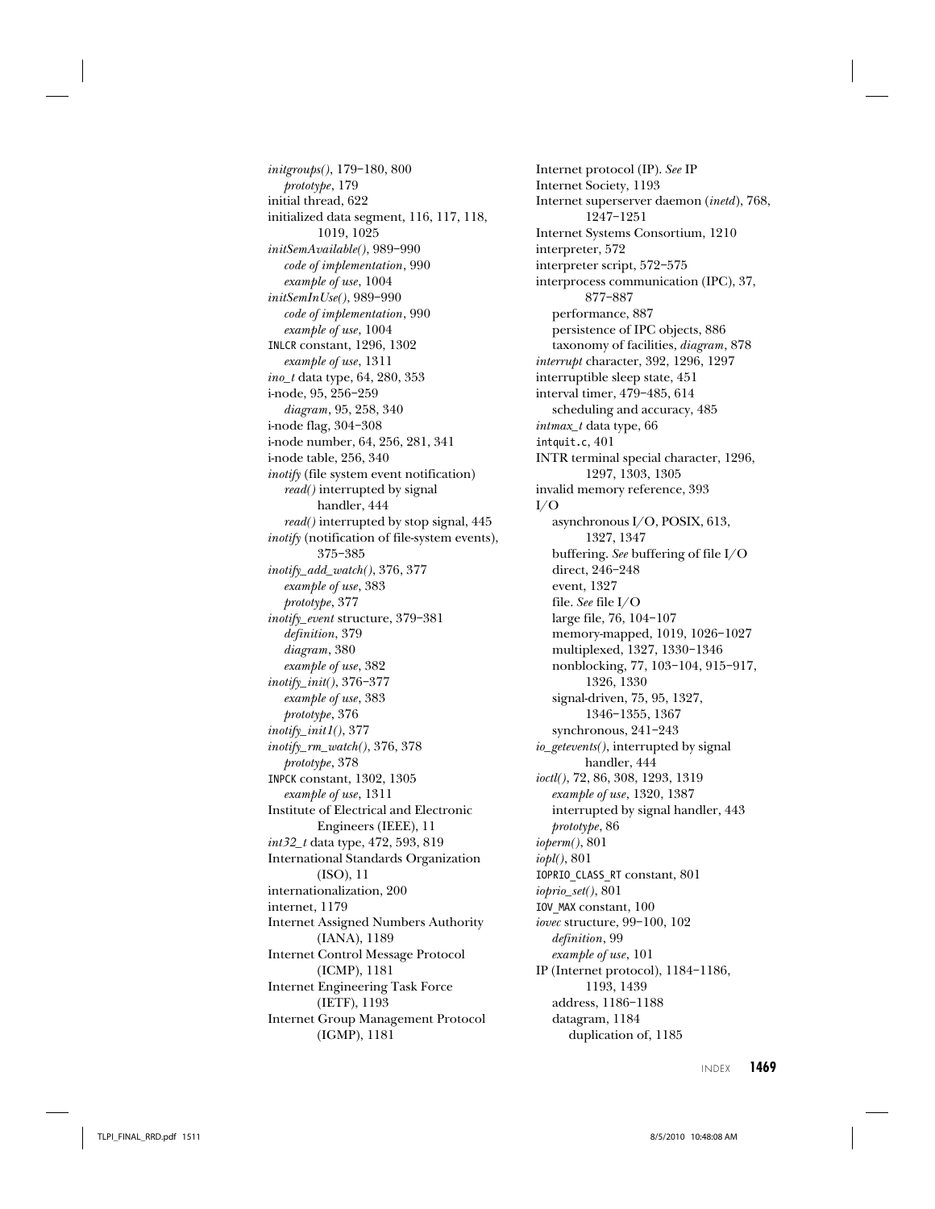*initgroups()*, 179–180, 800
  *prototype*, 179
initial thread, 622
initialized data segment, 116, 117, 118, 1019, 1025
*initSemAvailable()*, 989–990
  *code of implementation*, 990
  *example of use*, 1004
*initSemInUse()*, 989–990
  *code of implementation*, 990
  *example of use*, 1004
INLCR constant, 1296, 1302
  *example of use*, 1311
*ino_t* data type, 64, 280, 353
i-node, 95, 256–259
  *diagram*, 95, 258, 340
i-node flag, 304–308
i-node number, 64, 256, 281, 341
i-node table, 256, 340
*inotify* (file system event notification)
  *read()* interrupted by signal handler, 444
  *read()* interrupted by stop signal, 445
*inotify* (notification of file-system events), 375–385
*inotify_add_watch()*, 376, 377
  *example of use*, 383
  *prototype*, 377
*inotify_event* structure, 379–381
  *definition*, 379
  *diagram*, 380
  *example of use*, 382
*inotify_init()*, 376–377
  *example of use*, 383
  *prototype*, 376
*inotify_init1()*, 377
*inotify_rm_watch()*, 376, 378
  *prototype*, 378
INPCK constant, 1302, 1305
  *example of use*, 1311
Institute of Electrical and Electronic Engineers (IEEE), 11
*int32_t* data type, 472, 593, 819
International Standards Organization (ISO), 11
internationalization, 200
internet, 1179
Internet Assigned Numbers Authority (IANA), 1189
Internet Control Message Protocol (ICMP), 1181
Internet Engineering Task Force (IETF), 1193
Internet Group Management Protocol (IGMP), 1181
Internet protocol (IP). *See* IP
Internet Society, 1193
Internet superserver daemon (*inetd*), 768, 1247–1251
Internet Systems Consortium, 1210
interpreter, 572
interpreter script, 572–575
interprocess communication (IPC), 37, 877–887
  performance, 887
  persistence of IPC objects, 886
  taxonomy of facilities, *diagram*, 878
*interrupt* character, 392, 1296, 1297
interruptible sleep state, 451
interval timer, 479–485, 614
  scheduling and accuracy, 485
*intmax_t* data type, 66
intquit.c, 401
INTR terminal special character, 1296, 1297, 1303, 1305
invalid memory reference, 393
I/O
  asynchronous I/O, POSIX, 613, 1327, 1347
  buffering. *See* buffering of file I/O
  direct, 246–248
  event, 1327
  file. *See* file I/O
  large file, 76, 104–107
  memory-mapped, 1019, 1026–1027
  multiplexed, 1327, 1330–1346
  nonblocking, 77, 103–104, 915–917, 1326, 1330
  signal-driven, 75, 95, 1327, 1346–1355, 1367
  synchronous, 241–243
*io_getevents()*, interrupted by signal handler, 444
*ioctl()*, 72, 86, 308, 1293, 1319
  *example of use*, 1320, 1387
  interrupted by signal handler, 443
  *prototype*, 86
*ioperm()*, 801
*iopl()*, 801
IOPRIO_CLASS_RT constant, 801
*ioprio_set()*, 801
IOV_MAX constant, 100
*iovec* structure, 99–100, 102
  *definition*, 99
  *example of use*, 101
IP (Internet protocol), 1184–1186, 1193, 1439
  address, 1186–1188
  datagram, 1184
    duplication of, 1185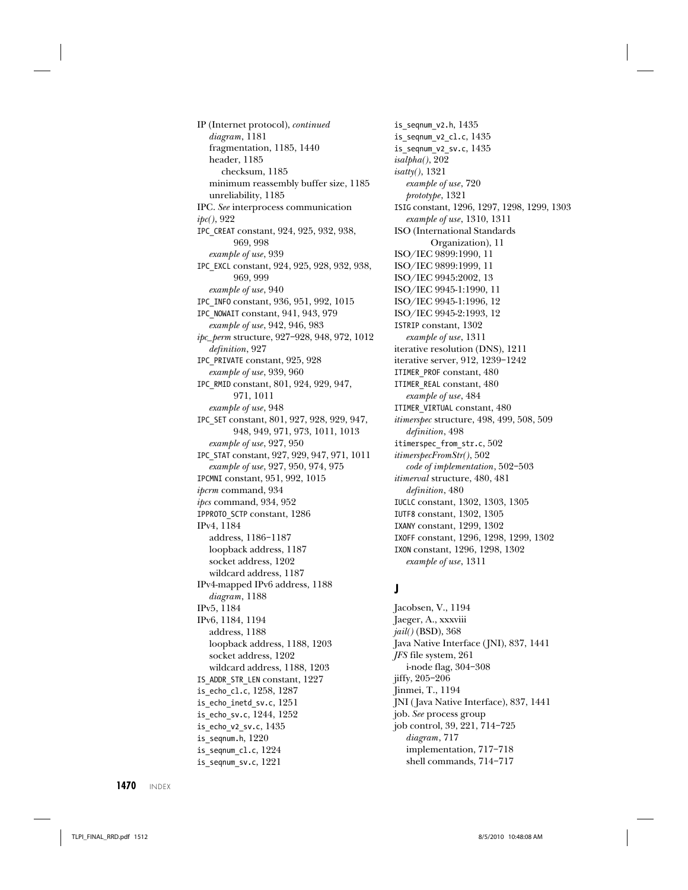IP (Internet protocol), *continued*
  *diagram*, 1181
  fragmentation, 1185, 1440
  header, 1185
    checksum, 1185
  minimum reassembly buffer size, 1185
  unreliability, 1185
IPC. *See* interprocess communication
*ipc()*, 922
IPC_CREAT constant, 924, 925, 932, 938, 969, 998
  *example of use*, 939
IPC_EXCL constant, 924, 925, 928, 932, 938, 969, 999
  *example of use*, 940
IPC_INFO constant, 936, 951, 992, 1015
IPC_NOWAIT constant, 941, 943, 979
  *example of use*, 942, 946, 983
*ipc_perm* structure, 927–928, 948, 972, 1012
  *definition*, 927
IPC_PRIVATE constant, 925, 928
  *example of use*, 939, 960
IPC_RMID constant, 801, 924, 929, 947, 971, 1011
  *example of use*, 948
IPC_SET constant, 801, 927, 928, 929, 947, 948, 949, 971, 973, 1011, 1013
  *example of use*, 927, 950
IPC_STAT constant, 927, 929, 947, 971, 1011
  *example of use*, 927, 950, 974, 975
IPCMNI constant, 951, 992, 1015
*ipcrm* command, 934
*ipcs* command, 934, 952
IPPROTO_SCTP constant, 1286
IPv4, 1184
  address, 1186–1187
  loopback address, 1187
  socket address, 1202
  wildcard address, 1187
IPv4-mapped IPv6 address, 1188
  *diagram*, 1188
IPv5, 1184
IPv6, 1184, 1194
  address, 1188
  loopback address, 1188, 1203
  socket address, 1202
  wildcard address, 1188, 1203
IS_ADDR_STR_LEN constant, 1227
is_echo_cl.c, 1258, 1287
is_echo_inetd_sv.c, 1251
is_echo_sv.c, 1244, 1252
is_echo_v2_sv.c, 1435
is_seqnum.h, 1220
is_seqnum_cl.c, 1224
is_seqnum_sv.c, 1221
is_seqnum_v2.h, 1435
is_seqnum_v2_cl.c, 1435
is_seqnum_v2_sv.c, 1435
*isalpha()*, 202
*isatty()*, 1321
  *example of use*, 720
  *prototype*, 1321
ISIG constant, 1296, 1297, 1298, 1299, 1303
  *example of use*, 1310, 1311
ISO (International Standards Organization), 11
ISO/IEC 9899:1990, 11
ISO/IEC 9899:1999, 11
ISO/IEC 9945:2002, 13
ISO/IEC 9945-1:1990, 11
ISO/IEC 9945-1:1996, 12
ISO/IEC 9945-2:1993, 12
ISTRIP constant, 1302
  *example of use*, 1311
iterative resolution (DNS), 1211
iterative server, 912, 1239–1242
ITIMER_PROF constant, 480
ITIMER_REAL constant, 480
  *example of use*, 484
ITIMER_VIRTUAL constant, 480
*itimerspec* structure, 498, 499, 508, 509
  *definition*, 498
itimerspec_from_str.c, 502
*itimerspecFromStr()*, 502
  *code of implementation*, 502–503
*itimerval* structure, 480, 481
  *definition*, 480
IUCLC constant, 1302, 1303, 1305
IUTF8 constant, 1302, 1305
IXANY constant, 1299, 1302
IXOFF constant, 1296, 1298, 1299, 1302
IXON constant, 1296, 1298, 1302
  *example of use*, 1311

## J

Jacobsen, V., 1194
Jaeger, A., xxxviii
*jail()* (BSD), 368
Java Native Interface (JNI), 837, 1441
*JFS* file system, 261
  i-node flag, 304–308
jiffy, 205–206
Jinmei, T., 1194
JNI (Java Native Interface), 837, 1441
job. *See* process group
job control, 39, 221, 714–725
  *diagram*, 717
  implementation, 717–718
  shell commands, 714–717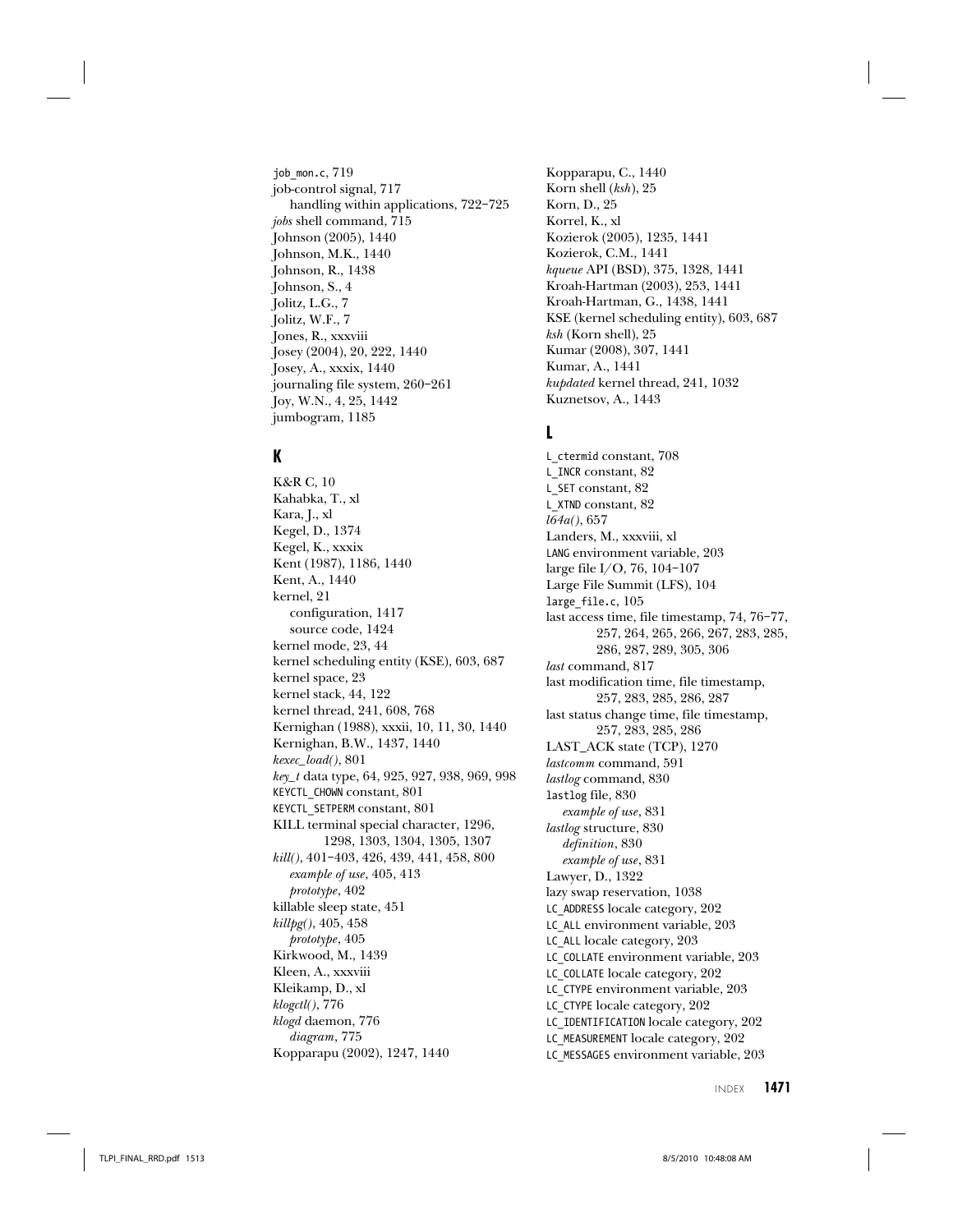job_mon.c, 719
job-control signal, 717
    handling within applications, 722–725
*jobs* shell command, 715
Johnson (2005), 1440
Johnson, M.K., 1440
Johnson, R., 1438
Johnson, S., 4
Jolitz, L.G., 7
Jolitz, W.F., 7
Jones, R., xxxviii
Josey (2004), 20, 222, 1440
Josey, A., xxxix, 1440
journaling file system, 260–261
Joy, W.N., 4, 25, 1442
jumbogram, 1185

## K

K&R C, 10
Kahabka, T., xl
Kara, J., xl
Kegel, D., 1374
Kegel, K., xxxix
Kent (1987), 1186, 1440
Kent, A., 1440
kernel, 21
    configuration, 1417
    source code, 1424
kernel mode, 23, 44
kernel scheduling entity (KSE), 603, 687
kernel space, 23
kernel stack, 44, 122
kernel thread, 241, 608, 768
Kernighan (1988), xxxii, 10, 11, 30, 1440
Kernighan, B.W., 1437, 1440
*kexec_load()*, 801
*key_t* data type, 64, 925, 927, 938, 969, 998
KEYCTL_CHOWN constant, 801
KEYCTL_SETPERM constant, 801
KILL terminal special character, 1296, 1298, 1303, 1304, 1305, 1307
*kill()*, 401–403, 426, 439, 441, 458, 800
    *example of use*, 405, 413
    *prototype*, 402
killable sleep state, 451
*killpg()*, 405, 458
    *prototype*, 405
Kirkwood, M., 1439
Kleen, A., xxxviii
Kleikamp, D., xl
*klogctl()*, 776
*klogd* daemon, 776
    *diagram*, 775
Kopparapu (2002), 1247, 1440
Kopparapu, C., 1440
Korn shell (*ksh*), 25
Korn, D., 25
Korrel, K., xl
Kozierok (2005), 1235, 1441
Kozierok, C.M., 1441
*kqueue* API (BSD), 375, 1328, 1441
Kroah-Hartman (2003), 253, 1441
Kroah-Hartman, G., 1438, 1441
KSE (kernel scheduling entity), 603, 687
*ksh* (Korn shell), 25
Kumar (2008), 307, 1441
Kumar, A., 1441
*kupdated* kernel thread, 241, 1032
Kuznetsov, A., 1443

## L

L_ctermid constant, 708
L_INCR constant, 82
L_SET constant, 82
L_XTND constant, 82
*l64a()*, 657
Landers, M., xxxviii, xl
LANG environment variable, 203
large file I/O, 76, 104–107
Large File Summit (LFS), 104
large_file.c, 105
last access time, file timestamp, 74, 76–77, 257, 264, 265, 266, 267, 283, 285, 286, 287, 289, 305, 306
*last* command, 817
last modification time, file timestamp, 257, 283, 285, 286, 287
last status change time, file timestamp, 257, 283, 285, 286
LAST_ACK state (TCP), 1270
*lastcomm* command, 591
*lastlog* command, 830
lastlog file, 830
    *example of use*, 831
*lastlog* structure, 830
    *definition*, 830
    *example of use*, 831
Lawyer, D., 1322
lazy swap reservation, 1038
LC_ADDRESS locale category, 202
LC_ALL environment variable, 203
LC_ALL locale category, 203
LC_COLLATE environment variable, 203
LC_COLLATE locale category, 202
LC_CTYPE environment variable, 203
LC_CTYPE locale category, 202
LC_IDENTIFICATION locale category, 202
LC_MEASUREMENT locale category, 202
LC_MESSAGES environment variable, 203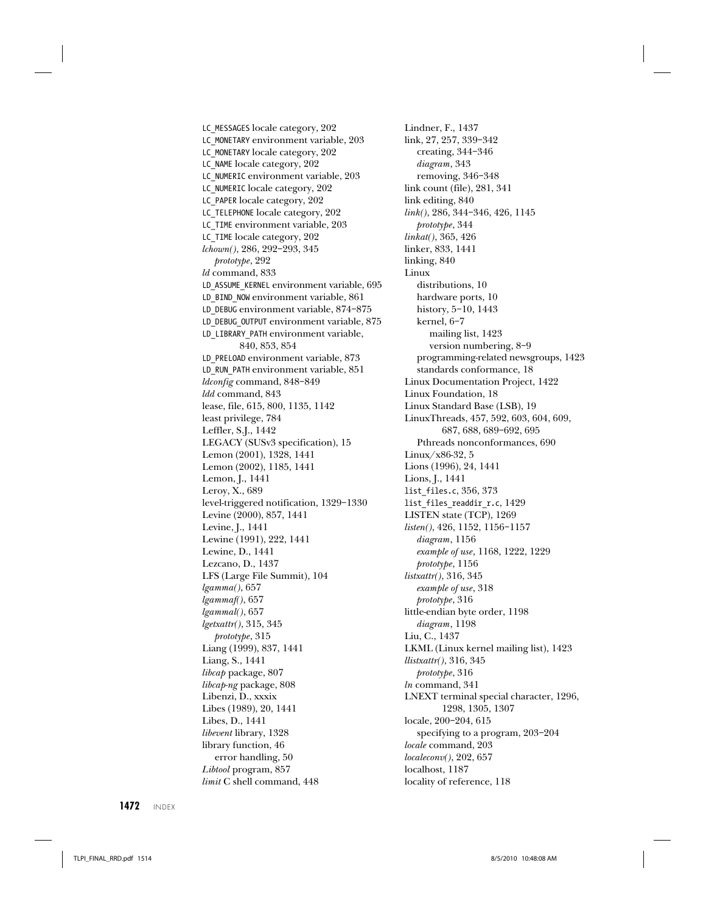LC_MESSAGES locale category, 202
LC_MONETARY environment variable, 203
LC_MONETARY locale category, 202
LC_NAME locale category, 202
LC_NUMERIC environment variable, 203
LC_NUMERIC locale category, 202
LC_PAPER locale category, 202
LC_TELEPHONE locale category, 202
LC_TIME environment variable, 203
LC_TIME locale category, 202
*lchown()*, 286, 292–293, 345
  *prototype*, 292
*ld* command, 833
LD_ASSUME_KERNEL environment variable, 695
LD_BIND_NOW environment variable, 861
LD_DEBUG environment variable, 874–875
LD_DEBUG_OUTPUT environment variable, 875
LD_LIBRARY_PATH environment variable, 840, 853, 854
LD_PRELOAD environment variable, 873
LD_RUN_PATH environment variable, 851
*ldconfig* command, 848–849
*ldd* command, 843
lease, file, 615, 800, 1135, 1142
least privilege, 784
Leffler, S.J., 1442
LEGACY (SUSv3 specification), 15
Lemon (2001), 1328, 1441
Lemon (2002), 1185, 1441
Lemon, J., 1441
Leroy, X., 689
level-triggered notification, 1329–1330
Levine (2000), 857, 1441
Levine, J., 1441
Lewine (1991), 222, 1441
Lewine, D., 1441
Lezcano, D., 1437
LFS (Large File Summit), 104
*lgamma()*, 657
*lgammaf()*, 657
*lgammal()*, 657
*lgetxattr()*, 315, 345
  *prototype*, 315
Liang (1999), 837, 1441
Liang, S., 1441
*libcap* package, 807
*libcap-ng* package, 808
Libenzi, D., xxxix
Libes (1989), 20, 1441
Libes, D., 1441
*libevent* library, 1328
library function, 46
  error handling, 50
*Libtool* program, 857
*limit* C shell command, 448

Lindner, F., 1437
link, 27, 257, 339–342
  creating, 344–346
  *diagram*, 343
  removing, 346–348
link count (file), 281, 341
link editing, 840
*link()*, 286, 344–346, 426, 1145
  *prototype*, 344
*linkat()*, 365, 426
linker, 833, 1441
linking, 840
Linux
  distributions, 10
  hardware ports, 10
  history, 5–10, 1443
  kernel, 6–7
    mailing list, 1423
    version numbering, 8–9
  programming-related newsgroups, 1423
  standards conformance, 18
Linux Documentation Project, 1422
Linux Foundation, 18
Linux Standard Base (LSB), 19
LinuxThreads, 457, 592, 603, 604, 609, 687, 688, 689–692, 695
  Pthreads nonconformances, 690
Linux/x86-32, 5
Lions (1996), 24, 1441
Lions, J., 1441
list_files.c, 356, 373
list_files_readdir_r.c, 1429
LISTEN state (TCP), 1269
*listen()*, 426, 1152, 1156–1157
  *diagram*, 1156
  *example of use*, 1168, 1222, 1229
  *prototype*, 1156
*listxattr()*, 316, 345
  *example of use*, 318
  *prototype*, 316
little-endian byte order, 1198
  *diagram*, 1198
Liu, C., 1437
LKML (Linux kernel mailing list), 1423
*llistxattr()*, 316, 345
  *prototype*, 316
*ln* command, 341
LNEXT terminal special character, 1296, 1298, 1305, 1307
locale, 200–204, 615
  specifying to a program, 203–204
*locale* command, 203
*localeconv()*, 202, 657
localhost, 1187
locality of reference, 118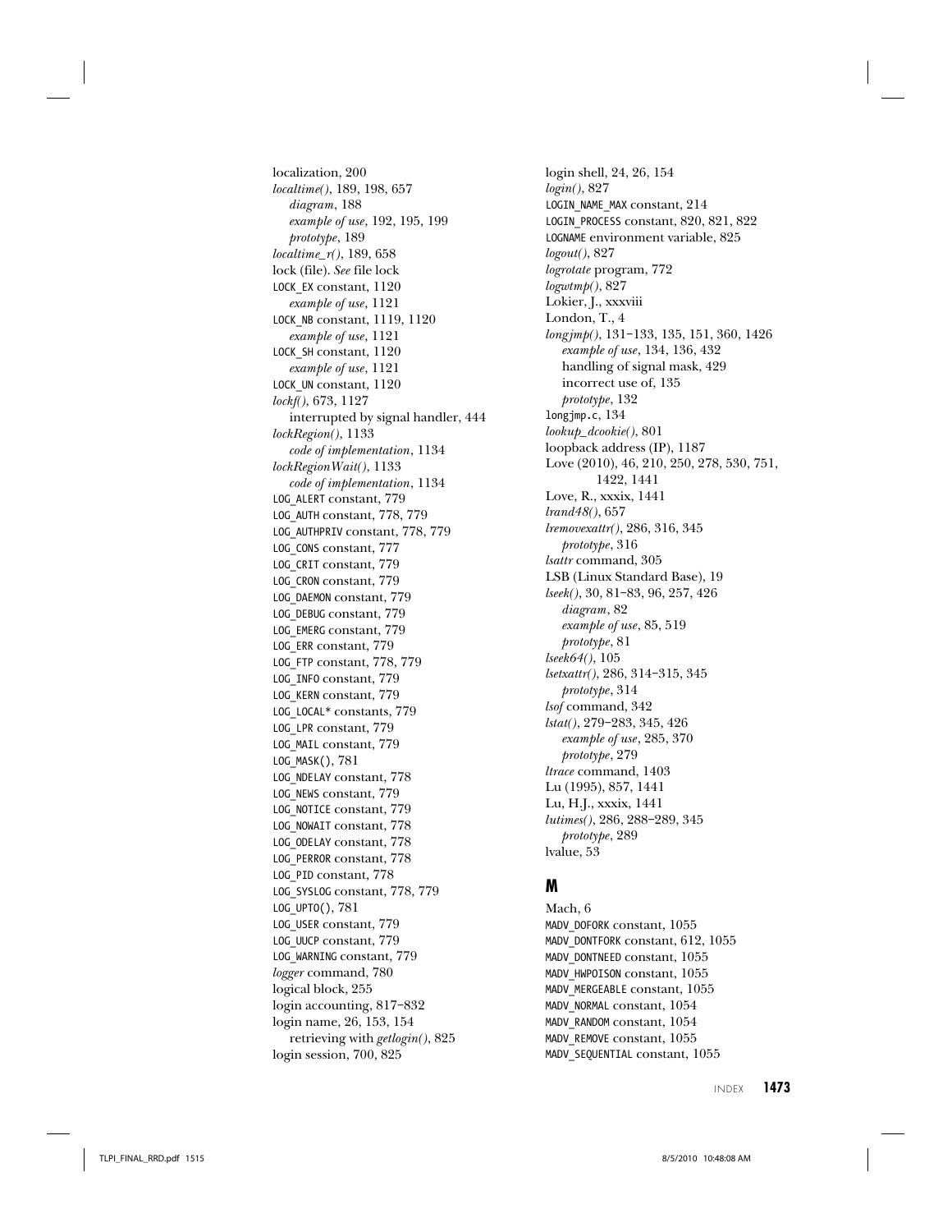localization, 200
*localtime()*, 189, 198, 657
  *diagram*, 188
  *example of use*, 192, 195, 199
  *prototype*, 189
*localtime_r()*, 189, 658
lock (file). *See* file lock
`LOCK_EX` constant, 1120
  *example of use*, 1121
`LOCK_NB` constant, 1119, 1120
  *example of use*, 1121
`LOCK_SH` constant, 1120
  *example of use*, 1121
`LOCK_UN` constant, 1120
*lockf()*, 673, 1127
  interrupted by signal handler, 444
*lockRegion()*, 1133
  *code of implementation*, 1134
*lockRegionWait()*, 1133
  *code of implementation*, 1134
`LOG_ALERT` constant, 779
`LOG_AUTH` constant, 778, 779
`LOG_AUTHPRIV` constant, 778, 779
`LOG_CONS` constant, 777
`LOG_CRIT` constant, 779
`LOG_CRON` constant, 779
`LOG_DAEMON` constant, 779
`LOG_DEBUG` constant, 779
`LOG_EMERG` constant, 779
`LOG_ERR` constant, 779
`LOG_FTP` constant, 778, 779
`LOG_INFO` constant, 779
`LOG_KERN` constant, 779
`LOG_LOCAL*` constants, 779
`LOG_LPR` constant, 779
`LOG_MAIL` constant, 779
`LOG_MASK()`, 781
`LOG_NDELAY` constant, 778
`LOG_NEWS` constant, 779
`LOG_NOTICE` constant, 779
`LOG_NOWAIT` constant, 778
`LOG_ODELAY` constant, 778
`LOG_PERROR` constant, 778
`LOG_PID` constant, 778
`LOG_SYSLOG` constant, 778, 779
`LOG_UPTO()`, 781
`LOG_USER` constant, 779
`LOG_UUCP` constant, 779
`LOG_WARNING` constant, 779
*logger* command, 780
logical block, 255
login accounting, 817–832
login name, 26, 153, 154
  retrieving with *getlogin()*, 825
login session, 700, 825
login shell, 24, 26, 154
*login()*, 827
`LOGIN_NAME_MAX` constant, 214
`LOGIN_PROCESS` constant, 820, 821, 822
`LOGNAME` environment variable, 825
*logout()*, 827
*logrotate* program, 772
*logwtmp()*, 827
Lokier, J., xxxviii
London, T., 4
*longjmp()*, 131–133, 135, 151, 360, 1426
  *example of use*, 134, 136, 432
  handling of signal mask, 429
  incorrect use of, 135
  *prototype*, 132
`longjmp.c`, 134
*lookup_dcookie()*, 801
loopback address (IP), 1187
Love (2010), 46, 210, 250, 278, 530, 751, 1422, 1441
Love, R., xxxix, 1441
*lrand48()*, 657
*lremovexattr()*, 286, 316, 345
  *prototype*, 316
*lsattr* command, 305
LSB (Linux Standard Base), 19
*lseek()*, 30, 81–83, 96, 257, 426
  *diagram*, 82
  *example of use*, 85, 519
  *prototype*, 81
*lseek64()*, 105
*lsetxattr()*, 286, 314–315, 345
  *prototype*, 314
*lsof* command, 342
*lstat()*, 279–283, 345, 426
  *example of use*, 285, 370
  *prototype*, 279
*ltrace* command, 1403
Lu (1995), 857, 1441
Lu, H.J., xxxix, 1441
*lutimes()*, 286, 288–289, 345
  *prototype*, 289
lvalue, 53

## M

Mach, 6
`MADV_DOFORK` constant, 1055
`MADV_DONTFORK` constant, 612, 1055
`MADV_DONTNEED` constant, 1055
`MADV_HWPOISON` constant, 1055
`MADV_MERGEABLE` constant, 1055
`MADV_NORMAL` constant, 1054
`MADV_RANDOM` constant, 1054
`MADV_REMOVE` constant, 1055
`MADV_SEQUENTIAL` constant, 1055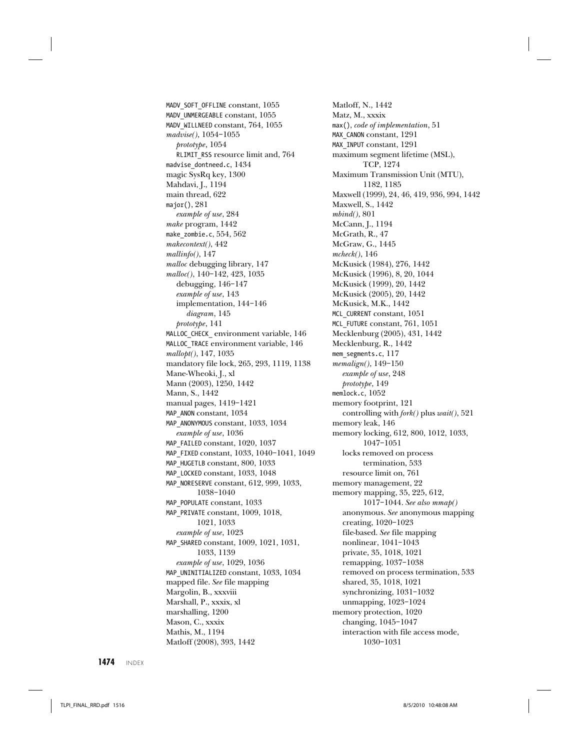MADV_SOFT_OFFLINE constant, 1055
MADV_UNMERGEABLE constant, 1055
MADV_WILLNEED constant, 764, 1055
*madvise()*, 1054–1055
  *prototype*, 1054
  RLIMIT_RSS resource limit and, 764
madvise_dontneed.c, 1434
magic SysRq key, 1300
Mahdavi, J., 1194
main thread, 622
major(), 281
  *example of use*, 284
*make* program, 1442
make_zombie.c, 554, 562
*makecontext()*, 442
*mallinfo()*, 147
*malloc* debugging library, 147
*malloc()*, 140–142, 423, 1035
  debugging, 146–147
  *example of use*, 143
  implementation, 144–146
    *diagram*, 145
  *prototype*, 141
MALLOC_CHECK_ environment variable, 146
MALLOC_TRACE environment variable, 146
*mallopt()*, 147, 1035
mandatory file lock, 265, 293, 1119, 1138
Mane-Wheoki, J., xl
Mann (2003), 1250, 1442
Mann, S., 1442
manual pages, 1419–1421
MAP_ANON constant, 1034
MAP_ANONYMOUS constant, 1033, 1034
  *example of use*, 1036
MAP_FAILED constant, 1020, 1037
MAP_FIXED constant, 1033, 1040–1041, 1049
MAP_HUGETLB constant, 800, 1033
MAP_LOCKED constant, 1033, 1048
MAP_NORESERVE constant, 612, 999, 1033, 1038–1040
MAP_POPULATE constant, 1033
MAP_PRIVATE constant, 1009, 1018, 1021, 1033
  *example of use*, 1023
MAP_SHARED constant, 1009, 1021, 1031, 1033, 1139
  *example of use*, 1029, 1036
MAP_UNINITIALIZED constant, 1033, 1034
mapped file. *See* file mapping
Margolin, B., xxxviii
Marshall, P., xxxix, xl
marshalling, 1200
Mason, C., xxxix
Mathis, M., 1194
Matloff (2008), 393, 1442
Matloff, N., 1442
Matz, M., xxxix
max(), *code of implementation*, 51
MAX_CANON constant, 1291
MAX_INPUT constant, 1291
maximum segment lifetime (MSL), TCP, 1274
Maximum Transmission Unit (MTU), 1182, 1185
Maxwell (1999), 24, 46, 419, 936, 994, 1442
Maxwell, S., 1442
*mbind()*, 801
McCann, J., 1194
McGrath, R., 47
McGraw, G., 1445
*mcheck()*, 146
McKusick (1984), 276, 1442
McKusick (1996), 8, 20, 1044
McKusick (1999), 20, 1442
McKusick (2005), 20, 1442
McKusick, M.K., 1442
MCL_CURRENT constant, 1051
MCL_FUTURE constant, 761, 1051
Mecklenburg (2005), 431, 1442
Mecklenburg, R., 1442
mem_segments.c, 117
*memalign()*, 149–150
  *example of use*, 248
  *prototype*, 149
memlock.c, 1052
memory footprint, 121
  controlling with *fork()* plus *wait()*, 521
memory leak, 146
memory locking, 612, 800, 1012, 1033, 1047–1051
  locks removed on process termination, 533
  resource limit on, 761
memory management, 22
memory mapping, 35, 225, 612, 1017–1044. *See also mmap()*
  anonymous. *See* anonymous mapping
  creating, 1020–1023
  file-based. *See* file mapping
  nonlinear, 1041–1043
  private, 35, 1018, 1021
  remapping, 1037–1038
  removed on process termination, 533
  shared, 35, 1018, 1021
  synchronizing, 1031–1032
  unmapping, 1023–1024
memory protection, 1020
  changing, 1045–1047
  interaction with file access mode, 1030–1031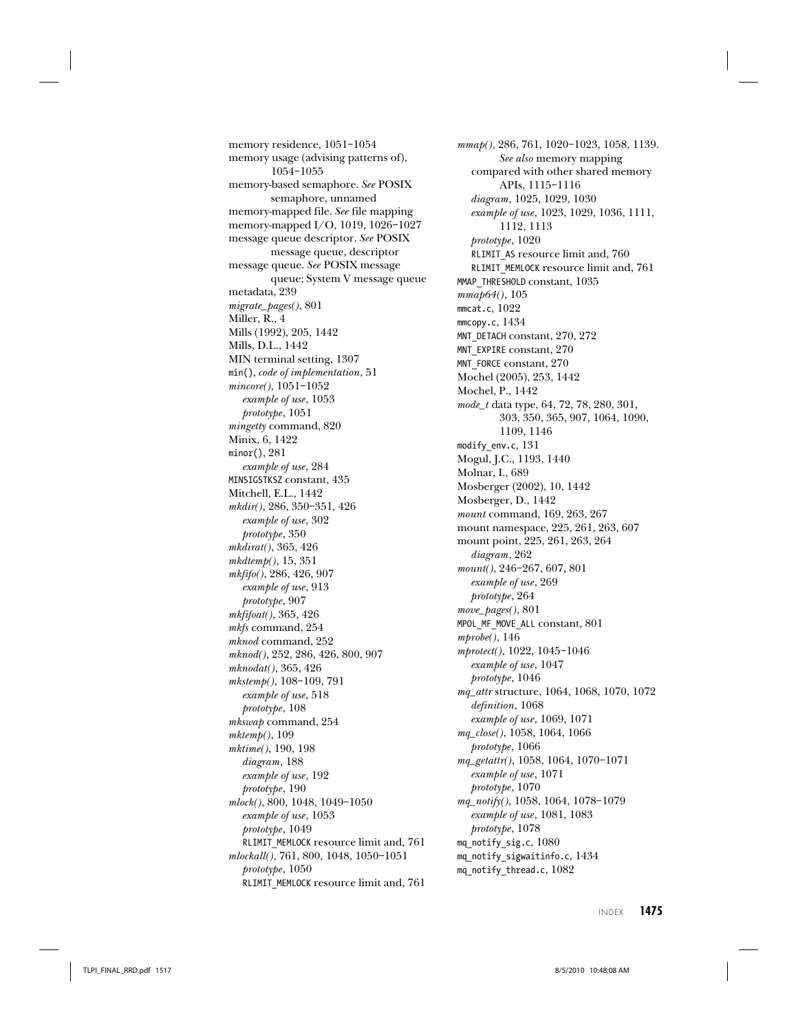memory residence, 1051–1054
memory usage (advising patterns of), 1054–1055
memory-based semaphore. *See* POSIX semaphore, unnamed
memory-mapped file. *See* file mapping
memory-mapped I/O, 1019, 1026–1027
message queue descriptor. *See* POSIX message queue, descriptor
message queue. *See* POSIX message queue; System V message queue
metadata, 239
*migrate_pages()*, 801
Miller, R., 4
Mills (1992), 205, 1442
Mills, D.L., 1442
MIN terminal setting, 1307
`min()`, *code of implementation*, 51
*mincore()*, 1051–1052
  *example of use*, 1053
  *prototype*, 1051
*mingetty* command, 820
Minix, 6, 1422
`minor()`, 281
  *example of use*, 284
`MINSIGSTKSZ` constant, 435
Mitchell, E.L., 1442
*mkdir()*, 286, 350–351, 426
  *example of use*, 302
  *prototype*, 350
*mkdirat()*, 365, 426
*mkdtemp()*, 15, 351
*mkfifo()*, 286, 426, 907
  *example of use*, 913
  *prototype*, 907
*mkfifoat()*, 365, 426
*mkfs* command, 254
*mknod* command, 252
*mknod()*, 252, 286, 426, 800, 907
*mknodat()*, 365, 426
*mkstemp()*, 108–109, 791
  *example of use*, 518
  *prototype*, 108
*mkswap* command, 254
*mktemp()*, 109
*mktime()*, 190, 198
  *diagram*, 188
  *example of use*, 192
  *prototype*, 190
*mlock()*, 800, 1048, 1049–1050
  *example of use*, 1053
  *prototype*, 1049
  `RLIMIT_MEMLOCK` resource limit and, 761
*mlockall()*, 761, 800, 1048, 1050–1051
  *prototype*, 1050
  `RLIMIT_MEMLOCK` resource limit and, 761
*mmap()*, 286, 761, 1020–1023, 1058, 1139. *See also* memory mapping
  compared with other shared memory APIs, 1115–1116
  *diagram*, 1025, 1029, 1030
  *example of use*, 1023, 1029, 1036, 1111, 1112, 1113
  *prototype*, 1020
  `RLIMIT_AS` resource limit and, 760
  `RLIMIT_MEMLOCK` resource limit and, 761
`MMAP_THRESHOLD` constant, 1035
*mmap64()*, 105
`mmcat.c`, 1022
`mmcopy.c`, 1434
`MNT_DETACH` constant, 270, 272
`MNT_EXPIRE` constant, 270
`MNT_FORCE` constant, 270
Mochel (2005), 253, 1442
Mochel, P., 1442
*mode_t* data type, 64, 72, 78, 280, 301, 303, 350, 365, 907, 1064, 1090, 1109, 1146
`modify_env.c`, 131
Mogul, J.C., 1193, 1440
Molnar, I., 689
Mosberger (2002), 10, 1442
Mosberger, D., 1442
*mount* command, 169, 263, 267
mount namespace, 225, 261, 263, 607
mount point, 225, 261, 263, 264
  *diagram*, 262
*mount()*, 246–267, 607, 801
  *example of use*, 269
  *prototype*, 264
*move_pages()*, 801
`MPOL_MF_MOVE_ALL` constant, 801
*mprobe()*, 146
*mprotect()*, 1022, 1045–1046
  *example of use*, 1047
  *prototype*, 1046
*mq_attr* structure, 1064, 1068, 1070, 1072
  *definition*, 1068
  *example of use*, 1069, 1071
*mq_close()*, 1058, 1064, 1066
  *prototype*, 1066
*mq_getattr()*, 1058, 1064, 1070–1071
  *example of use*, 1071
  *prototype*, 1070
*mq_notify()*, 1058, 1064, 1078–1079
  *example of use*, 1081, 1083
  *prototype*, 1078
`mq_notify_sig.c`, 1080
`mq_notify_sigwaitinfo.c`, 1434
`mq_notify_thread.c`, 1082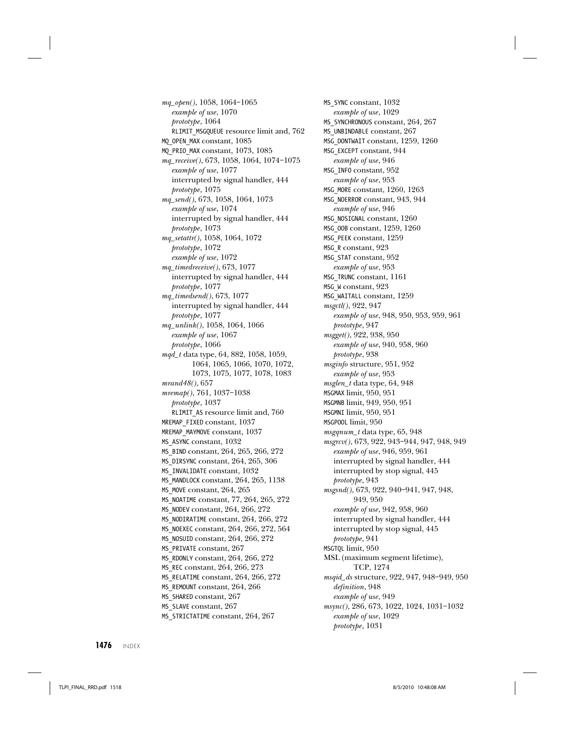*mq_open()*, 1058, 1064–1065
 *example of use*, 1070
 *prototype*, 1064
 RLIMIT_MSGQUEUE resource limit and, 762
MQ_OPEN_MAX constant, 1085
MQ_PRIO_MAX constant, 1073, 1085
*mq_receive()*, 673, 1058, 1064, 1074–1075
 *example of use*, 1077
 interrupted by signal handler, 444
 *prototype*, 1075
*mq_send()*, 673, 1058, 1064, 1073
 *example of use*, 1074
 interrupted by signal handler, 444
 *prototype*, 1073
*mq_setattr()*, 1058, 1064, 1072
 *prototype*, 1072
 *example of use*, 1072
*mq_timedreceive()*, 673, 1077
 interrupted by signal handler, 444
 *prototype*, 1077
*mq_timedsend()*, 673, 1077
 interrupted by signal handler, 444
 *prototype*, 1077
*mq_unlink()*, 1058, 1064, 1066
 *example of use*, 1067
 *prototype*, 1066
*mqd_t* data type, 64, 882, 1058, 1059, 1064, 1065, 1066, 1070, 1072, 1073, 1075, 1077, 1078, 1083
*mrand48()*, 657
*mremap()*, 761, 1037–1038
 *prototype*, 1037
 RLIMIT_AS resource limit and, 760
MREMAP_FIXED constant, 1037
MREMAP_MAYMOVE constant, 1037
MS_ASYNC constant, 1032
MS_BIND constant, 264, 265, 266, 272
MS_DIRSYNC constant, 264, 265, 306
MS_INVALIDATE constant, 1032
MS_MANDLOCK constant, 264, 265, 1138
MS_MOVE constant, 264, 265
MS_NOATIME constant, 77, 264, 265, 272
MS_NODEV constant, 264, 266, 272
MS_NODIRATIME constant, 264, 266, 272
MS_NOEXEC constant, 264, 266, 272, 564
MS_NOSUID constant, 264, 266, 272
MS_PRIVATE constant, 267
MS_RDONLY constant, 264, 266, 272
MS_REC constant, 264, 266, 273
MS_RELATIME constant, 264, 266, 272
MS_REMOUNT constant, 264, 266
MS_SHARED constant, 267
MS_SLAVE constant, 267
MS_STRICTATIME constant, 264, 267
MS_SYNC constant, 1032
 *example of use*, 1029
MS_SYNCHRONOUS constant, 264, 267
MS_UNBINDABLE constant, 267
MSG_DONTWAIT constant, 1259, 1260
MSG_EXCEPT constant, 944
 *example of use*, 946
MSG_INFO constant, 952
 *example of use*, 953
MSG_MORE constant, 1260, 1263
MSG_NOERROR constant, 943, 944
 *example of use*, 946
MSG_NOSIGNAL constant, 1260
MSG_OOB constant, 1259, 1260
MSG_PEEK constant, 1259
MSG_R constant, 923
MSG_STAT constant, 952
 *example of use*, 953
MSG_TRUNC constant, 1161
MSG_W constant, 923
MSG_WAITALL constant, 1259
*msgctl()*, 922, 947
 *example of use*, 948, 950, 953, 959, 961
 *prototype*, 947
*msgget()*, 922, 938, 950
 *example of use*, 940, 958, 960
 *prototype*, 938
*msginfo* structure, 951, 952
 *example of use*, 953
*msglen_t* data type, 64, 948
MSGMAX limit, 950, 951
MSGMNB limit, 949, 950, 951
MSGMNI limit, 950, 951
MSGPOOL limit, 950
*msgqnum_t* data type, 65, 948
*msgrcv()*, 673, 922, 943–944, 947, 948, 949
 *example of use*, 946, 959, 961
 interrupted by signal handler, 444
 interrupted by stop signal, 445
 *prototype*, 943
*msgsnd()*, 673, 922, 940–941, 947, 948, 949, 950
 *example of use*, 942, 958, 960
 interrupted by signal handler, 444
 interrupted by stop signal, 445
 *prototype*, 941
MSGTQL limit, 950
MSL (maximum segment lifetime), TCP, 1274
*msqid_ds* structure, 922, 947, 948–949, 950
 *definition*, 948
 *example of use*, 949
*msync()*, 286, 673, 1022, 1024, 1031–1032
 *example of use*, 1029
 *prototype*, 1031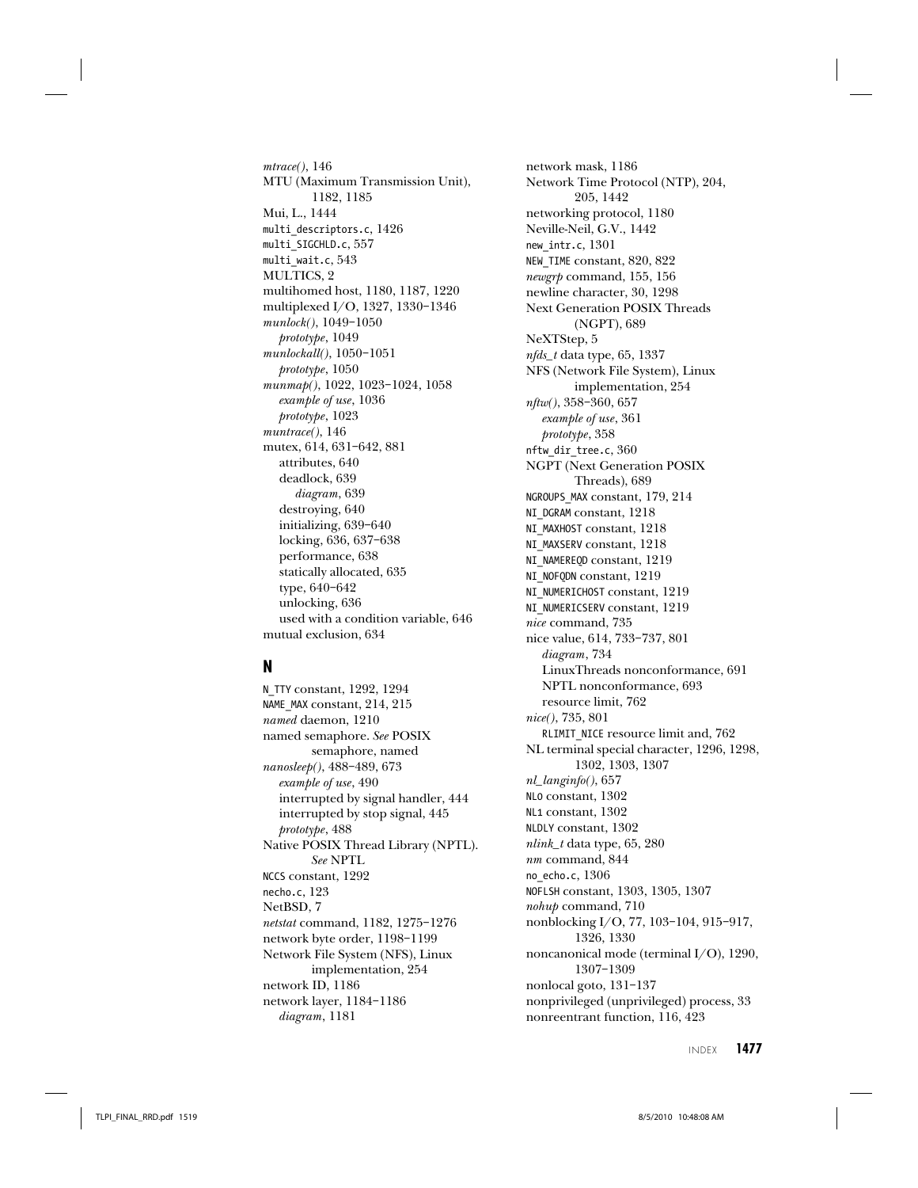*mtrace()*, 146
MTU (Maximum Transmission Unit), 1182, 1185
Mui, L., 1444
`multi_descriptors.c`, 1426
`multi_SIGCHLD.c`, 557
`multi_wait.c`, 543
MULTICS, 2
multihomed host, 1180, 1187, 1220
multiplexed I/O, 1327, 1330–1346
*munlock()*, 1049–1050
  *prototype*, 1049
*munlockall()*, 1050–1051
  *prototype*, 1050
*munmap()*, 1022, 1023–1024, 1058
  *example of use*, 1036
  *prototype*, 1023
*muntrace()*, 146
mutex, 614, 631–642, 881
  attributes, 640
  deadlock, 639
    *diagram*, 639
  destroying, 640
  initializing, 639–640
  locking, 636, 637–638
  performance, 638
  statically allocated, 635
  type, 640–642
  unlocking, 636
  used with a condition variable, 646
mutual exclusion, 634

## N

`N_TTY` constant, 1292, 1294
`NAME_MAX` constant, 214, 215
*named* daemon, 1210
named semaphore. *See* POSIX semaphore, named
*nanosleep()*, 488–489, 673
  *example of use*, 490
  interrupted by signal handler, 444
  interrupted by stop signal, 445
  *prototype*, 488
Native POSIX Thread Library (NPTL). *See* NPTL
`NCCS` constant, 1292
`necho.c`, 123
NetBSD, 7
*netstat* command, 1182, 1275–1276
network byte order, 1198–1199
Network File System (NFS), Linux implementation, 254
network ID, 1186
network layer, 1184–1186
  *diagram*, 1181
network mask, 1186
Network Time Protocol (NTP), 204, 205, 1442
networking protocol, 1180
Neville-Neil, G.V., 1442
`new_intr.c`, 1301
`NEW_TIME` constant, 820, 822
*newgrp* command, 155, 156
newline character, 30, 1298
Next Generation POSIX Threads (NGPT), 689
NeXTStep, 5
*nfds_t* data type, 65, 1337
NFS (Network File System), Linux implementation, 254
*nftw()*, 358–360, 657
  *example of use*, 361
  *prototype*, 358
`nftw_dir_tree.c`, 360
NGPT (Next Generation POSIX Threads), 689
`NGROUPS_MAX` constant, 179, 214
`NI_DGRAM` constant, 1218
`NI_MAXHOST` constant, 1218
`NI_MAXSERV` constant, 1218
`NI_NAMEREQD` constant, 1219
`NI_NOFQDN` constant, 1219
`NI_NUMERICHOST` constant, 1219
`NI_NUMERICSERV` constant, 1219
*nice* command, 735
nice value, 614, 733–737, 801
  *diagram*, 734
  LinuxThreads nonconformance, 691
  NPTL nonconformance, 693
  resource limit, 762
*nice()*, 735, 801
  `RLIMIT_NICE` resource limit and, 762
NL terminal special character, 1296, 1298, 1302, 1303, 1307
*nl_langinfo()*, 657
`NL0` constant, 1302
`NL1` constant, 1302
`NLDLY` constant, 1302
*nlink_t* data type, 65, 280
*nm* command, 844
`no_echo.c`, 1306
`NOFLSH` constant, 1303, 1305, 1307
*nohup* command, 710
nonblocking I/O, 77, 103–104, 915–917, 1326, 1330
noncanonical mode (terminal I/O), 1290, 1307–1309
nonlocal goto, 131–137
nonprivileged (unprivileged) process, 33
nonreentrant function, 116, 423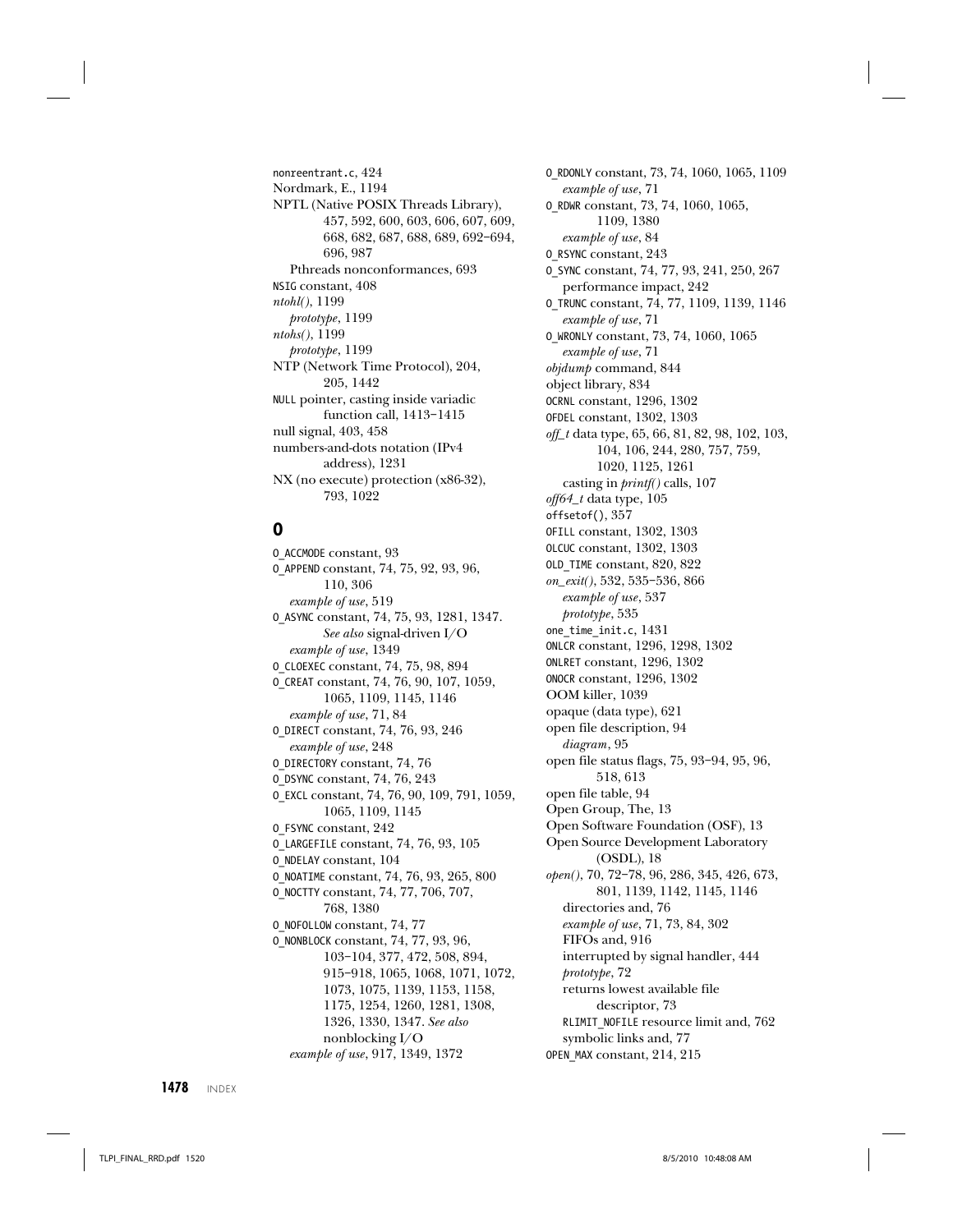nonreentrant.c, 424
Nordmark, E., 1194
NPTL (Native POSIX Threads Library), 457, 592, 600, 603, 606, 607, 609, 668, 682, 687, 688, 689, 692–694, 696, 987
  Pthreads nonconformances, 693
NSIG constant, 408
*ntohl()*, 1199
  *prototype*, 1199
*ntohs()*, 1199
  *prototype*, 1199
NTP (Network Time Protocol), 204, 205, 1442
NULL pointer, casting inside variadic function call, 1413–1415
null signal, 403, 458
numbers-and-dots notation (IPv4 address), 1231
NX (no execute) protection (x86-32), 793, 1022

## O

O_ACCMODE constant, 93
O_APPEND constant, 74, 75, 92, 93, 96, 110, 306
  *example of use*, 519
O_ASYNC constant, 74, 75, 93, 1281, 1347. *See also* signal-driven I/O
  *example of use*, 1349
O_CLOEXEC constant, 74, 75, 98, 894
O_CREAT constant, 74, 76, 90, 107, 1059, 1065, 1109, 1145, 1146
  *example of use*, 71, 84
O_DIRECT constant, 74, 76, 93, 246
  *example of use*, 248
O_DIRECTORY constant, 74, 76
O_DSYNC constant, 74, 76, 243
O_EXCL constant, 74, 76, 90, 109, 791, 1059, 1065, 1109, 1145
O_FSYNC constant, 242
O_LARGEFILE constant, 74, 76, 93, 105
O_NDELAY constant, 104
O_NOATIME constant, 74, 76, 93, 265, 800
O_NOCTTY constant, 74, 77, 706, 707, 768, 1380
O_NOFOLLOW constant, 74, 77
O_NONBLOCK constant, 74, 77, 93, 96, 103–104, 377, 472, 508, 894, 915–918, 1065, 1068, 1071, 1072, 1073, 1075, 1139, 1153, 1158, 1175, 1254, 1260, 1281, 1308, 1326, 1330, 1347. *See also* nonblocking I/O
  *example of use*, 917, 1349, 1372
O_RDONLY constant, 73, 74, 1060, 1065, 1109
  *example of use*, 71
O_RDWR constant, 73, 74, 1060, 1065, 1109, 1380
  *example of use*, 84
O_RSYNC constant, 243
O_SYNC constant, 74, 77, 93, 241, 250, 267
  performance impact, 242
O_TRUNC constant, 74, 77, 1109, 1139, 1146
  *example of use*, 71
O_WRONLY constant, 73, 74, 1060, 1065
  *example of use*, 71
*objdump* command, 844
object library, 834
OCRNL constant, 1296, 1302
OFDEL constant, 1302, 1303
*off_t* data type, 65, 66, 81, 82, 98, 102, 103, 104, 106, 244, 280, 757, 759, 1020, 1125, 1261
  casting in *printf()* calls, 107
*off64_t* data type, 105
offsetof(), 357
OFILL constant, 1302, 1303
OLCUC constant, 1302, 1303
OLD_TIME constant, 820, 822
*on_exit()*, 532, 535–536, 866
  *example of use*, 537
  *prototype*, 535
one_time_init.c, 1431
ONLCR constant, 1296, 1298, 1302
ONLRET constant, 1296, 1302
ONOCR constant, 1296, 1302
OOM killer, 1039
opaque (data type), 621
open file description, 94
  *diagram*, 95
open file status flags, 75, 93–94, 95, 96, 518, 613
open file table, 94
Open Group, The, 13
Open Software Foundation (OSF), 13
Open Source Development Laboratory (OSDL), 18
*open()*, 70, 72–78, 96, 286, 345, 426, 673, 801, 1139, 1142, 1145, 1146
  directories and, 76
  *example of use*, 71, 73, 84, 302
  FIFOs and, 916
  interrupted by signal handler, 444
  *prototype*, 72
  returns lowest available file descriptor, 73
  RLIMIT_NOFILE resource limit and, 762
  symbolic links and, 77
OPEN_MAX constant, 214, 215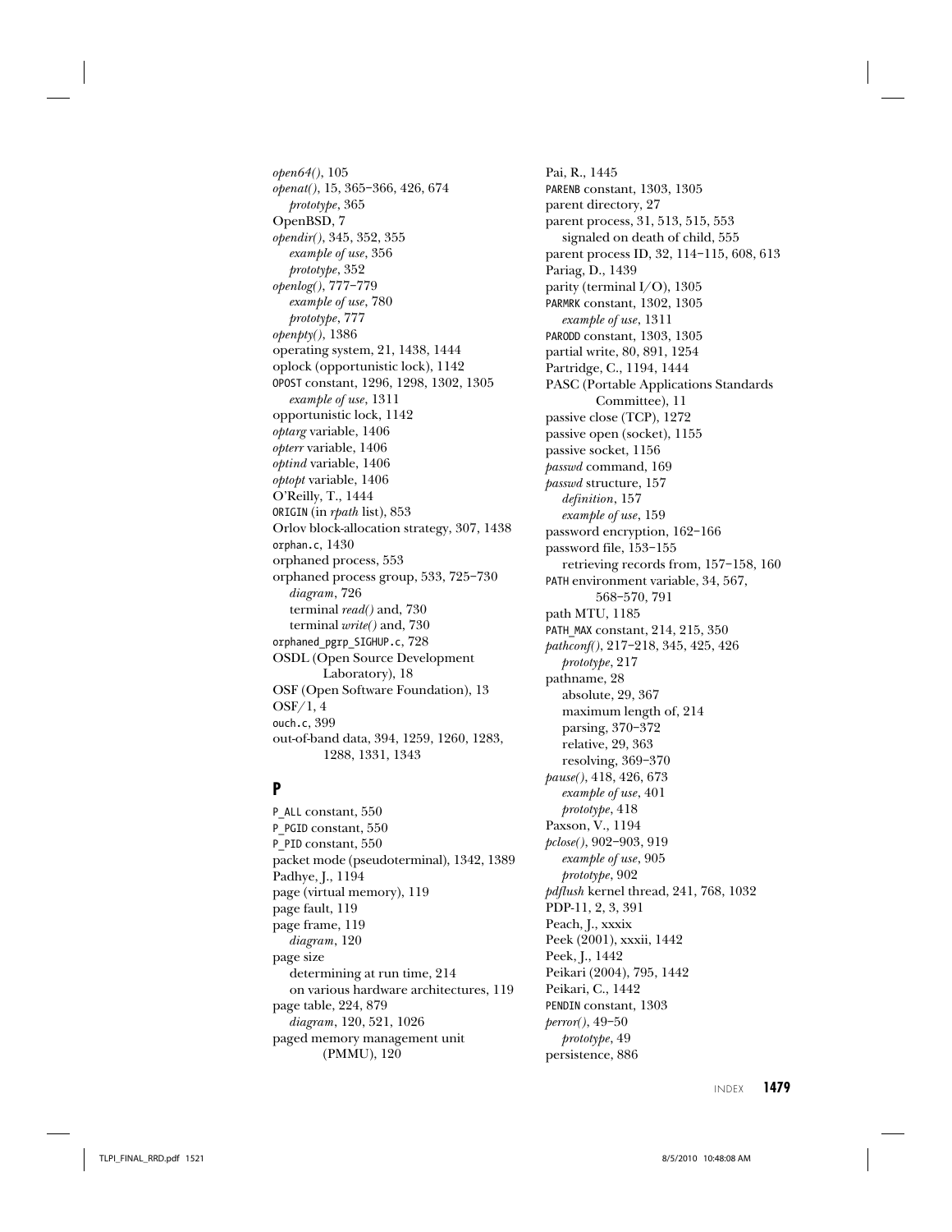*open64()*, 105
*openat()*, 15, 365–366, 426, 674
  *prototype*, 365
OpenBSD, 7
*opendir()*, 345, 352, 355
  *example of use*, 356
  *prototype*, 352
*openlog()*, 777–779
  *example of use*, 780
  *prototype*, 777
*openpty()*, 1386
operating system, 21, 1438, 1444
oplock (opportunistic lock), 1142
OPOST constant, 1296, 1298, 1302, 1305
  *example of use*, 1311
opportunistic lock, 1142
*optarg* variable, 1406
*opterr* variable, 1406
*optind* variable, 1406
*optopt* variable, 1406
O'Reilly, T., 1444
ORIGIN (in *rpath* list), 853
Orlov block-allocation strategy, 307, 1438
orphan.c, 1430
orphaned process, 553
orphaned process group, 533, 725–730
  *diagram*, 726
  terminal *read()* and, 730
  terminal *write()* and, 730
orphaned_pgrp_SIGHUP.c, 728
OSDL (Open Source Development Laboratory), 18
OSF (Open Software Foundation), 13
OSF/1, 4
ouch.c, 399
out-of-band data, 394, 1259, 1260, 1283, 1288, 1331, 1343

## P

P_ALL constant, 550
P_PGID constant, 550
P_PID constant, 550
packet mode (pseudoterminal), 1342, 1389
Padhye, J., 1194
page (virtual memory), 119
page fault, 119
page frame, 119
  *diagram*, 120
page size
  determining at run time, 214
  on various hardware architectures, 119
page table, 224, 879
  *diagram*, 120, 521, 1026
paged memory management unit (PMMU), 120

Pai, R., 1445
PARENB constant, 1303, 1305
parent directory, 27
parent process, 31, 513, 515, 553
  signaled on death of child, 555
parent process ID, 32, 114–115, 608, 613
Pariag, D., 1439
parity (terminal I/O), 1305
PARMRK constant, 1302, 1305
  *example of use*, 1311
PARODD constant, 1303, 1305
partial write, 80, 891, 1254
Partridge, C., 1194, 1444
PASC (Portable Applications Standards Committee), 11
passive close (TCP), 1272
passive open (socket), 1155
passive socket, 1156
*passwd* command, 169
*passwd* structure, 157
  *definition*, 157
  *example of use*, 159
password encryption, 162–166
password file, 153–155
  retrieving records from, 157–158, 160
PATH environment variable, 34, 567, 568–570, 791
path MTU, 1185
PATH_MAX constant, 214, 215, 350
*pathconf()*, 217–218, 345, 425, 426
  *prototype*, 217
pathname, 28
  absolute, 29, 367
  maximum length of, 214
  parsing, 370–372
  relative, 29, 363
  resolving, 369–370
*pause()*, 418, 426, 673
  *example of use*, 401
  *prototype*, 418
Paxson, V., 1194
*pclose()*, 902–903, 919
  *example of use*, 905
  *prototype*, 902
*pdflush* kernel thread, 241, 768, 1032
PDP-11, 2, 3, 391
Peach, J., xxxix
Peek (2001), xxxii, 1442
Peek, J., 1442
Peikari (2004), 795, 1442
Peikari, C., 1442
PENDIN constant, 1303
*perror()*, 49–50
  *prototype*, 49
persistence, 886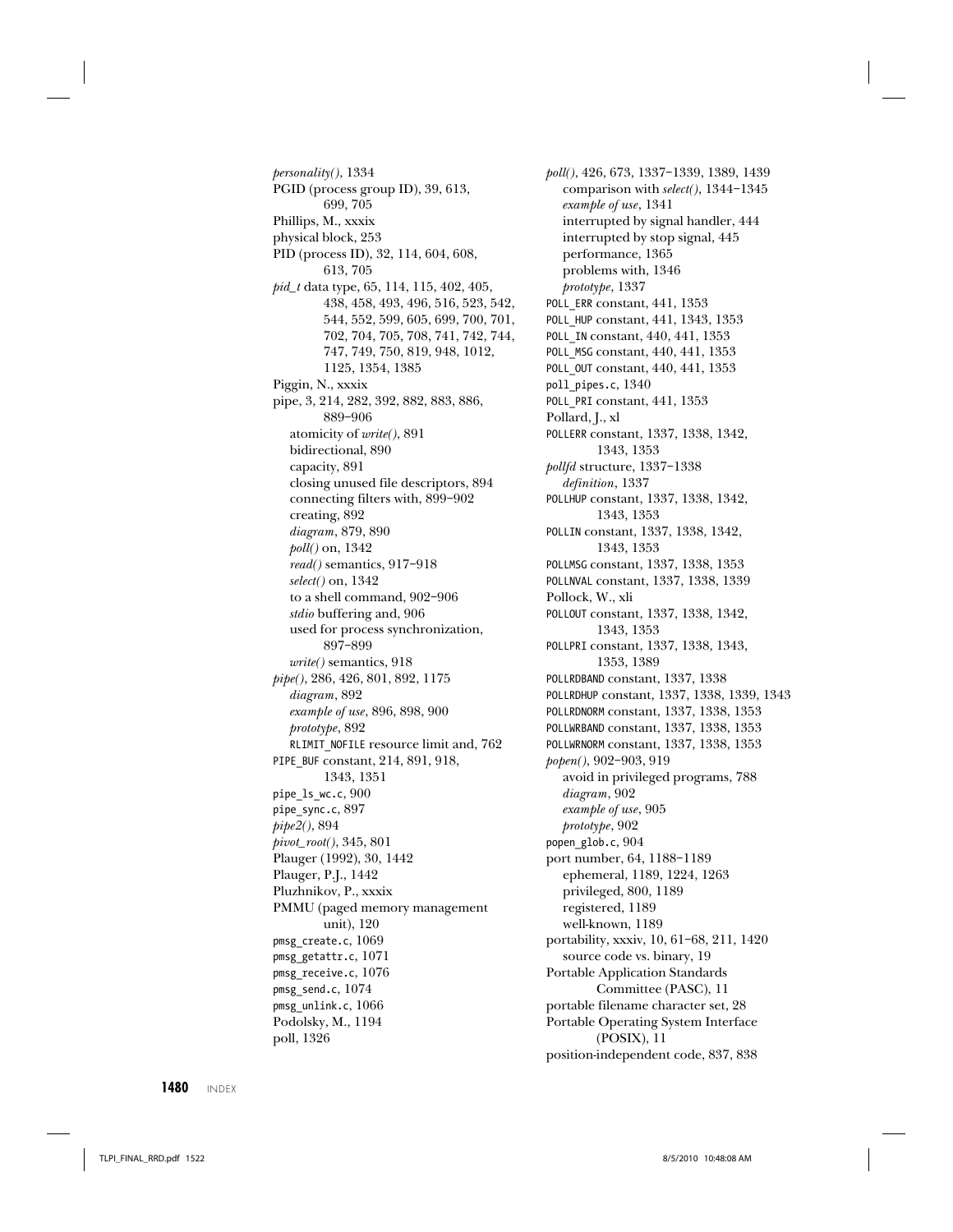*personality()*, 1334
PGID (process group ID), 39, 613, 699, 705
Phillips, M., xxxix
physical block, 253
PID (process ID), 32, 114, 604, 608, 613, 705
*pid_t* data type, 65, 114, 115, 402, 405, 438, 458, 493, 496, 516, 523, 542, 544, 552, 599, 605, 699, 700, 701, 702, 704, 705, 708, 741, 742, 744, 747, 749, 750, 819, 948, 1012, 1125, 1354, 1385
Piggin, N., xxxix
pipe, 3, 214, 282, 392, 882, 883, 886, 889–906
  atomicity of *write()*, 891
  bidirectional, 890
  capacity, 891
  closing unused file descriptors, 894
  connecting filters with, 899–902
  creating, 892
  *diagram*, 879, 890
  *poll()* on, 1342
  *read()* semantics, 917–918
  *select()* on, 1342
  to a shell command, 902–906
  *stdio* buffering and, 906
  used for process synchronization, 897–899
  *write()* semantics, 918
*pipe()*, 286, 426, 801, 892, 1175
  *diagram*, 892
  *example of use*, 896, 898, 900
  *prototype*, 892
  `RLIMIT_NOFILE` resource limit and, 762
`PIPE_BUF` constant, 214, 891, 918, 1343, 1351
`pipe_ls_wc.c`, 900
`pipe_sync.c`, 897
*pipe2()*, 894
*pivot_root()*, 345, 801
Plauger (1992), 30, 1442
Plauger, P.J., 1442
Pluzhnikov, P., xxxix
PMMU (paged memory management unit), 120
`pmsg_create.c`, 1069
`pmsg_getattr.c`, 1071
`pmsg_receive.c`, 1076
`pmsg_send.c`, 1074
`pmsg_unlink.c`, 1066
Podolsky, M., 1194
poll, 1326
*poll()*, 426, 673, 1337–1339, 1389, 1439
  comparison with *select()*, 1344–1345
  *example of use*, 1341
  interrupted by signal handler, 444
  interrupted by stop signal, 445
  performance, 1365
  problems with, 1346
  *prototype*, 1337
`POLL_ERR` constant, 441, 1353
`POLL_HUP` constant, 441, 1343, 1353
`POLL_IN` constant, 440, 441, 1353
`POLL_MSG` constant, 440, 441, 1353
`POLL_OUT` constant, 440, 441, 1353
`poll_pipes.c`, 1340
`POLL_PRI` constant, 441, 1353
Pollard, J., xl
`POLLERR` constant, 1337, 1338, 1342, 1343, 1353
*pollfd* structure, 1337–1338
  *definition*, 1337
`POLLHUP` constant, 1337, 1338, 1342, 1343, 1353
`POLLIN` constant, 1337, 1338, 1342, 1343, 1353
`POLLMSG` constant, 1337, 1338, 1353
`POLLNVAL` constant, 1337, 1338, 1339
Pollock, W., xli
`POLLOUT` constant, 1337, 1338, 1342, 1343, 1353
`POLLPRI` constant, 1337, 1338, 1343, 1353, 1389
`POLLRDBAND` constant, 1337, 1338
`POLLRDHUP` constant, 1337, 1338, 1339, 1343
`POLLRDNORM` constant, 1337, 1338, 1353
`POLLWRBAND` constant, 1337, 1338, 1353
`POLLWRNORM` constant, 1337, 1338, 1353
*popen()*, 902–903, 919
  avoid in privileged programs, 788
  *diagram*, 902
  *example of use*, 905
  *prototype*, 902
`popen_glob.c`, 904
port number, 64, 1188–1189
  ephemeral, 1189, 1224, 1263
  privileged, 800, 1189
  registered, 1189
  well-known, 1189
portability, xxxiv, 10, 61–68, 211, 1420
  source code vs. binary, 19
Portable Application Standards Committee (PASC), 11
portable filename character set, 28
Portable Operating System Interface (POSIX), 11
position-independent code, 837, 838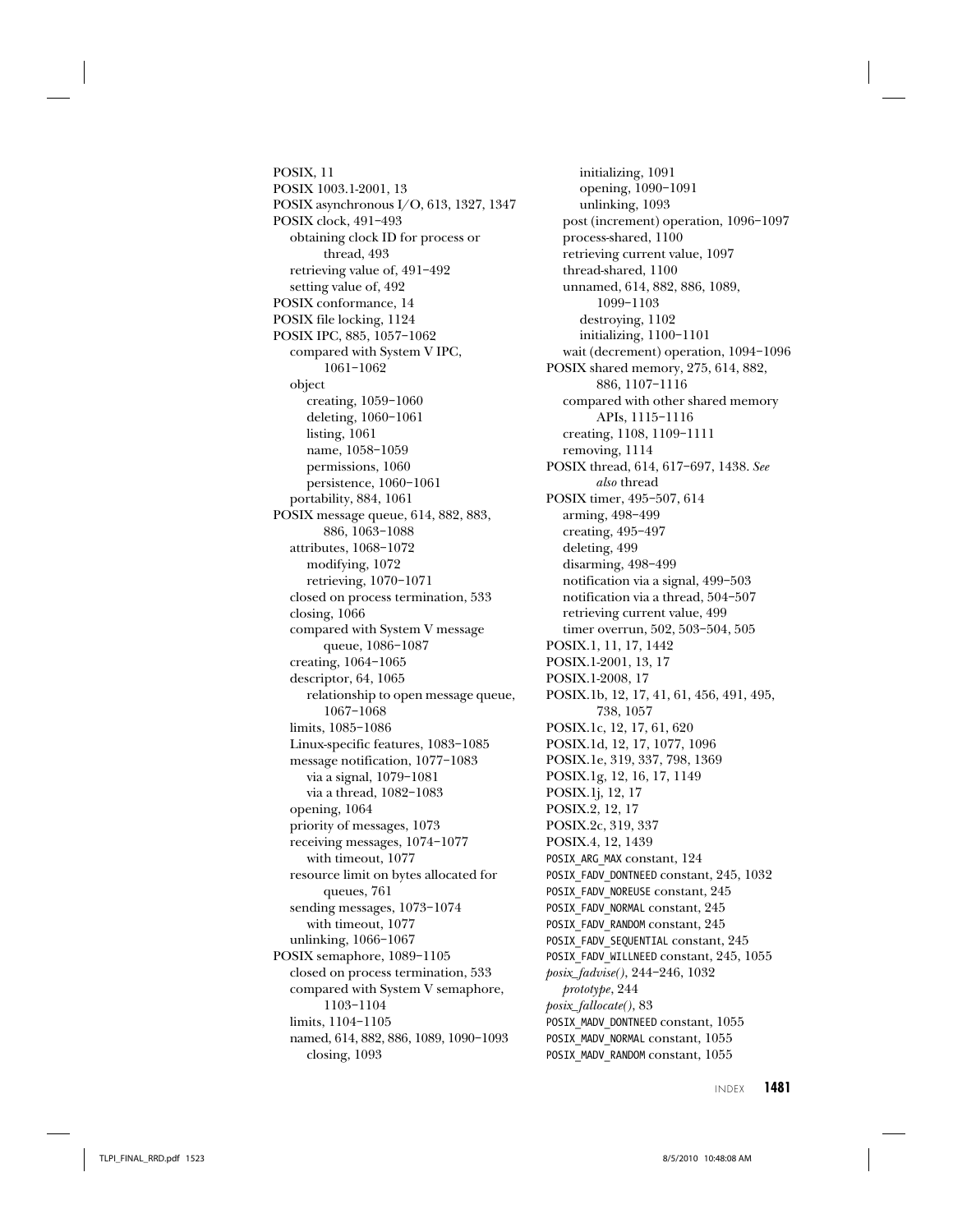POSIX, 11
POSIX 1003.1-2001, 13
POSIX asynchronous I/O, 613, 1327, 1347
POSIX clock, 491–493
  obtaining clock ID for process or thread, 493
  retrieving value of, 491–492
  setting value of, 492
POSIX conformance, 14
POSIX file locking, 1124
POSIX IPC, 885, 1057–1062
  compared with System V IPC, 1061–1062
  object
    creating, 1059–1060
    deleting, 1060–1061
    listing, 1061
    name, 1058–1059
    permissions, 1060
    persistence, 1060–1061
  portability, 884, 1061
POSIX message queue, 614, 882, 883, 886, 1063–1088
  attributes, 1068–1072
    modifying, 1072
    retrieving, 1070–1071
  closed on process termination, 533
  closing, 1066
  compared with System V message queue, 1086–1087
  creating, 1064–1065
  descriptor, 64, 1065
    relationship to open message queue, 1067–1068
  limits, 1085–1086
  Linux-specific features, 1083–1085
  message notification, 1077–1083
    via a signal, 1079–1081
    via a thread, 1082–1083
  opening, 1064
  priority of messages, 1073
  receiving messages, 1074–1077
    with timeout, 1077
  resource limit on bytes allocated for queues, 761
  sending messages, 1073–1074
    with timeout, 1077
  unlinking, 1066–1067
POSIX semaphore, 1089–1105
  closed on process termination, 533
  compared with System V semaphore, 1103–1104
  limits, 1104–1105
  named, 614, 882, 886, 1089, 1090–1093
    closing, 1093
    initializing, 1091
    opening, 1090–1091
    unlinking, 1093
  post (increment) operation, 1096–1097
  process-shared, 1100
  retrieving current value, 1097
  thread-shared, 1100
  unnamed, 614, 882, 886, 1089, 1099–1103
    destroying, 1102
    initializing, 1100–1101
  wait (decrement) operation, 1094–1096
POSIX shared memory, 275, 614, 882, 886, 1107–1116
  compared with other shared memory APIs, 1115–1116
  creating, 1108, 1109–1111
  removing, 1114
POSIX thread, 614, 617–697, 1438. *See also* thread
POSIX timer, 495–507, 614
  arming, 498–499
  creating, 495–497
  deleting, 499
  disarming, 498–499
  notification via a signal, 499–503
  notification via a thread, 504–507
  retrieving current value, 499
  timer overrun, 502, 503–504, 505
POSIX.1, 11, 17, 1442
POSIX.1-2001, 13, 17
POSIX.1-2008, 17
POSIX.1b, 12, 17, 41, 61, 456, 491, 495, 738, 1057
POSIX.1c, 12, 17, 61, 620
POSIX.1d, 12, 17, 1077, 1096
POSIX.1e, 319, 337, 798, 1369
POSIX.1g, 12, 16, 17, 1149
POSIX.1j, 12, 17
POSIX.2, 12, 17
POSIX.2c, 319, 337
POSIX.4, 12, 1439
`POSIX_ARG_MAX` constant, 124
`POSIX_FADV_DONTNEED` constant, 245, 1032
`POSIX_FADV_NOREUSE` constant, 245
`POSIX_FADV_NORMAL` constant, 245
`POSIX_FADV_RANDOM` constant, 245
`POSIX_FADV_SEQUENTIAL` constant, 245
`POSIX_FADV_WILLNEED` constant, 245, 1055
*posix_fadvise()*, 244–246, 1032
  *prototype*, 244
*posix_fallocate()*, 83
`POSIX_MADV_DONTNEED` constant, 1055
`POSIX_MADV_NORMAL` constant, 1055
`POSIX_MADV_RANDOM` constant, 1055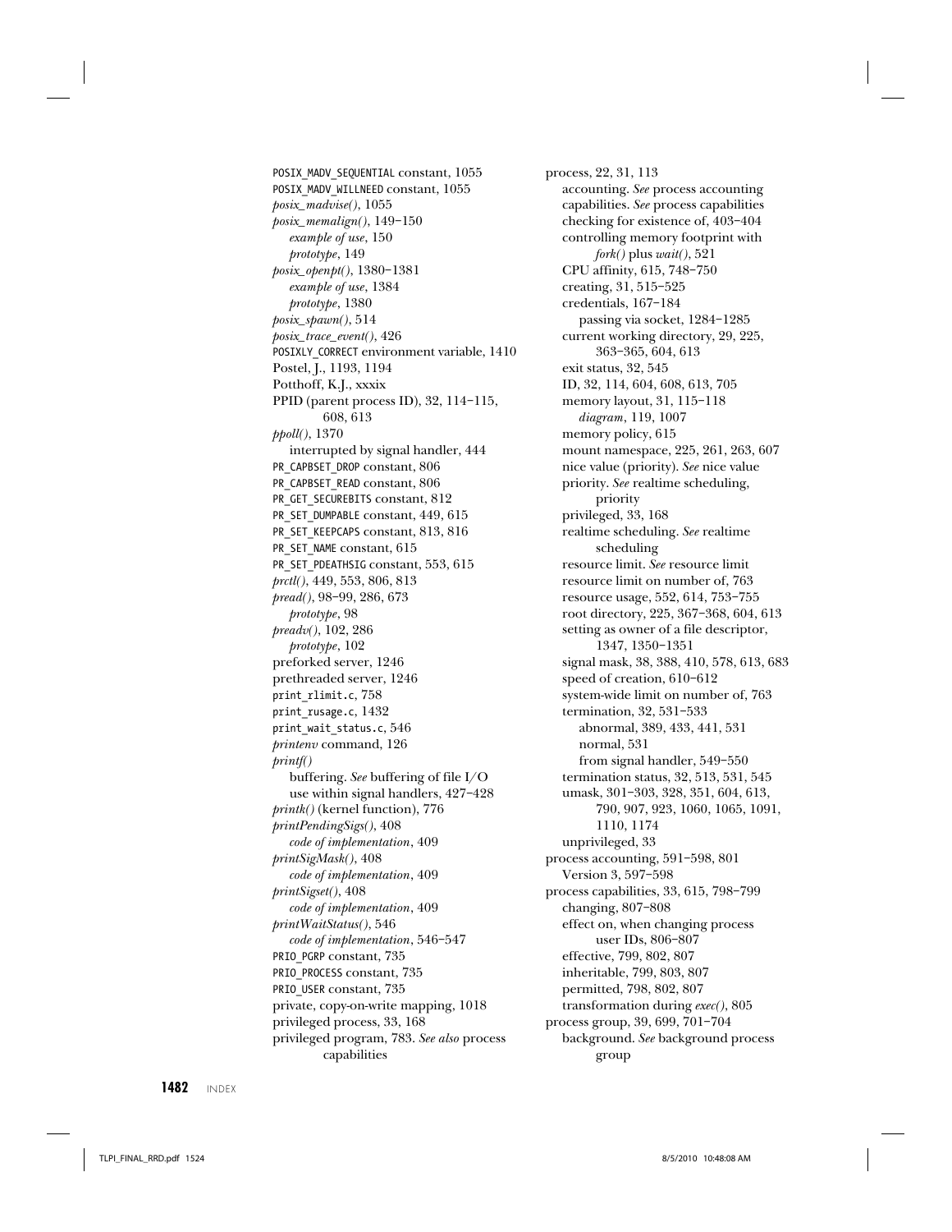POSIX_MADV_SEQUENTIAL constant, 1055
POSIX_MADV_WILLNEED constant, 1055
*posix_madvise()*, 1055
*posix_memalign()*, 149–150
  *example of use*, 150
  *prototype*, 149
*posix_openpt()*, 1380–1381
  *example of use*, 1384
  *prototype*, 1380
*posix_spawn()*, 514
*posix_trace_event()*, 426
POSIXLY_CORRECT environment variable, 1410
Postel, J., 1193, 1194
Potthoff, K.J., xxxix
PPID (parent process ID), 32, 114–115, 608, 613
*ppoll()*, 1370
  interrupted by signal handler, 444
PR_CAPBSET_DROP constant, 806
PR_CAPBSET_READ constant, 806
PR_GET_SECUREBITS constant, 812
PR_SET_DUMPABLE constant, 449, 615
PR_SET_KEEPCAPS constant, 813, 816
PR_SET_NAME constant, 615
PR_SET_PDEATHSIG constant, 553, 615
*prctl()*, 449, 553, 806, 813
*pread()*, 98–99, 286, 673
  *prototype*, 98
*preadv()*, 102, 286
  *prototype*, 102
preforked server, 1246
prethreaded server, 1246
print_rlimit.c, 758
print_rusage.c, 1432
print_wait_status.c, 546
*printenv* command, 126
*printf()*
  buffering. *See* buffering of file I/O
  use within signal handlers, 427–428
*printk()* (kernel function), 776
*printPendingSigs()*, 408
  *code of implementation*, 409
*printSigMask()*, 408
  *code of implementation*, 409
*printSigset()*, 408
  *code of implementation*, 409
*printWaitStatus()*, 546
  *code of implementation*, 546–547
PRIO_PGRP constant, 735
PRIO_PROCESS constant, 735
PRIO_USER constant, 735
private, copy-on-write mapping, 1018
privileged process, 33, 168
privileged program, 783. *See also* process capabilities

process, 22, 31, 113
  accounting. *See* process accounting
  capabilities. *See* process capabilities
  checking for existence of, 403–404
  controlling memory footprint with *fork()* plus *wait()*, 521
  CPU affinity, 615, 748–750
  creating, 31, 515–525
  credentials, 167–184
    passing via socket, 1284–1285
  current working directory, 29, 225, 363–365, 604, 613
  exit status, 32, 545
  ID, 32, 114, 604, 608, 613, 705
  memory layout, 31, 115–118
    *diagram*, 119, 1007
  memory policy, 615
  mount namespace, 225, 261, 263, 607
  nice value (priority). *See* nice value
  priority. *See* realtime scheduling, priority
  privileged, 33, 168
  realtime scheduling. *See* realtime scheduling
  resource limit. *See* resource limit
  resource limit on number of, 763
  resource usage, 552, 614, 753–755
  root directory, 225, 367–368, 604, 613
  setting as owner of a file descriptor, 1347, 1350–1351
  signal mask, 38, 388, 410, 578, 613, 683
  speed of creation, 610–612
  system-wide limit on number of, 763
  termination, 32, 531–533
    abnormal, 389, 433, 441, 531
    normal, 531
    from signal handler, 549–550
  termination status, 32, 513, 531, 545
  umask, 301–303, 328, 351, 604, 613, 790, 907, 923, 1060, 1065, 1091, 1110, 1174
  unprivileged, 33
process accounting, 591–598, 801
  Version 3, 597–598
process capabilities, 33, 615, 798–799
  changing, 807–808
  effect on, when changing process user IDs, 806–807
  effective, 799, 802, 807
  inheritable, 799, 803, 807
  permitted, 798, 802, 807
  transformation during *exec()*, 805
process group, 39, 699, 701–704
  background. *See* background process group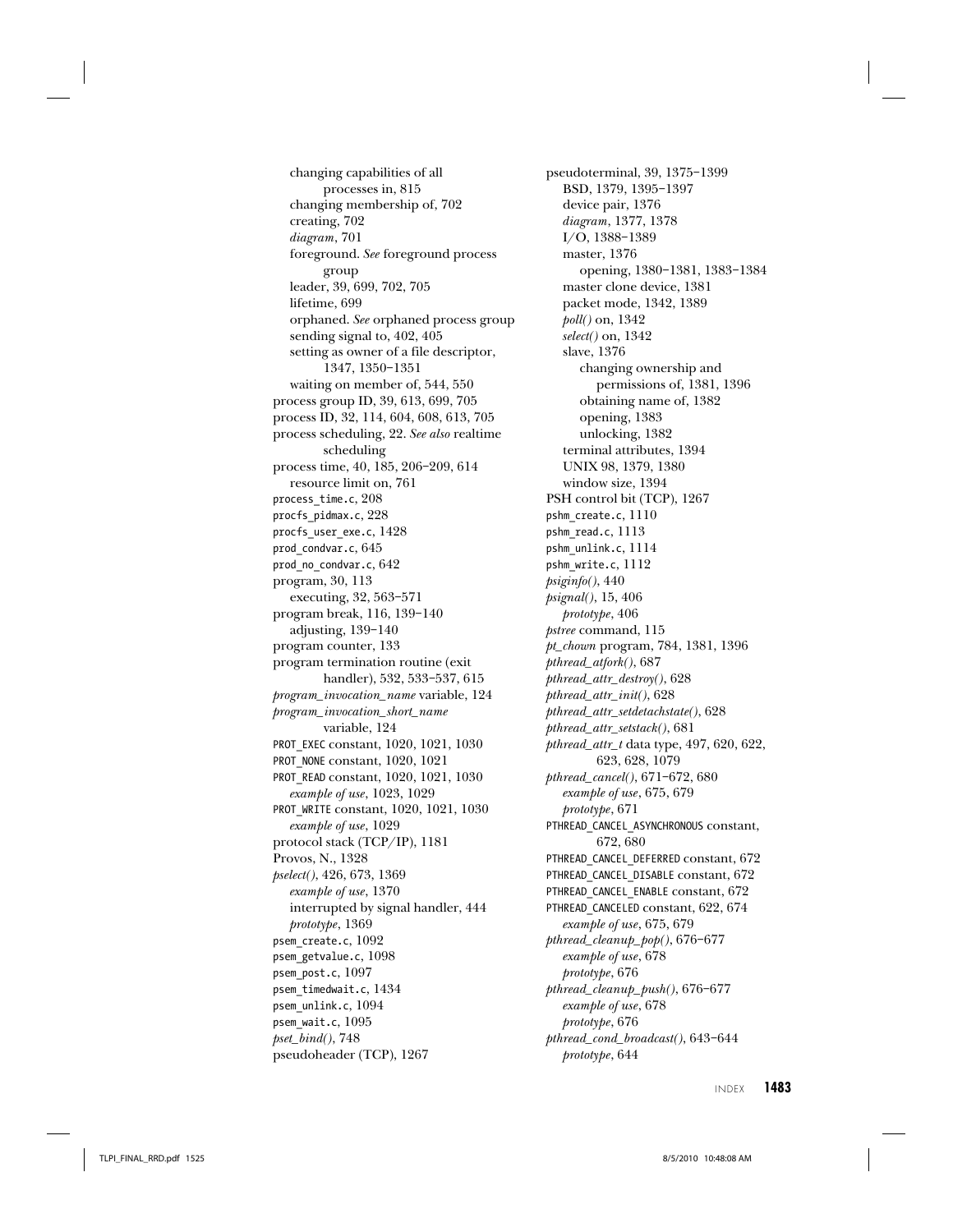changing capabilities of all processes in, 815
changing membership of, 702
creating, 702
*diagram*, 701
foreground. *See* foreground process group
leader, 39, 699, 702, 705
lifetime, 699
orphaned. *See* orphaned process group
sending signal to, 402, 405
setting as owner of a file descriptor, 1347, 1350–1351
waiting on member of, 544, 550

process group ID, 39, 613, 699, 705
process ID, 32, 114, 604, 608, 613, 705
process scheduling, 22. *See also* realtime scheduling
process time, 40, 185, 206–209, 614
resource limit on, 761
`process_time.c`, 208
`procfs_pidmax.c`, 228
`procfs_user_exe.c`, 1428
`prod_condvar.c`, 645
`prod_no_condvar.c`, 642
program, 30, 113
executing, 32, 563–571
program break, 116, 139–140
adjusting, 139–140
program counter, 133
program termination routine (exit handler), 532, 533–537, 615
*program_invocation_name* variable, 124
*program_invocation_short_name* variable, 124
`PROT_EXEC` constant, 1020, 1021, 1030
`PROT_NONE` constant, 1020, 1021
`PROT_READ` constant, 1020, 1021, 1030
*example of use*, 1023, 1029
`PROT_WRITE` constant, 1020, 1021, 1030
*example of use*, 1029
protocol stack (TCP/IP), 1181
Provos, N., 1328
*pselect()*, 426, 673, 1369
*example of use*, 1370
interrupted by signal handler, 444
*prototype*, 1369
`psem_create.c`, 1092
`psem_getvalue.c`, 1098
`psem_post.c`, 1097
`psem_timedwait.c`, 1434
`psem_unlink.c`, 1094
`psem_wait.c`, 1095
*pset_bind()*, 748
pseudoheader (TCP), 1267

pseudoterminal, 39, 1375–1399
BSD, 1379, 1395–1397
device pair, 1376
*diagram*, 1377, 1378
I/O, 1388–1389
master, 1376
opening, 1380–1381, 1383–1384
master clone device, 1381
packet mode, 1342, 1389
*poll()* on, 1342
*select()* on, 1342
slave, 1376
changing ownership and permissions of, 1381, 1396
obtaining name of, 1382
opening, 1383
unlocking, 1382
terminal attributes, 1394
UNIX 98, 1379, 1380
window size, 1394

PSH control bit (TCP), 1267
`pshm_create.c`, 1110
`pshm_read.c`, 1113
`pshm_unlink.c`, 1114
`pshm_write.c`, 1112
*psiginfo()*, 440
*psignal()*, 15, 406
*prototype*, 406
*pstree* command, 115
*pt_chown* program, 784, 1381, 1396
*pthread_atfork()*, 687
*pthread_attr_destroy()*, 628
*pthread_attr_init()*, 628
*pthread_attr_setdetachstate()*, 628
*pthread_attr_setstack()*, 681
*pthread_attr_t* data type, 497, 620, 622, 623, 628, 1079
*pthread_cancel()*, 671–672, 680
*example of use*, 675, 679
*prototype*, 671
`PTHREAD_CANCEL_ASYNCHRONOUS` constant, 672, 680
`PTHREAD_CANCEL_DEFERRED` constant, 672
`PTHREAD_CANCEL_DISABLE` constant, 672
`PTHREAD_CANCEL_ENABLE` constant, 672
`PTHREAD_CANCELED` constant, 622, 674
*example of use*, 675, 679
*pthread_cleanup_pop()*, 676–677
*example of use*, 678
*prototype*, 676
*pthread_cleanup_push()*, 676–677
*example of use*, 678
*prototype*, 676
*pthread_cond_broadcast()*, 643–644
*prototype*, 644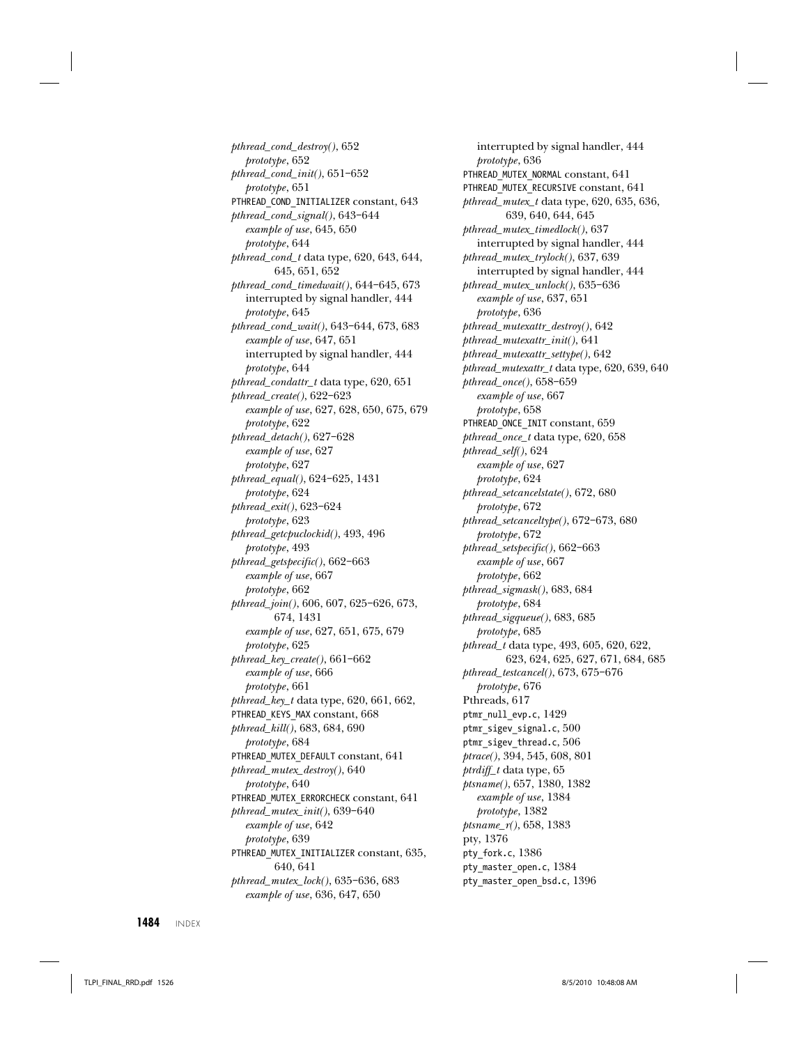*pthread_cond_destroy()*, 652
    *prototype*, 652
*pthread_cond_init()*, 651–652
    *prototype*, 651
PTHREAD_COND_INITIALIZER constant, 643
*pthread_cond_signal()*, 643–644
    *example of use*, 645, 650
    *prototype*, 644
*pthread_cond_t* data type, 620, 643, 644, 645, 651, 652
*pthread_cond_timedwait()*, 644–645, 673
    interrupted by signal handler, 444
    *prototype*, 645
*pthread_cond_wait()*, 643–644, 673, 683
    *example of use*, 647, 651
    interrupted by signal handler, 444
    *prototype*, 644
*pthread_condattr_t* data type, 620, 651
*pthread_create()*, 622–623
    *example of use*, 627, 628, 650, 675, 679
    *prototype*, 622
*pthread_detach()*, 627–628
    *example of use*, 627
    *prototype*, 627
*pthread_equal()*, 624–625, 1431
    *prototype*, 624
*pthread_exit()*, 623–624
    *prototype*, 623
*pthread_getcpuclockid()*, 493, 496
    *prototype*, 493
*pthread_getspecific()*, 662–663
    *example of use*, 667
    *prototype*, 662
*pthread_join()*, 606, 607, 625–626, 673, 674, 1431
    *example of use*, 627, 651, 675, 679
    *prototype*, 625
*pthread_key_create()*, 661–662
    *example of use*, 666
    *prototype*, 661
*pthread_key_t* data type, 620, 661, 662,
PTHREAD_KEYS_MAX constant, 668
*pthread_kill()*, 683, 684, 690
    *prototype*, 684
PTHREAD_MUTEX_DEFAULT constant, 641
*pthread_mutex_destroy()*, 640
    *prototype*, 640
PTHREAD_MUTEX_ERRORCHECK constant, 641
*pthread_mutex_init()*, 639–640
    *example of use*, 642
    *prototype*, 639
PTHREAD_MUTEX_INITIALIZER constant, 635, 640, 641
*pthread_mutex_lock()*, 635–636, 683
    *example of use*, 636, 647, 650
    interrupted by signal handler, 444
    *prototype*, 636
PTHREAD_MUTEX_NORMAL constant, 641
PTHREAD_MUTEX_RECURSIVE constant, 641
*pthread_mutex_t* data type, 620, 635, 636, 639, 640, 644, 645
*pthread_mutex_timedlock()*, 637
    interrupted by signal handler, 444
*pthread_mutex_trylock()*, 637, 639
    interrupted by signal handler, 444
*pthread_mutex_unlock()*, 635–636
    *example of use*, 637, 651
    *prototype*, 636
*pthread_mutexattr_destroy()*, 642
*pthread_mutexattr_init()*, 641
*pthread_mutexattr_settype()*, 642
*pthread_mutexattr_t* data type, 620, 639, 640
*pthread_once()*, 658–659
    *example of use*, 667
    *prototype*, 658
PTHREAD_ONCE_INIT constant, 659
*pthread_once_t* data type, 620, 658
*pthread_self()*, 624
    *example of use*, 627
    *prototype*, 624
*pthread_setcancelstate()*, 672, 680
    *prototype*, 672
*pthread_setcanceltype()*, 672–673, 680
    *prototype*, 672
*pthread_setspecific()*, 662–663
    *example of use*, 667
    *prototype*, 662
*pthread_sigmask()*, 683, 684
    *prototype*, 684
*pthread_sigqueue()*, 683, 685
    *prototype*, 685
*pthread_t* data type, 493, 605, 620, 622, 623, 624, 625, 627, 671, 684, 685
*pthread_testcancel()*, 673, 675–676
    *prototype*, 676
Pthreads, 617
ptmr_null_evp.c, 1429
ptmr_sigev_signal.c, 500
ptmr_sigev_thread.c, 506
*ptrace()*, 394, 545, 608, 801
*ptrdiff_t* data type, 65
*ptsname()*, 657, 1380, 1382
    *example of use*, 1384
    *prototype*, 1382
*ptsname_r()*, 658, 1383
pty, 1376
pty_fork.c, 1386
pty_master_open.c, 1384
pty_master_open_bsd.c, 1396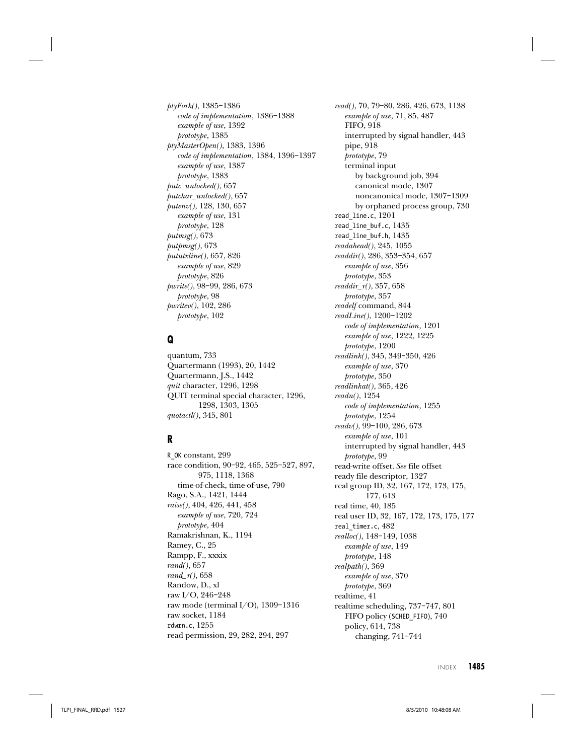*ptyFork()*, 1385–1386
  *code of implementation*, 1386–1388
  *example of use*, 1392
  *prototype*, 1385
*ptyMasterOpen()*, 1383, 1396
  *code of implementation*, 1384, 1396–1397
  *example of use*, 1387
  *prototype*, 1383
*putc_unlocked()*, 657
*putchar_unlocked()*, 657
*putenv()*, 128, 130, 657
  *example of use*, 131
  *prototype*, 128
*putmsg()*, 673
*putpmsg()*, 673
*pututxline()*, 657, 826
  *example of use*, 829
  *prototype*, 826
*pwrite()*, 98–99, 286, 673
  *prototype*, 98
*pwritev()*, 102, 286
  *prototype*, 102

## Q

quantum, 733
Quartermann (1993), 20, 1442
Quartermann, J.S., 1442
*quit* character, 1296, 1298
QUIT terminal special character, 1296, 1298, 1303, 1305
*quotactl()*, 345, 801

## R

`R_OK` constant, 299
race condition, 90–92, 465, 525–527, 897, 975, 1118, 1368
  time-of-check, time-of-use, 790
Rago, S.A., 1421, 1444
*raise()*, 404, 426, 441, 458
  *example of use*, 720, 724
  *prototype*, 404
Ramakrishnan, K., 1194
Ramey, C., 25
Rampp, F., xxxix
*rand()*, 657
*rand_r()*, 658
Randow, D., xl
raw I/O, 246–248
raw mode (terminal I/O), 1309–1316
raw socket, 1184
`rdwrn.c`, 1255
read permission, 29, 282, 294, 297
*read()*, 70, 79–80, 286, 426, 673, 1138
  *example of use*, 71, 85, 487
  FIFO, 918
  interrupted by signal handler, 443
  pipe, 918
  *prototype*, 79
  terminal input
    by background job, 394
    canonical mode, 1307
    noncanonical mode, 1307–1309
    by orphaned process group, 730
`read_line.c`, 1201
`read_line_buf.c`, 1435
`read_line_buf.h`, 1435
*readahead()*, 245, 1055
*readdir()*, 286, 353–354, 657
  *example of use*, 356
  *prototype*, 353
*readdir_r()*, 357, 658
  *prototype*, 357
*readelf* command, 844
*readLine()*, 1200–1202
  *code of implementation*, 1201
  *example of use*, 1222, 1225
  *prototype*, 1200
*readlink()*, 345, 349–350, 426
  *example of use*, 370
  *prototype*, 350
*readlinkat()*, 365, 426
*readn()*, 1254
  *code of implementation*, 1255
  *prototype*, 1254
*readv()*, 99–100, 286, 673
  *example of use*, 101
  interrupted by signal handler, 443
  *prototype*, 99
read-write offset. *See* file offset
ready file descriptor, 1327
real group ID, 32, 167, 172, 173, 175, 177, 613
real time, 40, 185
real user ID, 32, 167, 172, 173, 175, 177
`real_timer.c`, 482
*realloc()*, 148–149, 1038
  *example of use*, 149
  *prototype*, 148
*realpath()*, 369
  *example of use*, 370
  *prototype*, 369
realtime, 41
realtime scheduling, 737–747, 801
  FIFO policy (`SCHED_FIFO`), 740
  policy, 614, 738
    changing, 741–744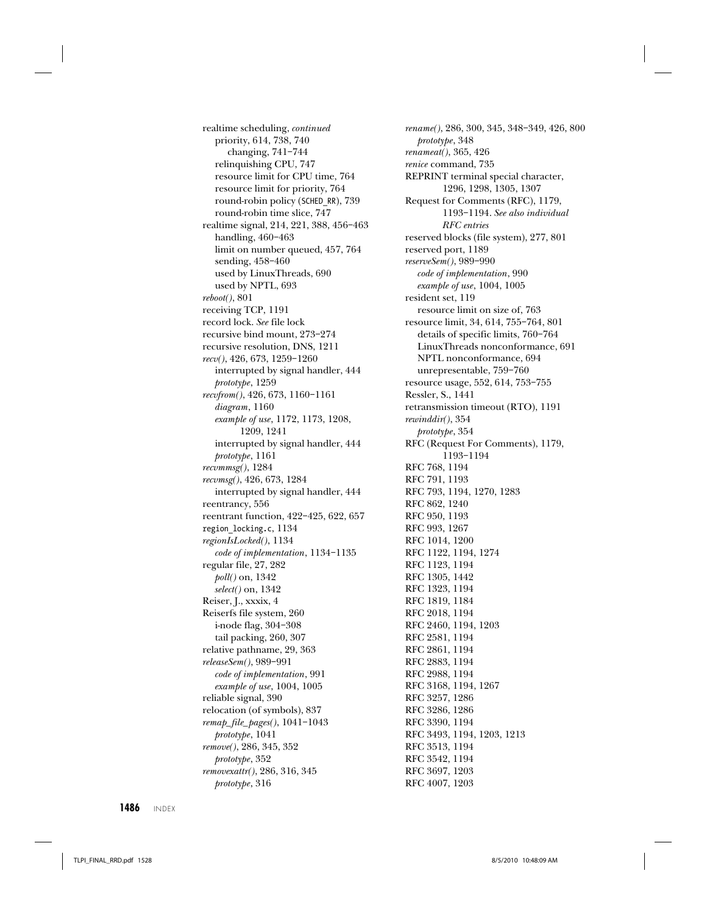realtime scheduling, *continued*
  priority, 614, 738, 740
    changing, 741–744
  relinquishing CPU, 747
  resource limit for CPU time, 764
  resource limit for priority, 764
  round-robin policy (`SCHED_RR`), 739
  round-robin time slice, 747
realtime signal, 214, 221, 388, 456–463
  handling, 460–463
  limit on number queued, 457, 764
  sending, 458–460
  used by LinuxThreads, 690
  used by NPTL, 693
*reboot()*, 801
receiving TCP, 1191
record lock. *See* file lock
recursive bind mount, 273–274
recursive resolution, DNS, 1211
*recv()*, 426, 673, 1259–1260
  interrupted by signal handler, 444
  *prototype*, 1259
*recvfrom()*, 426, 673, 1160–1161
  *diagram*, 1160
  *example of use*, 1172, 1173, 1208, 1209, 1241
  interrupted by signal handler, 444
  *prototype*, 1161
*recvmmsg()*, 1284
*recvmsg()*, 426, 673, 1284
  interrupted by signal handler, 444
reentrancy, 556
reentrant function, 422–425, 622, 657
`region_locking.c`, 1134
*regionIsLocked()*, 1134
  *code of implementation*, 1134–1135
regular file, 27, 282
  *poll()* on, 1342
  *select()* on, 1342
Reiser, J., xxxix, 4
Reiserfs file system, 260
  i-node flag, 304–308
  tail packing, 260, 307
relative pathname, 29, 363
*releaseSem()*, 989–991
  *code of implementation*, 991
  *example of use*, 1004, 1005
reliable signal, 390
relocation (of symbols), 837
*remap_file_pages()*, 1041–1043
  *prototype*, 1041
*remove()*, 286, 345, 352
  *prototype*, 352
*removexattr()*, 286, 316, 345
  *prototype*, 316
*rename()*, 286, 300, 345, 348–349, 426, 800
  *prototype*, 348
*renameat()*, 365, 426
*renice* command, 735
REPRINT terminal special character, 1296, 1298, 1305, 1307
Request for Comments (RFC), 1179, 1193–1194. *See also individual RFC entries*
reserved blocks (file system), 277, 801
reserved port, 1189
*reserveSem()*, 989–990
  *code of implementation*, 990
  *example of use*, 1004, 1005
resident set, 119
  resource limit on size of, 763
resource limit, 34, 614, 755–764, 801
  details of specific limits, 760–764
  LinuxThreads nonconformance, 691
  NPTL nonconformance, 694
  unrepresentable, 759–760
resource usage, 552, 614, 753–755
Ressler, S., 1441
retransmission timeout (RTO), 1191
*rewinddir()*, 354
  *prototype*, 354
RFC (Request For Comments), 1179, 1193–1194
RFC 768, 1194
RFC 791, 1193
RFC 793, 1194, 1270, 1283
RFC 862, 1240
RFC 950, 1193
RFC 993, 1267
RFC 1014, 1200
RFC 1122, 1194, 1274
RFC 1123, 1194
RFC 1305, 1442
RFC 1323, 1194
RFC 1819, 1184
RFC 2018, 1194
RFC 2460, 1194, 1203
RFC 2581, 1194
RFC 2861, 1194
RFC 2883, 1194
RFC 2988, 1194
RFC 3168, 1194, 1267
RFC 3257, 1286
RFC 3286, 1286
RFC 3390, 1194
RFC 3493, 1194, 1203, 1213
RFC 3513, 1194
RFC 3542, 1194
RFC 3697, 1203
RFC 4007, 1203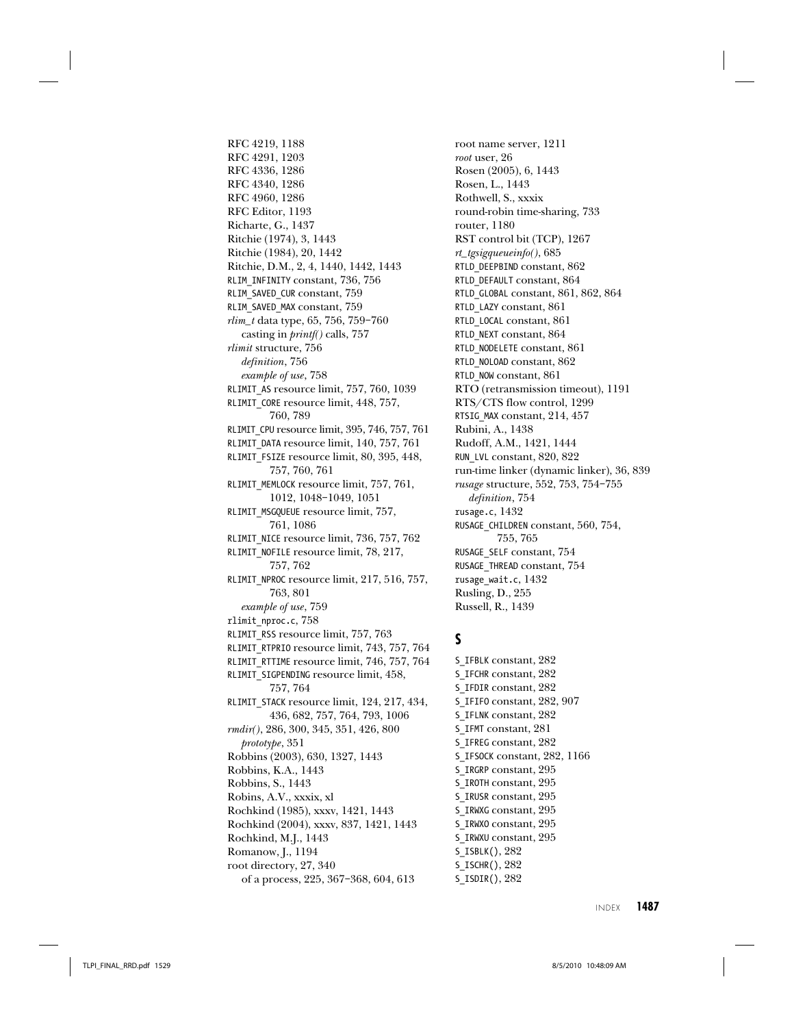RFC 4219, 1188
RFC 4291, 1203
RFC 4336, 1286
RFC 4340, 1286
RFC 4960, 1286
RFC Editor, 1193
Richarte, G., 1437
Ritchie (1974), 3, 1443
Ritchie (1984), 20, 1442
Ritchie, D.M., 2, 4, 1440, 1442, 1443
`RLIM_INFINITY` constant, 736, 756
`RLIM_SAVED_CUR` constant, 759
`RLIM_SAVED_MAX` constant, 759
*rlim_t* data type, 65, 756, 759–760
  casting in *printf()* calls, 757
*rlimit* structure, 756
  *definition*, 756
  *example of use*, 758
`RLIMIT_AS` resource limit, 757, 760, 1039
`RLIMIT_CORE` resource limit, 448, 757, 760, 789
`RLIMIT_CPU` resource limit, 395, 746, 757, 761
`RLIMIT_DATA` resource limit, 140, 757, 761
`RLIMIT_FSIZE` resource limit, 80, 395, 448, 757, 760, 761
`RLIMIT_MEMLOCK` resource limit, 757, 761, 1012, 1048–1049, 1051
`RLIMIT_MSGQUEUE` resource limit, 757, 761, 1086
`RLIMIT_NICE` resource limit, 736, 757, 762
`RLIMIT_NOFILE` resource limit, 78, 217, 757, 762
`RLIMIT_NPROC` resource limit, 217, 516, 757, 763, 801
  *example of use*, 759
`rlimit_nproc.c`, 758
`RLIMIT_RSS` resource limit, 757, 763
`RLIMIT_RTPRIO` resource limit, 743, 757, 764
`RLIMIT_RTTIME` resource limit, 746, 757, 764
`RLIMIT_SIGPENDING` resource limit, 458, 757, 764
`RLIMIT_STACK` resource limit, 124, 217, 434, 436, 682, 757, 764, 793, 1006
*rmdir()*, 286, 300, 345, 351, 426, 800
  *prototype*, 351
Robbins (2003), 630, 1327, 1443
Robbins, K.A., 1443
Robbins, S., 1443
Robins, A.V., xxxix, xl
Rochkind (1985), xxxv, 1421, 1443
Rochkind (2004), xxxv, 837, 1421, 1443
Rochkind, M.J., 1443
Romanow, J., 1194
root directory, 27, 340
  of a process, 225, 367–368, 604, 613
root name server, 1211
*root* user, 26
Rosen (2005), 6, 1443
Rosen, L., 1443
Rothwell, S., xxxix
round-robin time-sharing, 733
router, 1180
RST control bit (TCP), 1267
*rt_tgsigqueueinfo()*, 685
`RTLD_DEEPBIND` constant, 862
`RTLD_DEFAULT` constant, 864
`RTLD_GLOBAL` constant, 861, 862, 864
`RTLD_LAZY` constant, 861
`RTLD_LOCAL` constant, 861
`RTLD_NEXT` constant, 864
`RTLD_NODELETE` constant, 861
`RTLD_NOLOAD` constant, 862
`RTLD_NOW` constant, 861
RTO (retransmission timeout), 1191
RTS/CTS flow control, 1299
`RTSIG_MAX` constant, 214, 457
Rubini, A., 1438
Rudoff, A.M., 1421, 1444
`RUN_LVL` constant, 820, 822
run-time linker (dynamic linker), 36, 839
*rusage* structure, 552, 753, 754–755
  *definition*, 754
`rusage.c`, 1432
`RUSAGE_CHILDREN` constant, 560, 754, 755, 765
`RUSAGE_SELF` constant, 754
`RUSAGE_THREAD` constant, 754
`rusage_wait.c`, 1432
Rusling, D., 255
Russell, R., 1439

## S

`S_IFBLK` constant, 282
`S_IFCHR` constant, 282
`S_IFDIR` constant, 282
`S_IFIFO` constant, 282, 907
`S_IFLNK` constant, 282
`S_IFMT` constant, 281
`S_IFREG` constant, 282
`S_IFSOCK` constant, 282, 1166
`S_IRGRP` constant, 295
`S_IROTH` constant, 295
`S_IRUSR` constant, 295
`S_IRWXG` constant, 295
`S_IRWXO` constant, 295
`S_IRWXU` constant, 295
`S_ISBLK()`, 282
`S_ISCHR()`, 282
`S_ISDIR()`, 282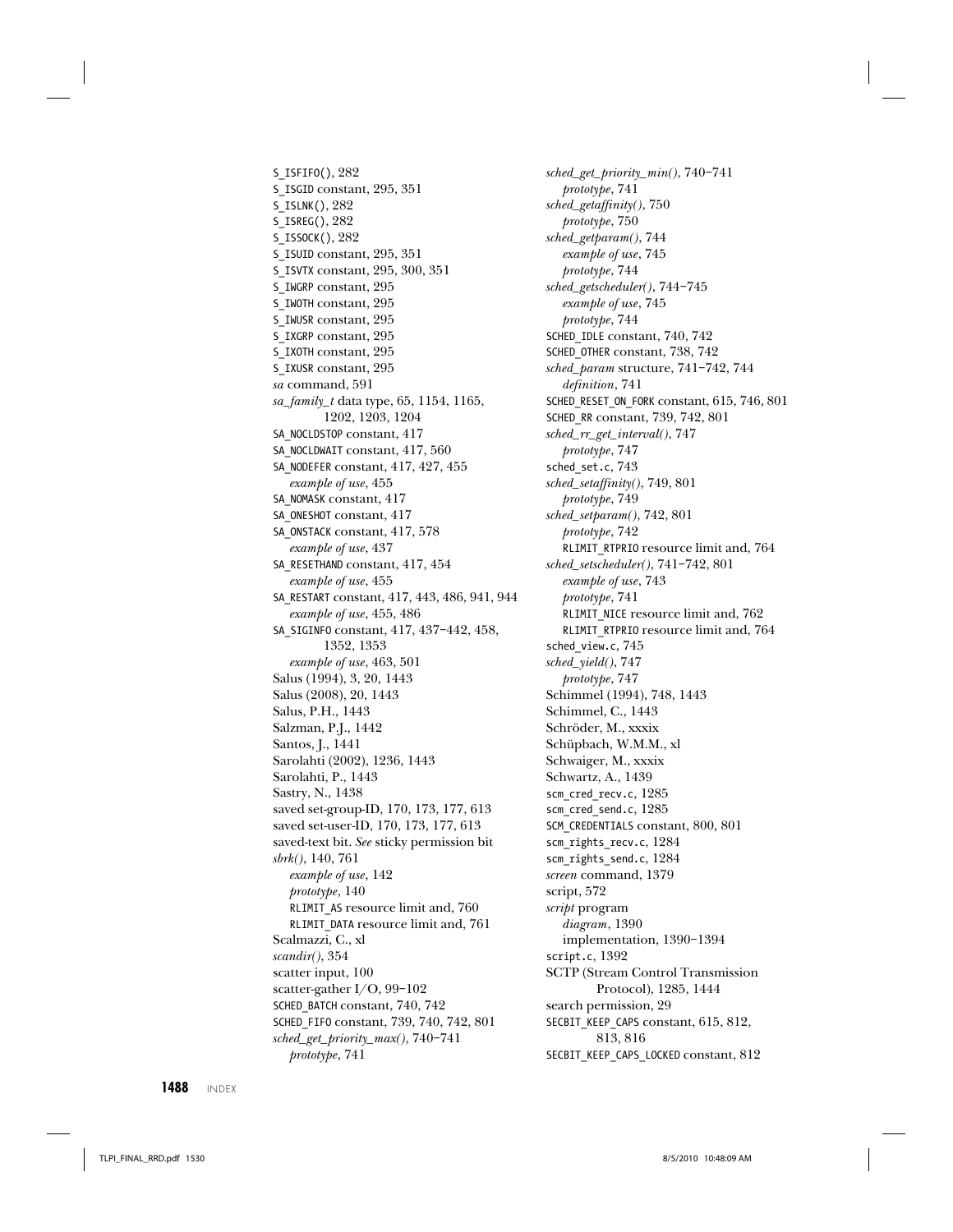S_ISFIFO(), 282
S_ISGID constant, 295, 351
S_ISLNK(), 282
S_ISREG(), 282
S_ISSOCK(), 282
S_ISUID constant, 295, 351
S_ISVTX constant, 295, 300, 351
S_IWGRP constant, 295
S_IWOTH constant, 295
S_IWUSR constant, 295
S_IXGRP constant, 295
S_IXOTH constant, 295
S_IXUSR constant, 295
*sa* command, 591
*sa_family_t* data type, 65, 1154, 1165, 1202, 1203, 1204
SA_NOCLDSTOP constant, 417
SA_NOCLDWAIT constant, 417, 560
SA_NODEFER constant, 417, 427, 455
 *example of use*, 455
SA_NOMASK constant, 417
SA_ONESHOT constant, 417
SA_ONSTACK constant, 417, 578
 *example of use*, 437
SA_RESETHAND constant, 417, 454
 *example of use*, 455
SA_RESTART constant, 417, 443, 486, 941, 944
 *example of use*, 455, 486
SA_SIGINFO constant, 417, 437–442, 458, 1352, 1353
 *example of use*, 463, 501
Salus (1994), 3, 20, 1443
Salus (2008), 20, 1443
Salus, P.H., 1443
Salzman, P.J., 1442
Santos, J., 1441
Sarolahti (2002), 1236, 1443
Sarolahti, P., 1443
Sastry, N., 1438
saved set-group-ID, 170, 173, 177, 613
saved set-user-ID, 170, 173, 177, 613
saved-text bit. *See* sticky permission bit
*sbrk()*, 140, 761
 *example of use*, 142
 *prototype*, 140
 RLIMIT_AS resource limit and, 760
 RLIMIT_DATA resource limit and, 761
Scalmazzi, C., xl
*scandir()*, 354
scatter input, 100
scatter-gather I/O, 99–102
SCHED_BATCH constant, 740, 742
SCHED_FIFO constant, 739, 740, 742, 801
*sched_get_priority_max()*, 740–741
 *prototype*, 741
*sched_get_priority_min()*, 740–741
 *prototype*, 741
*sched_getaffinity()*, 750
 *prototype*, 750
*sched_getparam()*, 744
 *example of use*, 745
 *prototype*, 744
*sched_getscheduler()*, 744–745
 *example of use*, 745
 *prototype*, 744
SCHED_IDLE constant, 740, 742
SCHED_OTHER constant, 738, 742
*sched_param* structure, 741–742, 744
 *definition*, 741
SCHED_RESET_ON_FORK constant, 615, 746, 801
SCHED_RR constant, 739, 742, 801
*sched_rr_get_interval()*, 747
 *prototype*, 747
sched_set.c, 743
*sched_setaffinity()*, 749, 801
 *prototype*, 749
*sched_setparam()*, 742, 801
 *prototype*, 742
 RLIMIT_RTPRIO resource limit and, 764
*sched_setscheduler()*, 741–742, 801
 *example of use*, 743
 *prototype*, 741
 RLIMIT_NICE resource limit and, 762
 RLIMIT_RTPRIO resource limit and, 764
sched_view.c, 745
*sched_yield()*, 747
 *prototype*, 747
Schimmel (1994), 748, 1443
Schimmel, C., 1443
Schröder, M., xxxix
Schüpbach, W.M.M., xl
Schwaiger, M., xxxix
Schwartz, A., 1439
scm_cred_recv.c, 1285
scm_cred_send.c, 1285
SCM_CREDENTIALS constant, 800, 801
scm_rights_recv.c, 1284
scm_rights_send.c, 1284
*screen* command, 1379
script, 572
*script* program
 *diagram*, 1390
 implementation, 1390–1394
script.c, 1392
SCTP (Stream Control Transmission Protocol), 1285, 1444
search permission, 29
SECBIT_KEEP_CAPS constant, 615, 812, 813, 816
SECBIT_KEEP_CAPS_LOCKED constant, 812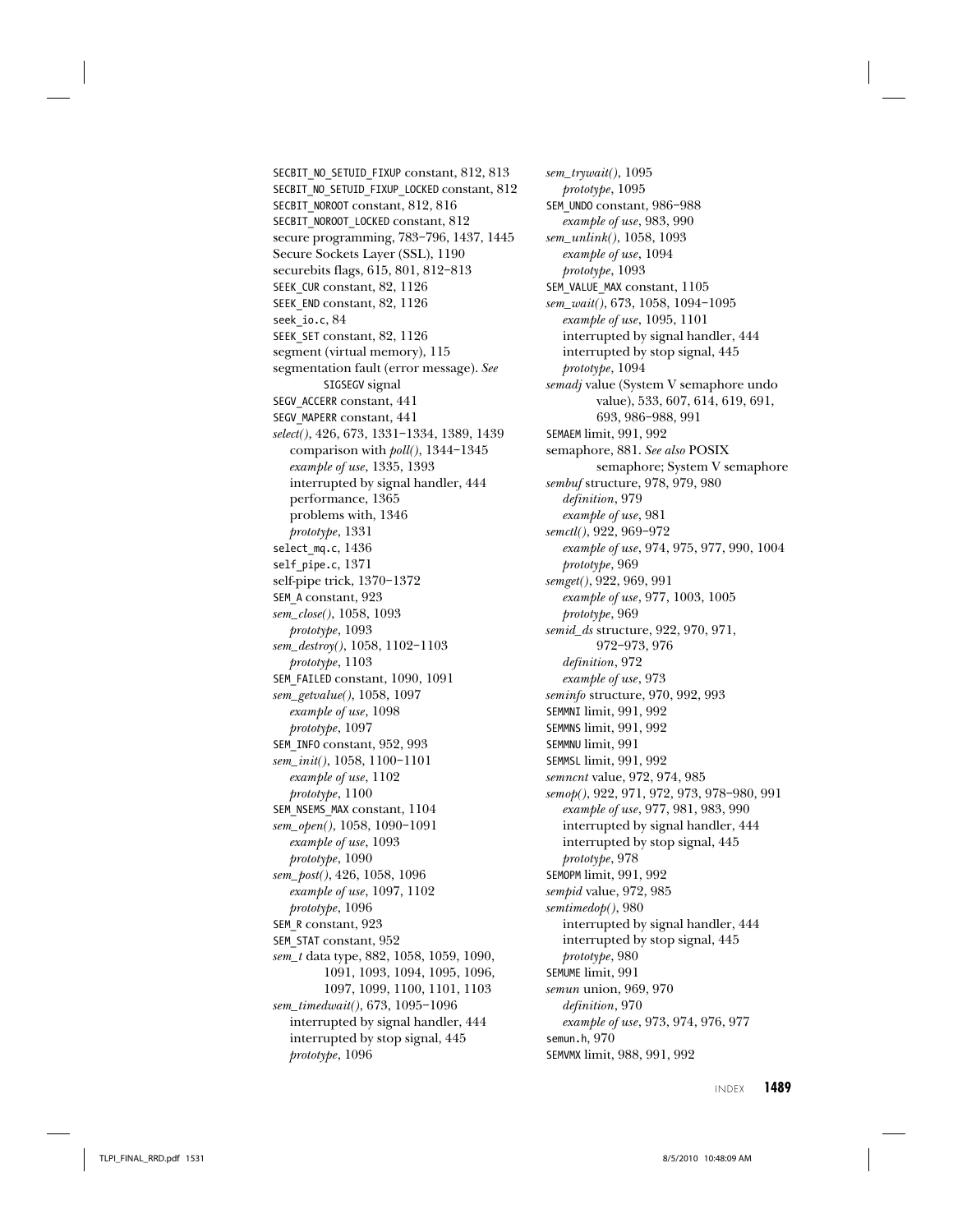SECBIT_NO_SETUID_FIXUP constant, 812, 813
SECBIT_NO_SETUID_FIXUP_LOCKED constant, 812
SECBIT_NOROOT constant, 812, 816
SECBIT_NOROOT_LOCKED constant, 812
secure programming, 783–796, 1437, 1445
Secure Sockets Layer (SSL), 1190
securebits flags, 615, 801, 812–813
SEEK_CUR constant, 82, 1126
SEEK_END constant, 82, 1126
seek_io.c, 84
SEEK_SET constant, 82, 1126
segment (virtual memory), 115
segmentation fault (error message). *See* SIGSEGV signal
SEGV_ACCERR constant, 441
SEGV_MAPERR constant, 441
*select()*, 426, 673, 1331–1334, 1389, 1439
  comparison with *poll()*, 1344–1345
  *example of use*, 1335, 1393
  interrupted by signal handler, 444
  performance, 1365
  problems with, 1346
  *prototype*, 1331
select_mq.c, 1436
self_pipe.c, 1371
self-pipe trick, 1370–1372
SEM_A constant, 923
*sem_close()*, 1058, 1093
  *prototype*, 1093
*sem_destroy()*, 1058, 1102–1103
  *prototype*, 1103
SEM_FAILED constant, 1090, 1091
*sem_getvalue()*, 1058, 1097
  *example of use*, 1098
  *prototype*, 1097
SEM_INFO constant, 952, 993
*sem_init()*, 1058, 1100–1101
  *example of use*, 1102
  *prototype*, 1100
SEM_NSEMS_MAX constant, 1104
*sem_open()*, 1058, 1090–1091
  *example of use*, 1093
  *prototype*, 1090
*sem_post()*, 426, 1058, 1096
  *example of use*, 1097, 1102
  *prototype*, 1096
SEM_R constant, 923
SEM_STAT constant, 952
*sem_t* data type, 882, 1058, 1059, 1090, 1091, 1093, 1094, 1095, 1096, 1097, 1099, 1100, 1101, 1103
*sem_timedwait()*, 673, 1095–1096
  interrupted by signal handler, 444
  interrupted by stop signal, 445
  *prototype*, 1096
*sem_trywait()*, 1095
  *prototype*, 1095
SEM_UNDO constant, 986–988
  *example of use*, 983, 990
*sem_unlink()*, 1058, 1093
  *example of use*, 1094
  *prototype*, 1093
SEM_VALUE_MAX constant, 1105
*sem_wait()*, 673, 1058, 1094–1095
  *example of use*, 1095, 1101
  interrupted by signal handler, 444
  interrupted by stop signal, 445
  *prototype*, 1094
*semadj* value (System V semaphore undo value), 533, 607, 614, 619, 691, 693, 986–988, 991
SEMAEM limit, 991, 992
semaphore, 881. *See also* POSIX semaphore; System V semaphore
*sembuf* structure, 978, 979, 980
  *definition*, 979
  *example of use*, 981
*semctl()*, 922, 969–972
  *example of use*, 974, 975, 977, 990, 1004
  *prototype*, 969
*semget()*, 922, 969, 991
  *example of use*, 977, 1003, 1005
  *prototype*, 969
*semid_ds* structure, 922, 970, 971, 972–973, 976
  *definition*, 972
  *example of use*, 973
*seminfo* structure, 970, 992, 993
SEMMNI limit, 991, 992
SEMMNS limit, 991, 992
SEMMNU limit, 991
SEMMSL limit, 991, 992
*semncnt* value, 972, 974, 985
*semop()*, 922, 971, 972, 973, 978–980, 991
  *example of use*, 977, 981, 983, 990
  interrupted by signal handler, 444
  interrupted by stop signal, 445
  *prototype*, 978
SEMOPM limit, 991, 992
*sempid* value, 972, 985
*semtimedop()*, 980
  interrupted by signal handler, 444
  interrupted by stop signal, 445
  *prototype*, 980
SEMUME limit, 991
*semun* union, 969, 970
  *definition*, 970
  *example of use*, 973, 974, 976, 977
semun.h, 970
SEMVMX limit, 988, 991, 992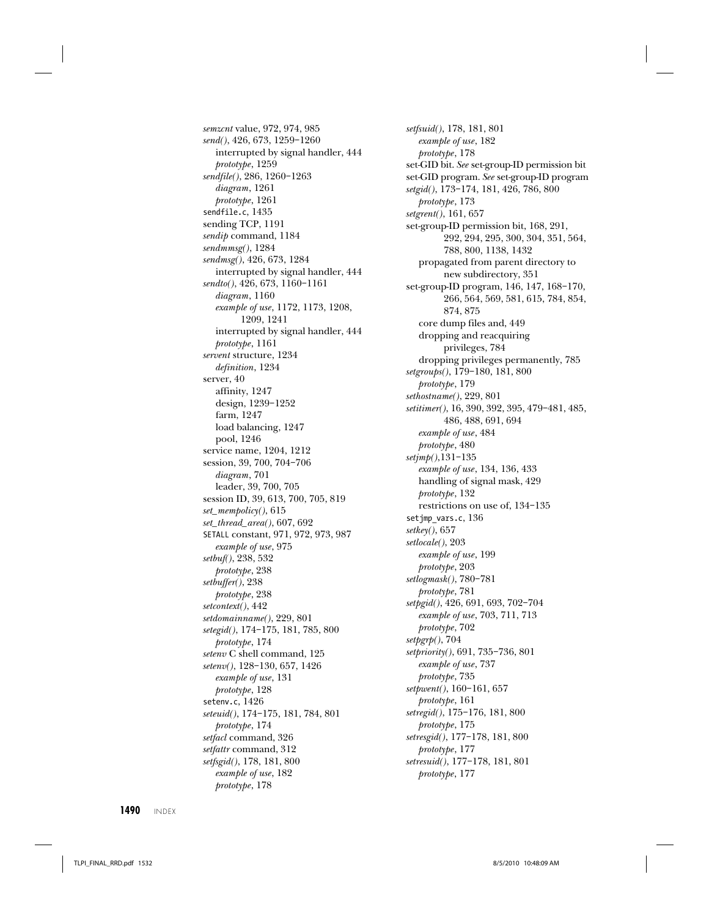*semzcnt* value, 972, 974, 985
*send()*, 426, 673, 1259–1260
  interrupted by signal handler, 444
  *prototype*, 1259
*sendfile()*, 286, 1260–1263
  *diagram*, 1261
  *prototype*, 1261
`sendfile.c`, 1435
sending TCP, 1191
*sendip* command, 1184
*sendmmsg()*, 1284
*sendmsg()*, 426, 673, 1284
  interrupted by signal handler, 444
*sendto()*, 426, 673, 1160–1161
  *diagram*, 1160
  *example of use*, 1172, 1173, 1208, 1209, 1241
  interrupted by signal handler, 444
  *prototype*, 1161
*servent* structure, 1234
  *definition*, 1234
server, 40
  affinity, 1247
  design, 1239–1252
  farm, 1247
  load balancing, 1247
  pool, 1246
service name, 1204, 1212
session, 39, 700, 704–706
  *diagram*, 701
  leader, 39, 700, 705
session ID, 39, 613, 700, 705, 819
*set_mempolicy()*, 615
*set_thread_area()*, 607, 692
`SETALL` constant, 971, 972, 973, 987
  *example of use*, 975
*setbuf()*, 238, 532
  *prototype*, 238
*setbuffer()*, 238
  *prototype*, 238
*setcontext()*, 442
*setdomainname()*, 229, 801
*setegid()*, 174–175, 181, 785, 800
  *prototype*, 174
*setenv* C shell command, 125
*setenv()*, 128–130, 657, 1426
  *example of use*, 131
  *prototype*, 128
`setenv.c`, 1426
*seteuid()*, 174–175, 181, 784, 801
  *prototype*, 174
*setfacl* command, 326
*setfattr* command, 312
*setfsgid()*, 178, 181, 800
  *example of use*, 182
  *prototype*, 178
*setfsuid()*, 178, 181, 801
  *example of use*, 182
  *prototype*, 178
set-GID bit. *See* set-group-ID permission bit
set-GID program. *See* set-group-ID program
*setgid()*, 173–174, 181, 426, 786, 800
  *prototype*, 173
*setgrent()*, 161, 657
set-group-ID permission bit, 168, 291, 292, 294, 295, 300, 304, 351, 564, 788, 800, 1138, 1432
  propagated from parent directory to new subdirectory, 351
set-group-ID program, 146, 147, 168–170, 266, 564, 569, 581, 615, 784, 854, 874, 875
  core dump files and, 449
  dropping and reacquiring privileges, 784
  dropping privileges permanently, 785
*setgroups()*, 179–180, 181, 800
  *prototype*, 179
*sethostname()*, 229, 801
*setitimer()*, 16, 390, 392, 395, 479–481, 485, 486, 488, 691, 694
  *example of use*, 484
  *prototype*, 480
*setjmp()*,131–135
  *example of use*, 134, 136, 433
  handling of signal mask, 429
  *prototype*, 132
  restrictions on use of, 134–135
`setjmp_vars.c`, 136
*setkey()*, 657
*setlocale()*, 203
  *example of use*, 199
  *prototype*, 203
*setlogmask()*, 780–781
  *prototype*, 781
*setpgid()*, 426, 691, 693, 702–704
  *example of use*, 703, 711, 713
  *prototype*, 702
*setpgrp()*, 704
*setpriority()*, 691, 735–736, 801
  *example of use*, 737
  *prototype*, 735
*setpwent()*, 160–161, 657
  *prototype*, 161
*setregid()*, 175–176, 181, 800
  *prototype*, 175
*setresgid()*, 177–178, 181, 800
  *prototype*, 177
*setresuid()*, 177–178, 181, 801
  *prototype*, 177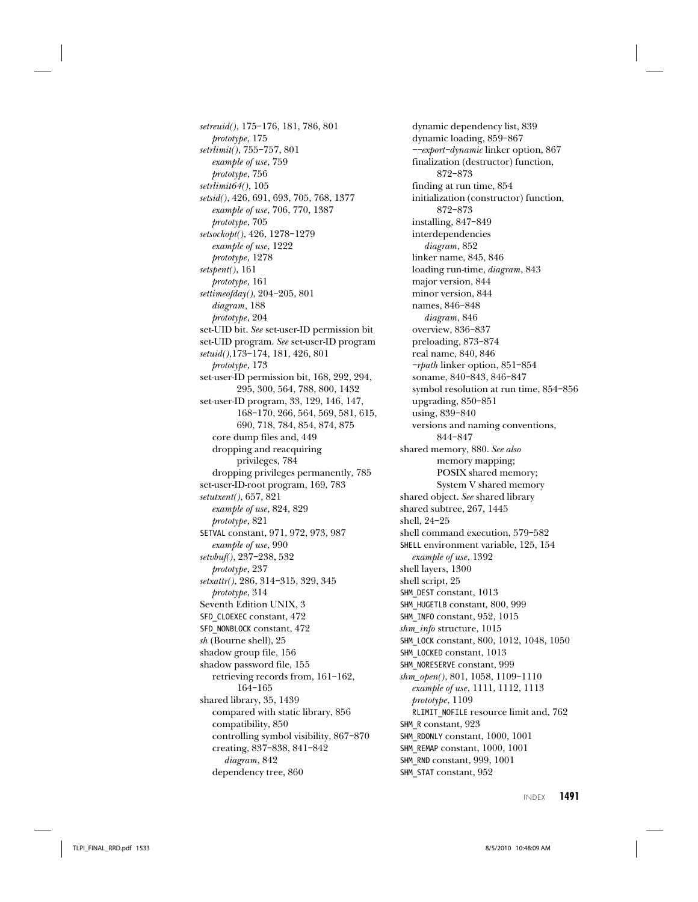*setreuid()*, 175–176, 181, 786, 801
  *prototype*, 175
*setrlimit()*, 755–757, 801
  *example of use*, 759
  *prototype*, 756
*setrlimit64()*, 105
*setsid()*, 426, 691, 693, 705, 768, 1377
  *example of use*, 706, 770, 1387
  *prototype*, 705
*setsockopt()*, 426, 1278–1279
  *example of use*, 1222
  *prototype*, 1278
*setspent()*, 161
  *prototype*, 161
*settimeofday()*, 204–205, 801
  *diagram*, 188
  *prototype*, 204
set-UID bit. *See* set-user-ID permission bit
set-UID program. *See* set-user-ID program
*setuid()*,173–174, 181, 426, 801
  *prototype*, 173
set-user-ID permission bit, 168, 292, 294, 295, 300, 564, 788, 800, 1432
set-user-ID program, 33, 129, 146, 147, 168–170, 266, 564, 569, 581, 615, 690, 718, 784, 854, 874, 875
  core dump files and, 449
  dropping and reacquiring privileges, 784
  dropping privileges permanently, 785
set-user-ID-root program, 169, 783
*setutxent()*, 657, 821
  *example of use*, 824, 829
  *prototype*, 821
SETVAL constant, 971, 972, 973, 987
  *example of use*, 990
*setvbuf()*, 237–238, 532
  *prototype*, 237
*setxattr()*, 286, 314–315, 329, 345
  *prototype*, 314
Seventh Edition UNIX, 3
SFD_CLOEXEC constant, 472
SFD_NONBLOCK constant, 472
*sh* (Bourne shell), 25
shadow group file, 156
shadow password file, 155
  retrieving records from, 161–162, 164–165
shared library, 35, 1439
  compared with static library, 856
  compatibility, 850
  controlling symbol visibility, 867–870
  creating, 837–838, 841–842
    *diagram*, 842
  dependency tree, 860
  dynamic dependency list, 839
  dynamic loading, 859–867
  *––export–dynamic* linker option, 867
  finalization (destructor) function, 872–873
  finding at run time, 854
  initialization (constructor) function, 872–873
  installing, 847–849
  interdependencies
    *diagram*, 852
  linker name, 845, 846
  loading run-time, *diagram*, 843
  major version, 844
  minor version, 844
  names, 846–848
    *diagram*, 846
  overview, 836–837
  preloading, 873–874
  real name, 840, 846
  *–rpath* linker option, 851–854
  soname, 840–843, 846–847
  symbol resolution at run time, 854–856
  upgrading, 850–851
  using, 839–840
  versions and naming conventions, 844–847
shared memory, 880. *See also* memory mapping; POSIX shared memory; System V shared memory
shared object. *See* shared library
shared subtree, 267, 1445
shell, 24–25
shell command execution, 579–582
SHELL environment variable, 125, 154
  *example of use*, 1392
shell layers, 1300
shell script, 25
SHM_DEST constant, 1013
SHM_HUGETLB constant, 800, 999
SHM_INFO constant, 952, 1015
*shm_info* structure, 1015
SHM_LOCK constant, 800, 1012, 1048, 1050
SHM_LOCKED constant, 1013
SHM_NORESERVE constant, 999
*shm_open()*, 801, 1058, 1109–1110
  *example of use*, 1111, 1112, 1113
  *prototype*, 1109
  RLIMIT_NOFILE resource limit and, 762
SHM_R constant, 923
SHM_RDONLY constant, 1000, 1001
SHM_REMAP constant, 1000, 1001
SHM_RND constant, 999, 1001
SHM_STAT constant, 952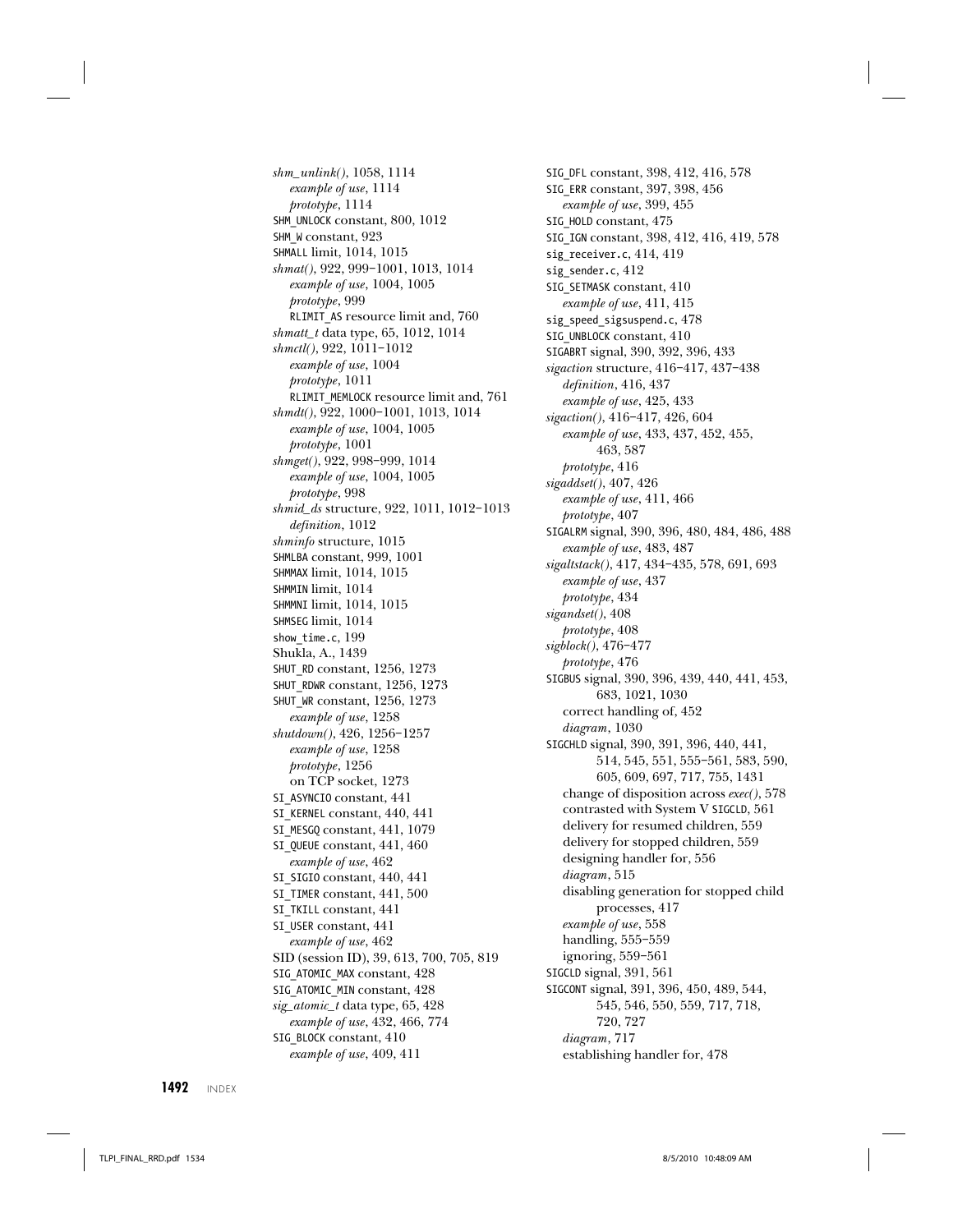*shm_unlink()*, 1058, 1114
  *example of use*, 1114
  *prototype*, 1114
SHM_UNLOCK constant, 800, 1012
SHM_W constant, 923
SHMALL limit, 1014, 1015
*shmat()*, 922, 999–1001, 1013, 1014
  *example of use*, 1004, 1005
  *prototype*, 999
  RLIMIT_AS resource limit and, 760
*shmatt_t* data type, 65, 1012, 1014
*shmctl()*, 922, 1011–1012
  *example of use*, 1004
  *prototype*, 1011
  RLIMIT_MEMLOCK resource limit and, 761
*shmdt()*, 922, 1000–1001, 1013, 1014
  *example of use*, 1004, 1005
  *prototype*, 1001
*shmget()*, 922, 998–999, 1014
  *example of use*, 1004, 1005
  *prototype*, 998
*shmid_ds* structure, 922, 1011, 1012–1013
  *definition*, 1012
*shminfo* structure, 1015
SHMLBA constant, 999, 1001
SHMMAX limit, 1014, 1015
SHMMIN limit, 1014
SHMMNI limit, 1014, 1015
SHMSEG limit, 1014
show_time.c, 199
Shukla, A., 1439
SHUT_RD constant, 1256, 1273
SHUT_RDWR constant, 1256, 1273
SHUT_WR constant, 1256, 1273
  *example of use*, 1258
*shutdown()*, 426, 1256–1257
  *example of use*, 1258
  *prototype*, 1256
  on TCP socket, 1273
SI_ASYNCIO constant, 441
SI_KERNEL constant, 440, 441
SI_MESGQ constant, 441, 1079
SI_QUEUE constant, 441, 460
  *example of use*, 462
SI_SIGIO constant, 440, 441
SI_TIMER constant, 441, 500
SI_TKILL constant, 441
SI_USER constant, 441
  *example of use*, 462
SID (session ID), 39, 613, 700, 705, 819
SIG_ATOMIC_MAX constant, 428
SIG_ATOMIC_MIN constant, 428
*sig_atomic_t* data type, 65, 428
  *example of use*, 432, 466, 774
SIG_BLOCK constant, 410
  *example of use*, 409, 411

SIG_DFL constant, 398, 412, 416, 578
SIG_ERR constant, 397, 398, 456
  *example of use*, 399, 455
SIG_HOLD constant, 475
SIG_IGN constant, 398, 412, 416, 419, 578
sig_receiver.c, 414, 419
sig_sender.c, 412
SIG_SETMASK constant, 410
  *example of use*, 411, 415
sig_speed_sigsuspend.c, 478
SIG_UNBLOCK constant, 410
SIGABRT signal, 390, 392, 396, 433
*sigaction* structure, 416–417, 437–438
  *definition*, 416, 437
  *example of use*, 425, 433
*sigaction()*, 416–417, 426, 604
  *example of use*, 433, 437, 452, 455, 463, 587
  *prototype*, 416
*sigaddset()*, 407, 426
  *example of use*, 411, 466
  *prototype*, 407
SIGALRM signal, 390, 396, 480, 484, 486, 488
  *example of use*, 483, 487
*sigaltstack()*, 417, 434–435, 578, 691, 693
  *example of use*, 437
  *prototype*, 434
*sigandset()*, 408
  *prototype*, 408
*sigblock()*, 476–477
  *prototype*, 476
SIGBUS signal, 390, 396, 439, 440, 441, 453, 683, 1021, 1030
  correct handling of, 452
  *diagram*, 1030
SIGCHLD signal, 390, 391, 396, 440, 441, 514, 545, 551, 555–561, 583, 590, 605, 609, 697, 717, 755, 1431
  change of disposition across *exec()*, 578
  contrasted with System V SIGCLD, 561
  delivery for resumed children, 559
  delivery for stopped children, 559
  designing handler for, 556
  *diagram*, 515
  disabling generation for stopped child processes, 417
  *example of use*, 558
  handling, 555–559
  ignoring, 559–561
SIGCLD signal, 391, 561
SIGCONT signal, 391, 396, 450, 489, 544, 545, 546, 550, 559, 717, 718, 720, 727
  *diagram*, 717
  establishing handler for, 478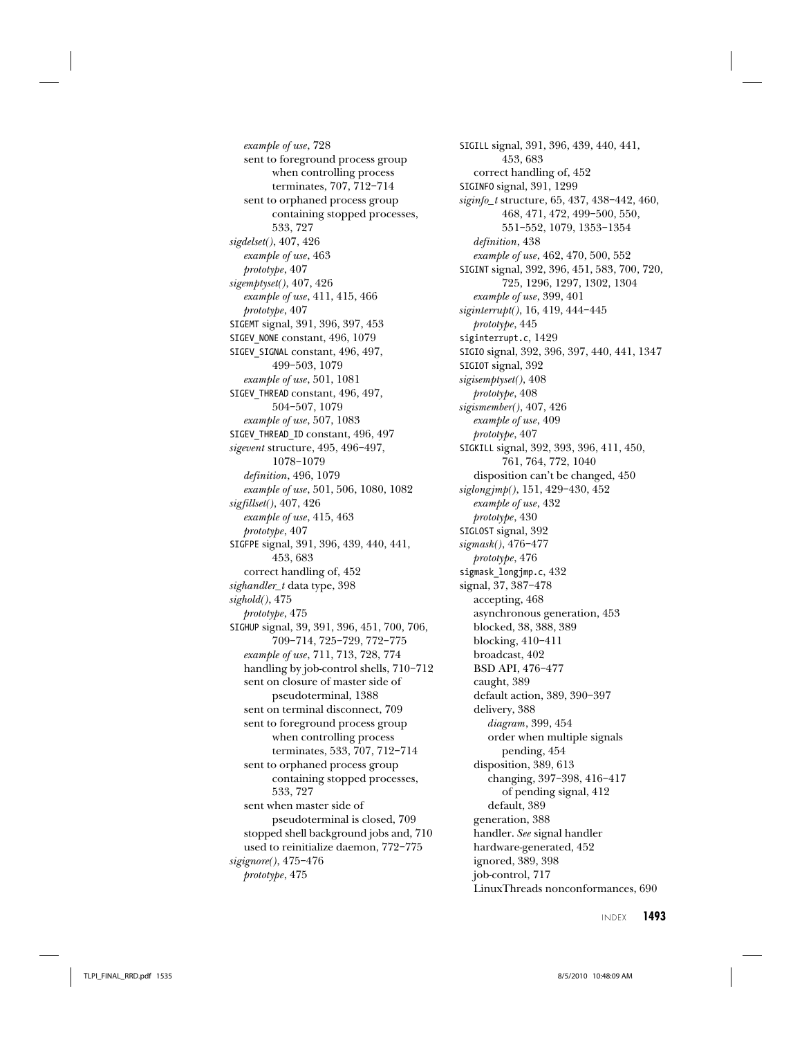*example of use*, 728
sent to foreground process group when controlling process terminates, 707, 712–714
sent to orphaned process group containing stopped processes, 533, 727

*sigdelset()*, 407, 426
*example of use*, 463
*prototype*, 407

*sigemptyset()*, 407, 426
*example of use*, 411, 415, 466
*prototype*, 407

SIGEMT signal, 391, 396, 397, 453

SIGEV_NONE constant, 496, 1079

SIGEV_SIGNAL constant, 496, 497, 499–503, 1079
*example of use*, 501, 1081

SIGEV_THREAD constant, 496, 497, 504–507, 1079
*example of use*, 507, 1083

SIGEV_THREAD_ID constant, 496, 497

*sigevent* structure, 495, 496–497, 1078–1079
*definition*, 496, 1079
*example of use*, 501, 506, 1080, 1082

*sigfillset()*, 407, 426
*example of use*, 415, 463
*prototype*, 407

SIGFPE signal, 391, 396, 439, 440, 441, 453, 683
correct handling of, 452

*sighandler_t* data type, 398

*sighold()*, 475
*prototype*, 475

SIGHUP signal, 39, 391, 396, 451, 700, 706, 709–714, 725–729, 772–775
*example of use*, 711, 713, 728, 774
handling by job-control shells, 710–712
sent on closure of master side of pseudoterminal, 1388
sent on terminal disconnect, 709
sent to foreground process group when controlling process terminates, 533, 707, 712–714
sent to orphaned process group containing stopped processes, 533, 727
sent when master side of pseudoterminal is closed, 709
stopped shell background jobs and, 710
used to reinitialize daemon, 772–775

*sigignore()*, 475–476
*prototype*, 475

SIGILL signal, 391, 396, 439, 440, 441, 453, 683
correct handling of, 452

SIGINFO signal, 391, 1299

*siginfo_t* structure, 65, 437, 438–442, 460, 468, 471, 472, 499–500, 550, 551–552, 1079, 1353–1354
*definition*, 438
*example of use*, 462, 470, 500, 552

SIGINT signal, 392, 396, 451, 583, 700, 720, 725, 1296, 1297, 1302, 1304
*example of use*, 399, 401

*siginterrupt()*, 16, 419, 444–445
*prototype*, 445

siginterrupt.c, 1429

SIGIO signal, 392, 396, 397, 440, 441, 1347

SIGIOT signal, 392

*sigisemptyset()*, 408
*prototype*, 408

*sigismember()*, 407, 426
*example of use*, 409
*prototype*, 407

SIGKILL signal, 392, 393, 396, 411, 450, 761, 764, 772, 1040
disposition can't be changed, 450

*siglongjmp()*, 151, 429–430, 452
*example of use*, 432
*prototype*, 430

SIGLOST signal, 392

*sigmask()*, 476–477
*prototype*, 476

sigmask_longjmp.c, 432

signal, 37, 387–478
accepting, 468
asynchronous generation, 453
blocked, 38, 388, 389
blocking, 410–411
broadcast, 402
BSD API, 476–477
caught, 389
default action, 389, 390–397
delivery, 388
*diagram*, 399, 454
order when multiple signals pending, 454
disposition, 389, 613
changing, 397–398, 416–417
of pending signal, 412
default, 389
generation, 388
handler. *See* signal handler
hardware-generated, 452
ignored, 389, 398
job-control, 717
LinuxThreads nonconformances, 690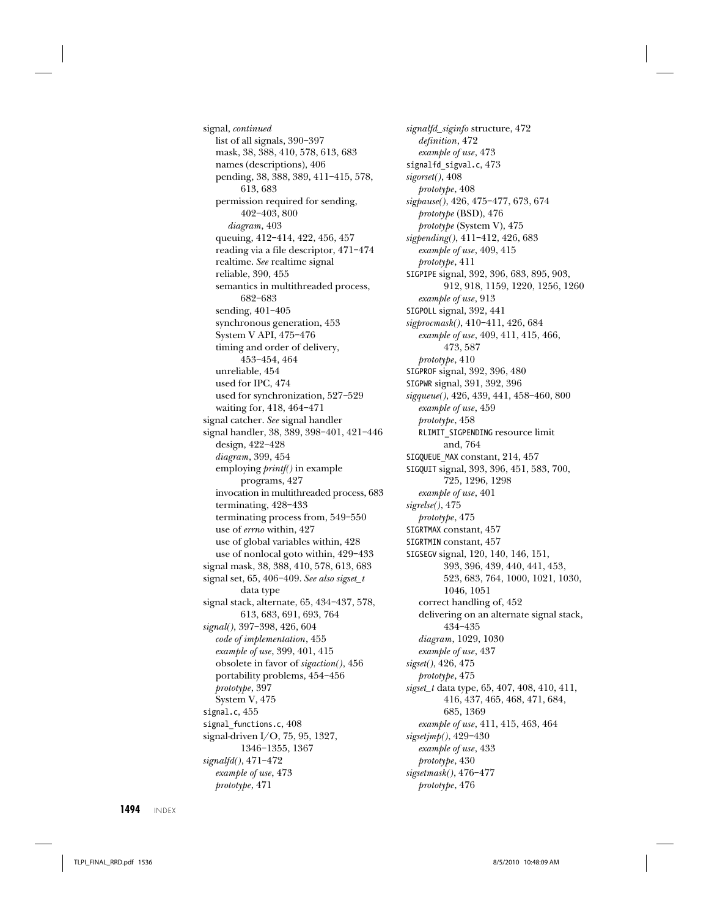signal, *continued*
- list of all signals, 390–397
- mask, 38, 388, 410, 578, 613, 683
- names (descriptions), 406
- pending, 38, 388, 389, 411–415, 578, 613, 683
- permission required for sending, 402–403, 800
  - *diagram*, 403
- queuing, 412–414, 422, 456, 457
- reading via a file descriptor, 471–474
- realtime. *See* realtime signal
- reliable, 390, 455
- semantics in multithreaded process, 682–683
- sending, 401–405
- synchronous generation, 453
- System V API, 475–476
- timing and order of delivery, 453–454, 464
- unreliable, 454
- used for IPC, 474
- used for synchronization, 527–529
- waiting for, 418, 464–471

signal catcher. *See* signal handler

signal handler, 38, 389, 398–401, 421–446
- design, 422–428
- *diagram*, 399, 454
- employing *printf()* in example programs, 427
- invocation in multithreaded process, 683
- terminating, 428–433
- terminating process from, 549–550
- use of *errno* within, 427
- use of global variables within, 428
- use of nonlocal goto within, 429–433

signal mask, 38, 388, 410, 578, 613, 683

signal set, 65, 406–409. *See also sigset_t* data type

signal stack, alternate, 65, 434–437, 578, 613, 683, 691, 693, 764

*signal()*, 397–398, 426, 604
- *code of implementation*, 455
- *example of use*, 399, 401, 415
- obsolete in favor of *sigaction()*, 456
- portability problems, 454–456
- *prototype*, 397
- System V, 475

signal.c, 455

signal_functions.c, 408

signal-driven I/O, 75, 95, 1327, 1346–1355, 1367

*signalfd()*, 471–472
- *example of use*, 473
- *prototype*, 471

*signalfd_siginfo* structure, 472
- *definition*, 472
- *example of use*, 473

signalfd_sigval.c, 473

*sigorset()*, 408
- *prototype*, 408

*sigpause()*, 426, 475–477, 673, 674
- *prototype* (BSD), 476
- *prototype* (System V), 475

*sigpending()*, 411–412, 426, 683
- *example of use*, 409, 415
- *prototype*, 411

SIGPIPE signal, 392, 396, 683, 895, 903, 912, 918, 1159, 1220, 1256, 1260
- *example of use*, 913

SIGPOLL signal, 392, 441

*sigprocmask()*, 410–411, 426, 684
- *example of use*, 409, 411, 415, 466, 473, 587
- *prototype*, 410

SIGPROF signal, 392, 396, 480

SIGPWR signal, 391, 392, 396

*sigqueue()*, 426, 439, 441, 458–460, 800
- *example of use*, 459
- *prototype*, 458
- RLIMIT_SIGPENDING resource limit and, 764

SIGQUEUE_MAX constant, 214, 457

SIGQUIT signal, 393, 396, 451, 583, 700, 725, 1296, 1298
- *example of use*, 401

*sigrelse()*, 475
- *prototype*, 475

SIGRTMAX constant, 457

SIGRTMIN constant, 457

SIGSEGV signal, 120, 140, 146, 151, 393, 396, 439, 440, 441, 453, 523, 683, 764, 1000, 1021, 1030, 1046, 1051
- correct handling of, 452
- delivering on an alternate signal stack, 434–435
- *diagram*, 1029, 1030
- *example of use*, 437

*sigset()*, 426, 475
- *prototype*, 475

*sigset_t* data type, 65, 407, 408, 410, 411, 416, 437, 465, 468, 471, 684, 685, 1369
- *example of use*, 411, 415, 463, 464

*sigsetjmp()*, 429–430
- *example of use*, 433
- *prototype*, 430

*sigsetmask()*, 476–477
- *prototype*, 476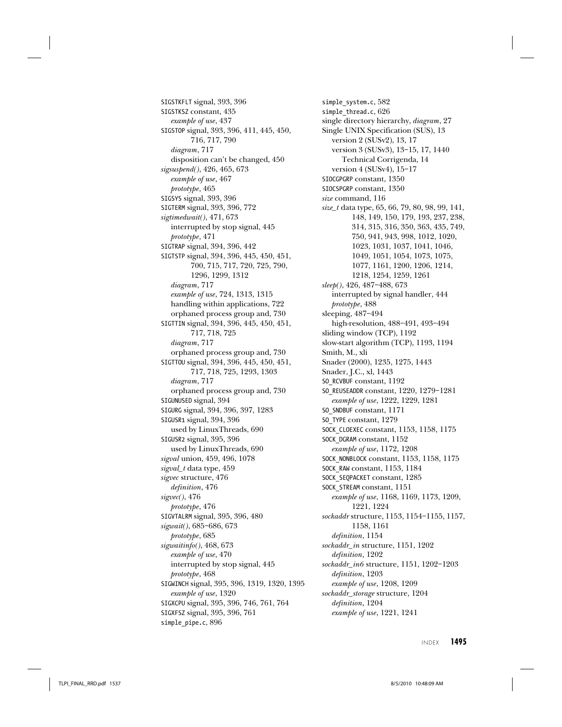SIGSTKFLT signal, 393, 396
SIGSTKSZ constant, 435
  *example of use*, 437
SIGSTOP signal, 393, 396, 411, 445, 450, 716, 717, 790
  *diagram*, 717
  disposition can't be changed, 450
*sigsuspend()*, 426, 465, 673
  *example of use*, 467
  *prototype*, 465
SIGSYS signal, 393, 396
SIGTERM signal, 393, 396, 772
*sigtimedwait()*, 471, 673
  interrupted by stop signal, 445
  *prototype*, 471
SIGTRAP signal, 394, 396, 442
SIGTSTP signal, 394, 396, 445, 450, 451, 700, 715, 717, 720, 725, 790, 1296, 1299, 1312
  *diagram*, 717
  *example of use*, 724, 1313, 1315
  handling within applications, 722
  orphaned process group and, 730
SIGTTIN signal, 394, 396, 445, 450, 451, 717, 718, 725
  *diagram*, 717
  orphaned process group and, 730
SIGTTOU signal, 394, 396, 445, 450, 451, 717, 718, 725, 1293, 1303
  *diagram*, 717
  orphaned process group and, 730
SIGUNUSED signal, 394
SIGURG signal, 394, 396, 397, 1283
SIGUSR1 signal, 394, 396
  used by LinuxThreads, 690
SIGUSR2 signal, 395, 396
  used by LinuxThreads, 690
*sigval* union, 459, 496, 1078
*sigval_t* data type, 459
*sigvec* structure, 476
  *definition*, 476
*sigvec()*, 476
  *prototype*, 476
SIGVTALRM signal, 395, 396, 480
*sigwait()*, 685–686, 673
  *prototype*, 685
*sigwaitinfo()*, 468, 673
  *example of use*, 470
  interrupted by stop signal, 445
  *prototype*, 468
SIGWINCH signal, 395, 396, 1319, 1320, 1395
  *example of use*, 1320
SIGXCPU signal, 395, 396, 746, 761, 764
SIGXFSZ signal, 395, 396, 761
simple_pipe.c, 896
simple_system.c, 582
simple_thread.c, 626
single directory hierarchy, *diagram*, 27
Single UNIX Specification (SUS), 13
  version 2 (SUSv2), 13, 17
  version 3 (SUSv3), 13–15, 17, 1440
    Technical Corrigenda, 14
  version 4 (SUSv4), 15–17
SIOCGPGRP constant, 1350
SIOCSPGRP constant, 1350
*size* command, 116
*size_t* data type, 65, 66, 79, 80, 98, 99, 141, 148, 149, 150, 179, 193, 237, 238, 314, 315, 316, 350, 363, 435, 749, 750, 941, 943, 998, 1012, 1020, 1023, 1031, 1037, 1041, 1046, 1049, 1051, 1054, 1073, 1075, 1077, 1161, 1200, 1206, 1214, 1218, 1254, 1259, 1261
*sleep()*, 426, 487–488, 673
  interrupted by signal handler, 444
  *prototype*, 488
sleeping, 487–494
  high-resolution, 488–491, 493–494
sliding window (TCP), 1192
slow-start algorithm (TCP), 1193, 1194
Smith, M., xli
Snader (2000), 1235, 1275, 1443
Snader, J.C., xl, 1443
SO_RCVBUF constant, 1192
SO_REUSEADDR constant, 1220, 1279–1281
  *example of use*, 1222, 1229, 1281
SO_SNDBUF constant, 1171
SO_TYPE constant, 1279
SOCK_CLOEXEC constant, 1153, 1158, 1175
SOCK_DGRAM constant, 1152
  *example of use*, 1172, 1208
SOCK_NONBLOCK constant, 1153, 1158, 1175
SOCK_RAW constant, 1153, 1184
SOCK_SEQPACKET constant, 1285
SOCK_STREAM constant, 1151
  *example of use*, 1168, 1169, 1173, 1209, 1221, 1224
*sockaddr* structure, 1153, 1154–1155, 1157, 1158, 1161
  *definition*, 1154
*sockaddr_in* structure, 1151, 1202
  *definition*, 1202
*sockaddr_in6* structure, 1151, 1202–1203
  *definition*, 1203
  *example of use*, 1208, 1209
*sockaddr_storage* structure, 1204
  *definition*, 1204
  *example of use*, 1221, 1241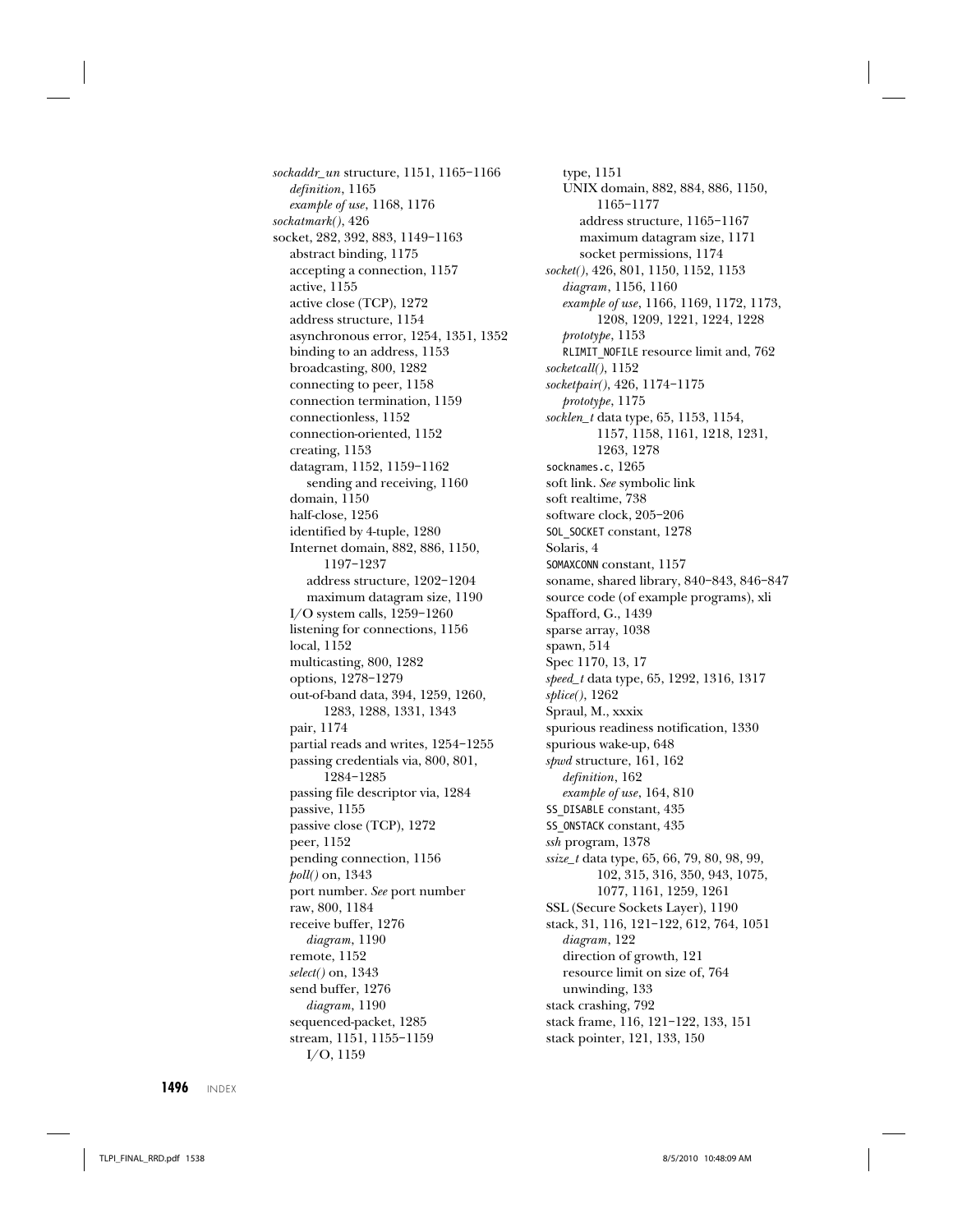*sockaddr_un* structure, 1151, 1165–1166
  *definition*, 1165
  *example of use*, 1168, 1176
*sockatmark()*, 426
socket, 282, 392, 883, 1149–1163
  abstract binding, 1175
  accepting a connection, 1157
  active, 1155
  active close (TCP), 1272
  address structure, 1154
  asynchronous error, 1254, 1351, 1352
  binding to an address, 1153
  broadcasting, 800, 1282
  connecting to peer, 1158
  connection termination, 1159
  connectionless, 1152
  connection-oriented, 1152
  creating, 1153
  datagram, 1152, 1159–1162
    sending and receiving, 1160
  domain, 1150
  half-close, 1256
  identified by 4-tuple, 1280
  Internet domain, 882, 886, 1150, 1197–1237
    address structure, 1202–1204
    maximum datagram size, 1190
  I/O system calls, 1259–1260
  listening for connections, 1156
  local, 1152
  multicasting, 800, 1282
  options, 1278–1279
  out-of-band data, 394, 1259, 1260, 1283, 1288, 1331, 1343
  pair, 1174
  partial reads and writes, 1254–1255
  passing credentials via, 800, 801, 1284–1285
  passing file descriptor via, 1284
  passive, 1155
  passive close (TCP), 1272
  peer, 1152
  pending connection, 1156
  *poll()* on, 1343
  port number. *See* port number
  raw, 800, 1184
  receive buffer, 1276
    *diagram*, 1190
  remote, 1152
  *select()* on, 1343
  send buffer, 1276
    *diagram*, 1190
  sequenced-packet, 1285
  stream, 1151, 1155–1159
    I/O, 1159
  type, 1151
  UNIX domain, 882, 884, 886, 1150, 1165–1177
    address structure, 1165–1167
    maximum datagram size, 1171
    socket permissions, 1174
*socket()*, 426, 801, 1150, 1152, 1153
  *diagram*, 1156, 1160
  *example of use*, 1166, 1169, 1172, 1173, 1208, 1209, 1221, 1224, 1228
  *prototype*, 1153
  RLIMIT_NOFILE resource limit and, 762
*socketcall()*, 1152
*socketpair()*, 426, 1174–1175
  *prototype*, 1175
*socklen_t* data type, 65, 1153, 1154, 1157, 1158, 1161, 1218, 1231, 1263, 1278
socknames.c, 1265
soft link. *See* symbolic link
soft realtime, 738
software clock, 205–206
SOL_SOCKET constant, 1278
Solaris, 4
SOMAXCONN constant, 1157
soname, shared library, 840–843, 846–847
source code (of example programs), xli
Spafford, G., 1439
sparse array, 1038
spawn, 514
Spec 1170, 13, 17
*speed_t* data type, 65, 1292, 1316, 1317
*splice()*, 1262
Spraul, M., xxxix
spurious readiness notification, 1330
spurious wake-up, 648
*spwd* structure, 161, 162
  *definition*, 162
  *example of use*, 164, 810
SS_DISABLE constant, 435
SS_ONSTACK constant, 435
*ssh* program, 1378
*ssize_t* data type, 65, 66, 79, 80, 98, 99, 102, 315, 316, 350, 943, 1075, 1077, 1161, 1259, 1261
SSL (Secure Sockets Layer), 1190
stack, 31, 116, 121–122, 612, 764, 1051
  *diagram*, 122
  direction of growth, 121
  resource limit on size of, 764
  unwinding, 133
stack crashing, 792
stack frame, 116, 121–122, 133, 151
stack pointer, 121, 133, 150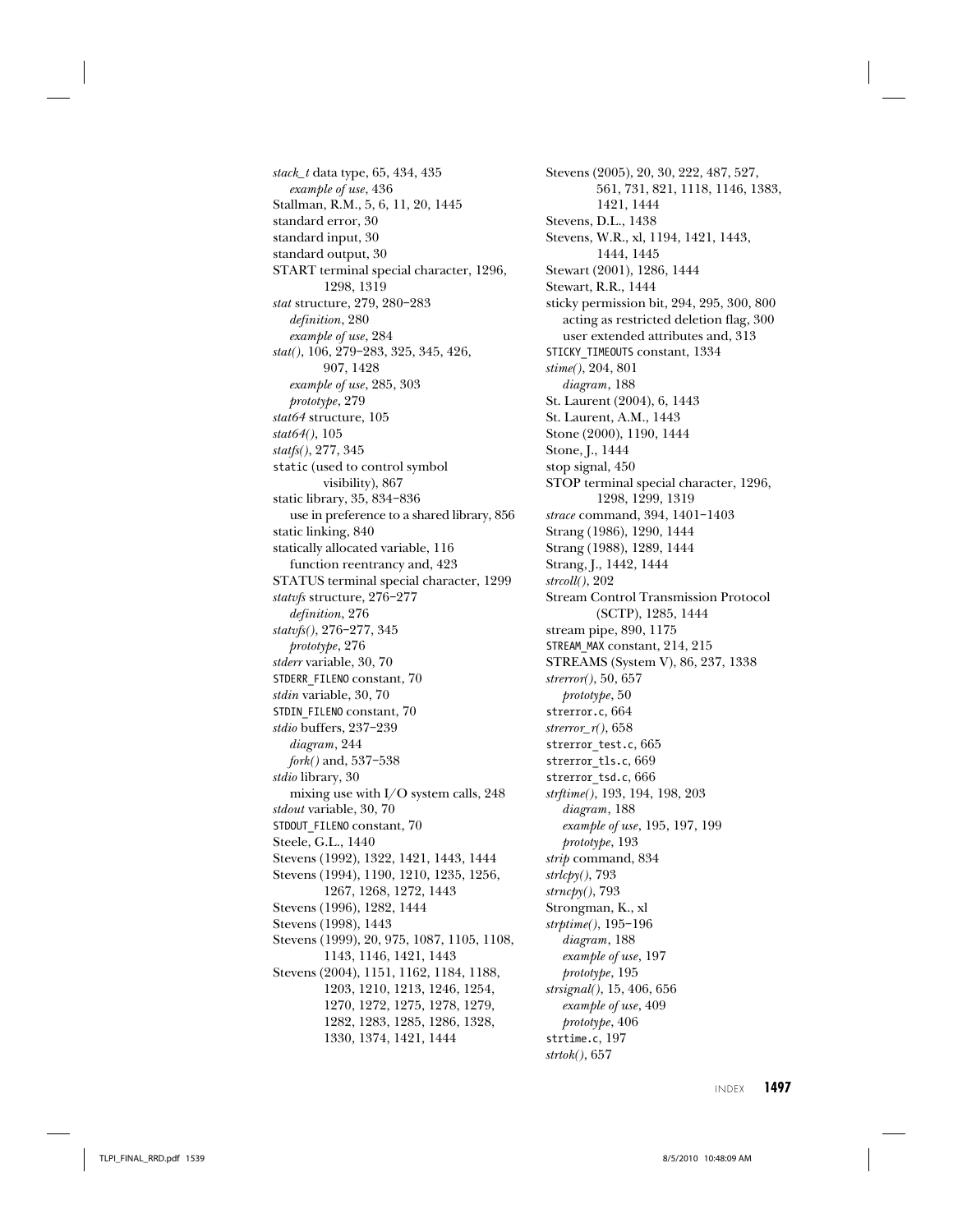*stack_t* data type, 65, 434, 435
  *example of use*, 436
Stallman, R.M., 5, 6, 11, 20, 1445
standard error, 30
standard input, 30
standard output, 30
START terminal special character, 1296, 1298, 1319
*stat* structure, 279, 280–283
  *definition*, 280
  *example of use*, 284
*stat()*, 106, 279–283, 325, 345, 426, 907, 1428
  *example of use*, 285, 303
  *prototype*, 279
*stat64* structure, 105
*stat64()*, 105
*statfs()*, 277, 345
`static` (used to control symbol visibility), 867
static library, 35, 834–836
  use in preference to a shared library, 856
static linking, 840
statically allocated variable, 116
  function reentrancy and, 423
STATUS terminal special character, 1299
*statvfs* structure, 276–277
  *definition*, 276
*statvfs()*, 276–277, 345
  *prototype*, 276
*stderr* variable, 30, 70
`STDERR_FILENO` constant, 70
*stdin* variable, 30, 70
`STDIN_FILENO` constant, 70
*stdio* buffers, 237–239
  *diagram*, 244
  *fork()* and, 537–538
*stdio* library, 30
  mixing use with I/O system calls, 248
*stdout* variable, 30, 70
`STDOUT_FILENO` constant, 70
Steele, G.L., 1440
Stevens (1992), 1322, 1421, 1443, 1444
Stevens (1994), 1190, 1210, 1235, 1256, 1267, 1268, 1272, 1443
Stevens (1996), 1282, 1444
Stevens (1998), 1443
Stevens (1999), 20, 975, 1087, 1105, 1108, 1143, 1146, 1421, 1443
Stevens (2004), 1151, 1162, 1184, 1188, 1203, 1210, 1213, 1246, 1254, 1270, 1272, 1275, 1278, 1279, 1282, 1283, 1285, 1286, 1328, 1330, 1374, 1421, 1444
Stevens (2005), 20, 30, 222, 487, 527, 561, 731, 821, 1118, 1146, 1383, 1421, 1444
Stevens, D.L., 1438
Stevens, W.R., xl, 1194, 1421, 1443, 1444, 1445
Stewart (2001), 1286, 1444
Stewart, R.R., 1444
sticky permission bit, 294, 295, 300, 800
  acting as restricted deletion flag, 300
  user extended attributes and, 313
`STICKY_TIMEOUTS` constant, 1334
*stime()*, 204, 801
  *diagram*, 188
St. Laurent (2004), 6, 1443
St. Laurent, A.M., 1443
Stone (2000), 1190, 1444
Stone, J., 1444
stop signal, 450
STOP terminal special character, 1296, 1298, 1299, 1319
*strace* command, 394, 1401–1403
Strang (1986), 1290, 1444
Strang (1988), 1289, 1444
Strang, J., 1442, 1444
*strcoll()*, 202
Stream Control Transmission Protocol (SCTP), 1285, 1444
stream pipe, 890, 1175
`STREAM_MAX` constant, 214, 215
STREAMS (System V), 86, 237, 1338
*strerror()*, 50, 657
  *prototype*, 50
`strerror.c`, 664
*strerror_r()*, 658
`strerror_test.c`, 665
`strerror_tls.c`, 669
`strerror_tsd.c`, 666
*strftime()*, 193, 194, 198, 203
  *diagram*, 188
  *example of use*, 195, 197, 199
  *prototype*, 193
*strip* command, 834
*strlcpy()*, 793
*strncpy()*, 793
Strongman, K., xl
*strptime()*, 195–196
  *diagram*, 188
  *example of use*, 197
  *prototype*, 195
*strsignal()*, 15, 406, 656
  *example of use*, 409
  *prototype*, 406
`strtime.c`, 197
*strtok()*, 657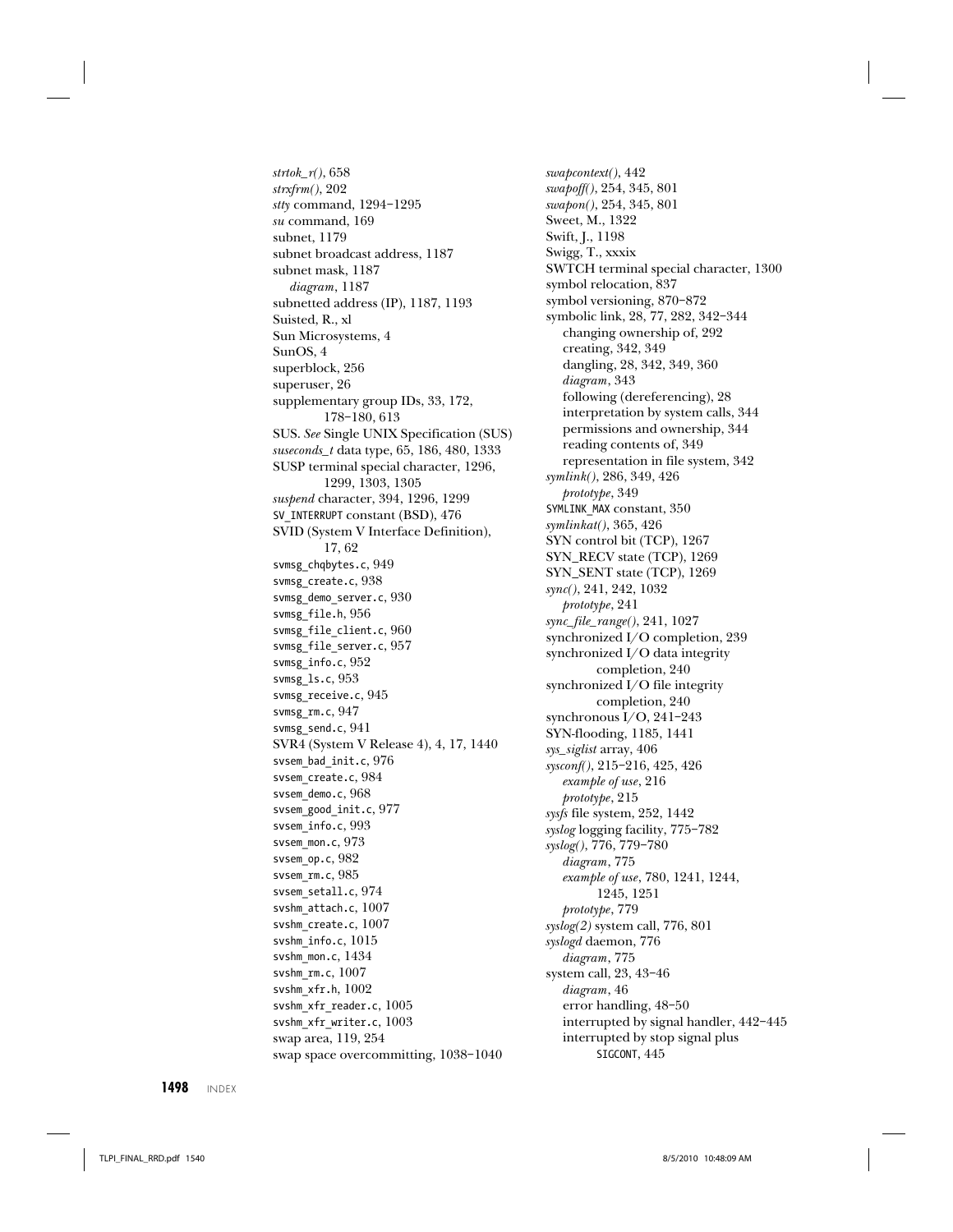*strtok_r()*, 658
*strxfrm()*, 202
*stty* command, 1294–1295
*su* command, 169
subnet, 1179
subnet broadcast address, 1187
subnet mask, 1187
  *diagram*, 1187
subnetted address (IP), 1187, 1193
Suisted, R., xl
Sun Microsystems, 4
SunOS, 4
superblock, 256
superuser, 26
supplementary group IDs, 33, 172, 178–180, 613
SUS. *See* Single UNIX Specification (SUS)
*suseconds_t* data type, 65, 186, 480, 1333
SUSP terminal special character, 1296, 1299, 1303, 1305
*suspend* character, 394, 1296, 1299
SV_INTERRUPT constant (BSD), 476
SVID (System V Interface Definition), 17, 62
svmsg_chqbytes.c, 949
svmsg_create.c, 938
svmsg_demo_server.c, 930
svmsg_file.h, 956
svmsg_file_client.c, 960
svmsg_file_server.c, 957
svmsg_info.c, 952
svmsg_ls.c, 953
svmsg_receive.c, 945
svmsg_rm.c, 947
svmsg_send.c, 941
SVR4 (System V Release 4), 4, 17, 1440
svsem_bad_init.c, 976
svsem_create.c, 984
svsem_demo.c, 968
svsem_good_init.c, 977
svsem_info.c, 993
svsem_mon.c, 973
svsem_op.c, 982
svsem_rm.c, 985
svsem_setall.c, 974
svshm_attach.c, 1007
svshm_create.c, 1007
svshm_info.c, 1015
svshm_mon.c, 1434
svshm_rm.c, 1007
svshm_xfr.h, 1002
svshm_xfr_reader.c, 1005
svshm_xfr_writer.c, 1003
swap area, 119, 254
swap space overcommitting, 1038–1040
*swapcontext()*, 442
*swapoff()*, 254, 345, 801
*swapon()*, 254, 345, 801
Sweet, M., 1322
Swift, J., 1198
Swigg, T., xxxix
SWTCH terminal special character, 1300
symbol relocation, 837
symbol versioning, 870–872
symbolic link, 28, 77, 282, 342–344
  changing ownership of, 292
  creating, 342, 349
  dangling, 28, 342, 349, 360
  *diagram*, 343
  following (dereferencing), 28
  interpretation by system calls, 344
  permissions and ownership, 344
  reading contents of, 349
  representation in file system, 342
*symlink()*, 286, 349, 426
  *prototype*, 349
SYMLINK_MAX constant, 350
*symlinkat()*, 365, 426
SYN control bit (TCP), 1267
SYN_RECV state (TCP), 1269
SYN_SENT state (TCP), 1269
*sync()*, 241, 242, 1032
  *prototype*, 241
*sync_file_range()*, 241, 1027
synchronized I/O completion, 239
synchronized I/O data integrity completion, 240
synchronized I/O file integrity completion, 240
synchronous I/O, 241–243
SYN-flooding, 1185, 1441
*sys_siglist* array, 406
*sysconf()*, 215–216, 425, 426
  *example of use*, 216
  *prototype*, 215
*sysfs* file system, 252, 1442
*syslog* logging facility, 775–782
*syslog()*, 776, 779–780
  *diagram*, 775
  *example of use*, 780, 1241, 1244, 1245, 1251
  *prototype*, 779
*syslog(2)* system call, 776, 801
*syslogd* daemon, 776
  *diagram*, 775
system call, 23, 43–46
  *diagram*, 46
  error handling, 48–50
  interrupted by signal handler, 442–445
  interrupted by stop signal plus SIGCONT, 445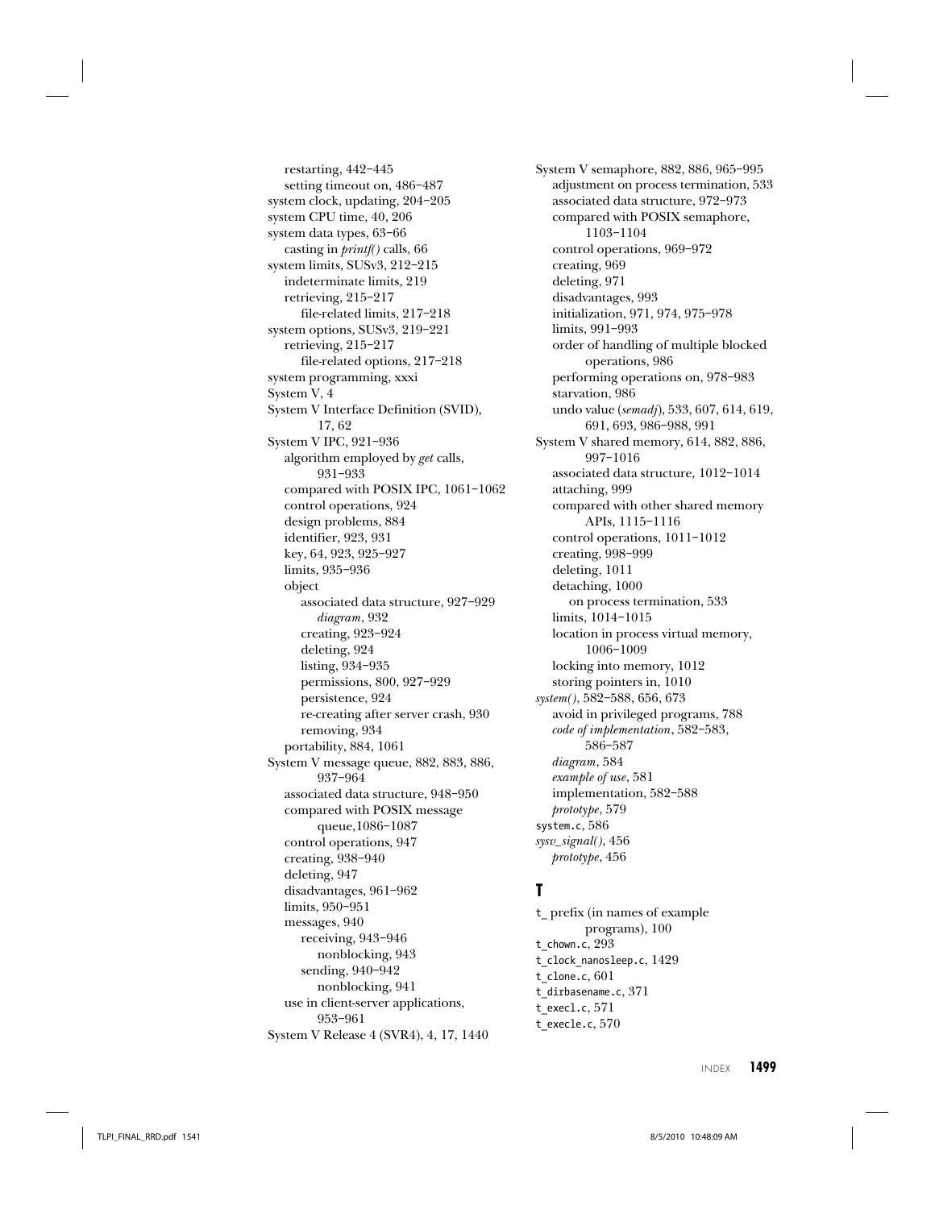restarting, 442–445
 setting timeout on, 486–487
system clock, updating, 204–205
system CPU time, 40, 206
system data types, 63–66
 casting in *printf()* calls, 66
system limits, SUSv3, 212–215
 indeterminate limits, 219
 retrieving, 215–217
  file-related limits, 217–218
system options, SUSv3, 219–221
 retrieving, 215–217
  file-related options, 217–218
system programming, xxxi
System V, 4
System V Interface Definition (SVID), 17, 62
System V IPC, 921–936
 algorithm employed by *get* calls, 931–933
 compared with POSIX IPC, 1061–1062
 control operations, 924
 design problems, 884
 identifier, 923, 931
 key, 64, 923, 925–927
 limits, 935–936
 object
  associated data structure, 927–929
   *diagram*, 932
  creating, 923–924
  deleting, 924
  listing, 934–935
  permissions, 800, 927–929
  persistence, 924
  re-creating after server crash, 930
  removing, 934
 portability, 884, 1061
System V message queue, 882, 883, 886, 937–964
 associated data structure, 948–950
 compared with POSIX message queue,1086–1087
 control operations, 947
 creating, 938–940
 deleting, 947
 disadvantages, 961–962
 limits, 950–951
 messages, 940
  receiving, 943–946
   nonblocking, 943
  sending, 940–942
   nonblocking, 941
 use in client-server applications, 953–961
System V Release 4 (SVR4), 4, 17, 1440
System V semaphore, 882, 886, 965–995
 adjustment on process termination, 533
 associated data structure, 972–973
 compared with POSIX semaphore, 1103–1104
 control operations, 969–972
 creating, 969
 deleting, 971
 disadvantages, 993
 initialization, 971, 974, 975–978
 limits, 991–993
 order of handling of multiple blocked operations, 986
 performing operations on, 978–983
 starvation, 986
 undo value (*semadj*), 533, 607, 614, 619, 691, 693, 986–988, 991
System V shared memory, 614, 882, 886, 997–1016
 associated data structure, 1012–1014
 attaching, 999
 compared with other shared memory APIs, 1115–1116
 control operations, 1011–1012
 creating, 998–999
 deleting, 1011
 detaching, 1000
  on process termination, 533
 limits, 1014–1015
 location in process virtual memory, 1006–1009
 locking into memory, 1012
 storing pointers in, 1010
*system()*, 582–588, 656, 673
 avoid in privileged programs, 788
 *code of implementation*, 582–583, 586–587
 *diagram*, 584
 *example of use*, 581
 implementation, 582–588
 *prototype*, 579
`system.c`, 586
*sysv_signal()*, 456
 *prototype*, 456

## T

t_ prefix (in names of example programs), 100
`t_chown.c`, 293
`t_clock_nanosleep.c`, 1429
`t_clone.c`, 601
`t_dirbasename.c`, 371
`t_execl.c`, 571
`t_execle.c`, 570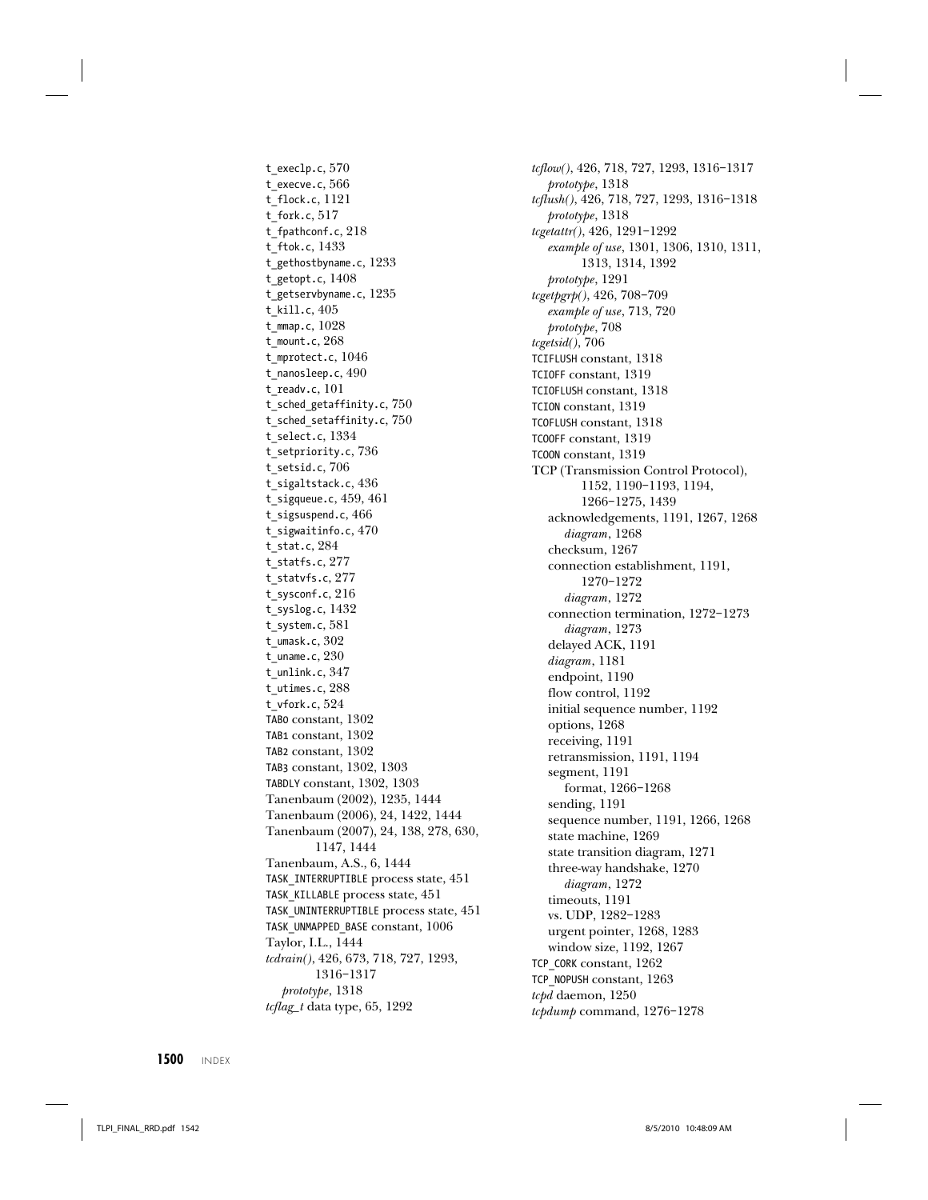t_execlp.c, 570
t_execve.c, 566
t_flock.c, 1121
t_fork.c, 517
t_fpathconf.c, 218
t_ftok.c, 1433
t_gethostbyname.c, 1233
t_getopt.c, 1408
t_getservbyname.c, 1235
t_kill.c, 405
t_mmap.c, 1028
t_mount.c, 268
t_mprotect.c, 1046
t_nanosleep.c, 490
t_readv.c, 101
t_sched_getaffinity.c, 750
t_sched_setaffinity.c, 750
t_select.c, 1334
t_setpriority.c, 736
t_setsid.c, 706
t_sigaltstack.c, 436
t_sigqueue.c, 459, 461
t_sigsuspend.c, 466
t_sigwaitinfo.c, 470
t_stat.c, 284
t_statfs.c, 277
t_statvfs.c, 277
t_sysconf.c, 216
t_syslog.c, 1432
t_system.c, 581
t_umask.c, 302
t_uname.c, 230
t_unlink.c, 347
t_utimes.c, 288
t_vfork.c, 524
TAB0 constant, 1302
TAB1 constant, 1302
TAB2 constant, 1302
TAB3 constant, 1302, 1303
TABDLY constant, 1302, 1303
Tanenbaum (2002), 1235, 1444
Tanenbaum (2006), 24, 1422, 1444
Tanenbaum (2007), 24, 138, 278, 630, 1147, 1444
Tanenbaum, A.S., 6, 1444
TASK_INTERRUPTIBLE process state, 451
TASK_KILLABLE process state, 451
TASK_UNINTERRUPTIBLE process state, 451
TASK_UNMAPPED_BASE constant, 1006
Taylor, I.L., 1444
*tcdrain()*, 426, 673, 718, 727, 1293, 1316–1317
  *prototype*, 1318
*tcflag_t* data type, 65, 1292
*tcflow()*, 426, 718, 727, 1293, 1316–1317
  *prototype*, 1318
*tcflush()*, 426, 718, 727, 1293, 1316–1318
  *prototype*, 1318
*tcgetattr()*, 426, 1291–1292
  *example of use*, 1301, 1306, 1310, 1311, 1313, 1314, 1392
  *prototype*, 1291
*tcgetpgrp()*, 426, 708–709
  *example of use*, 713, 720
  *prototype*, 708
*tcgetsid()*, 706
TCIFLUSH constant, 1318
TCIOFF constant, 1319
TCIOFLUSH constant, 1318
TCION constant, 1319
TCOFLUSH constant, 1318
TCOOFF constant, 1319
TCOON constant, 1319
TCP (Transmission Control Protocol), 1152, 1190–1193, 1194, 1266–1275, 1439
  acknowledgements, 1191, 1267, 1268
    *diagram*, 1268
  checksum, 1267
  connection establishment, 1191, 1270–1272
    *diagram*, 1272
  connection termination, 1272–1273
    *diagram*, 1273
  delayed ACK, 1191
  *diagram*, 1181
  endpoint, 1190
  flow control, 1192
  initial sequence number, 1192
  options, 1268
  receiving, 1191
  retransmission, 1191, 1194
  segment, 1191
    format, 1266–1268
  sending, 1191
  sequence number, 1191, 1266, 1268
  state machine, 1269
  state transition diagram, 1271
  three-way handshake, 1270
    *diagram*, 1272
  timeouts, 1191
  vs. UDP, 1282–1283
  urgent pointer, 1268, 1283
  window size, 1192, 1267
TCP_CORK constant, 1262
TCP_NOPUSH constant, 1263
*tcpd* daemon, 1250
*tcpdump* command, 1276–1278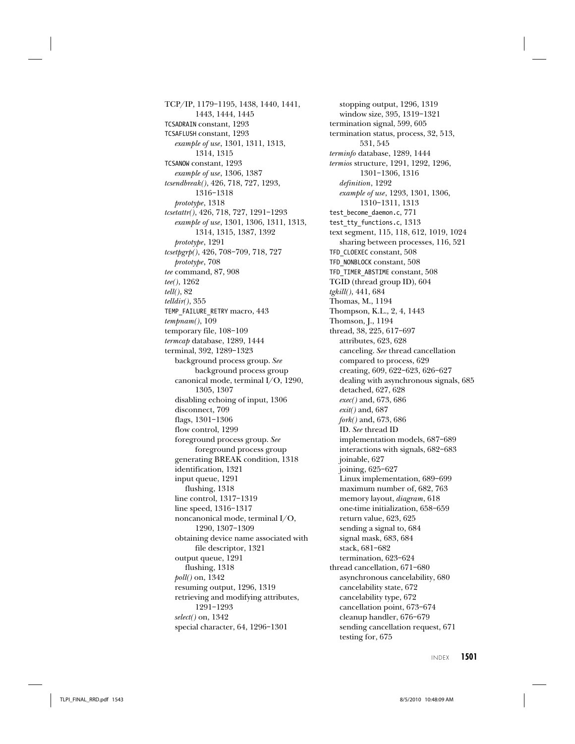TCP/IP, 1179–1195, 1438, 1440, 1441, 1443, 1444, 1445
TCSADRAIN constant, 1293
TCSAFLUSH constant, 1293
  *example of use*, 1301, 1311, 1313, 1314, 1315
TCSANOW constant, 1293
  *example of use*, 1306, 1387
*tcsendbreak()*, 426, 718, 727, 1293, 1316–1318
  *prototype*, 1318
*tcsetattr()*, 426, 718, 727, 1291–1293
  *example of use*, 1301, 1306, 1311, 1313, 1314, 1315, 1387, 1392
  *prototype*, 1291
*tcsetpgrp()*, 426, 708–709, 718, 727
  *prototype*, 708
*tee* command, 87, 908
*tee()*, 1262
*tell()*, 82
*telldir()*, 355
TEMP_FAILURE_RETRY macro, 443
*tempnam()*, 109
temporary file, 108–109
*termcap* database, 1289, 1444
terminal, 392, 1289–1323
  background process group. *See* background process group
  canonical mode, terminal I/O, 1290, 1305, 1307
  disabling echoing of input, 1306
  disconnect, 709
  flags, 1301–1306
  flow control, 1299
  foreground process group. *See* foreground process group
  generating BREAK condition, 1318
  identification, 1321
  input queue, 1291
    flushing, 1318
  line control, 1317–1319
  line speed, 1316–1317
  noncanonical mode, terminal I/O, 1290, 1307–1309
  obtaining device name associated with file descriptor, 1321
  output queue, 1291
    flushing, 1318
  *poll()* on, 1342
  resuming output, 1296, 1319
  retrieving and modifying attributes, 1291–1293
  *select()* on, 1342
  special character, 64, 1296–1301
  stopping output, 1296, 1319
  window size, 395, 1319–1321
termination signal, 599, 605
termination status, process, 32, 513, 531, 545
*terminfo* database, 1289, 1444
*termios* structure, 1291, 1292, 1296, 1301–1306, 1316
  *definition*, 1292
  *example of use*, 1293, 1301, 1306, 1310–1311, 1313
test_become_daemon.c, 771
test_tty_functions.c, 1313
text segment, 115, 118, 612, 1019, 1024
  sharing between processes, 116, 521
TFD_CLOEXEC constant, 508
TFD_NONBLOCK constant, 508
TFD_TIMER_ABSTIME constant, 508
TGID (thread group ID), 604
*tgkill()*, 441, 684
Thomas, M., 1194
Thompson, K.L., 2, 4, 1443
Thomson, J., 1194
thread, 38, 225, 617–697
  attributes, 623, 628
  canceling. *See* thread cancellation
  compared to process, 629
  creating, 609, 622–623, 626–627
  dealing with asynchronous signals, 685
  detached, 627, 628
  *exec()* and, 673, 686
  *exit()* and, 687
  *fork()* and, 673, 686
  ID. *See* thread ID
  implementation models, 687–689
  interactions with signals, 682–683
  joinable, 627
  joining, 625–627
  Linux implementation, 689–699
  maximum number of, 682, 763
  memory layout, *diagram*, 618
  one-time initialization, 658–659
  return value, 623, 625
  sending a signal to, 684
  signal mask, 683, 684
  stack, 681–682
  termination, 623–624
thread cancellation, 671–680
  asynchronous cancelability, 680
  cancelability state, 672
  cancelability type, 672
  cancellation point, 673–674
  cleanup handler, 676–679
  sending cancellation request, 671
  testing for, 675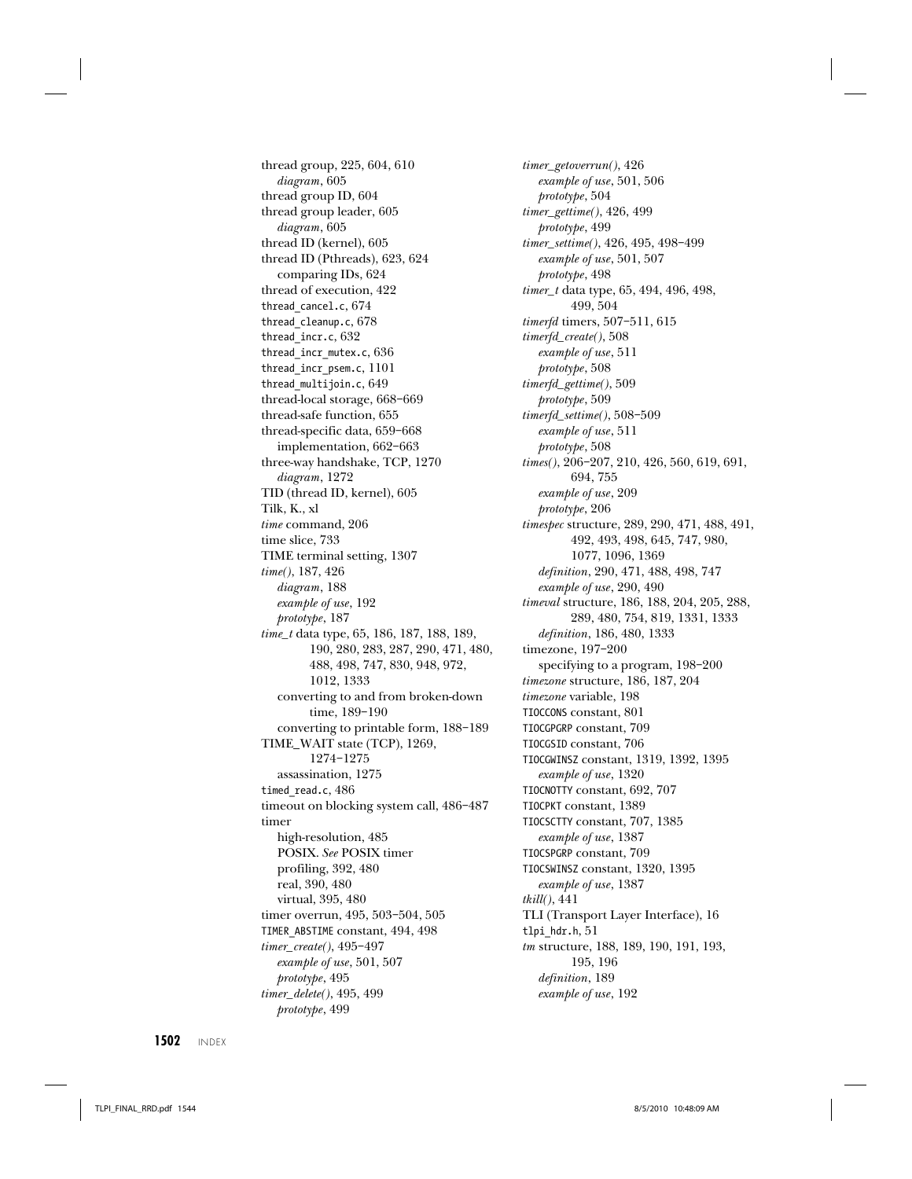thread group, 225, 604, 610
  *diagram*, 605
thread group ID, 604
thread group leader, 605
  *diagram*, 605
thread ID (kernel), 605
thread ID (Pthreads), 623, 624
  comparing IDs, 624
thread of execution, 422
`thread_cancel.c`, 674
`thread_cleanup.c`, 678
`thread_incr.c`, 632
`thread_incr_mutex.c`, 636
`thread_incr_psem.c`, 1101
`thread_multijoin.c`, 649
thread-local storage, 668–669
thread-safe function, 655
thread-specific data, 659–668
  implementation, 662–663
three-way handshake, TCP, 1270
  *diagram*, 1272
TID (thread ID, kernel), 605
Tilk, K., xl
*time* command, 206
time slice, 733
TIME terminal setting, 1307
*time()*, 187, 426
  *diagram*, 188
  *example of use*, 192
  *prototype*, 187
*time_t* data type, 65, 186, 187, 188, 189, 190, 280, 283, 287, 290, 471, 480, 488, 498, 747, 830, 948, 972, 1012, 1333
  converting to and from broken-down time, 189–190
  converting to printable form, 188–189
TIME_WAIT state (TCP), 1269, 1274–1275
  assassination, 1275
`timed_read.c`, 486
timeout on blocking system call, 486–487
timer
  high-resolution, 485
  POSIX. *See* POSIX timer
  profiling, 392, 480
  real, 390, 480
  virtual, 395, 480
timer overrun, 495, 503–504, 505
`TIMER_ABSTIME` constant, 494, 498
*timer_create()*, 495–497
  *example of use*, 501, 507
  *prototype*, 495
*timer_delete()*, 495, 499
  *prototype*, 499
*timer_getoverrun()*, 426
  *example of use*, 501, 506
  *prototype*, 504
*timer_gettime()*, 426, 499
  *prototype*, 499
*timer_settime()*, 426, 495, 498–499
  *example of use*, 501, 507
  *prototype*, 498
*timer_t* data type, 65, 494, 496, 498, 499, 504
*timerfd* timers, 507–511, 615
*timerfd_create()*, 508
  *example of use*, 511
  *prototype*, 508
*timerfd_gettime()*, 509
  *prototype*, 509
*timerfd_settime()*, 508–509
  *example of use*, 511
  *prototype*, 508
*times()*, 206–207, 210, 426, 560, 619, 691, 694, 755
  *example of use*, 209
  *prototype*, 206
*timespec* structure, 289, 290, 471, 488, 491, 492, 493, 498, 645, 747, 980, 1077, 1096, 1369
  *definition*, 290, 471, 488, 498, 747
  *example of use*, 290, 490
*timeval* structure, 186, 188, 204, 205, 288, 289, 480, 754, 819, 1331, 1333
  *definition*, 186, 480, 1333
timezone, 197–200
  specifying to a program, 198–200
*timezone* structure, 186, 187, 204
*timezone* variable, 198
`TIOCCONS` constant, 801
`TIOCGPGRP` constant, 709
`TIOCGSID` constant, 706
`TIOCGWINSZ` constant, 1319, 1392, 1395
  *example of use*, 1320
`TIOCNOTTY` constant, 692, 707
`TIOCPKT` constant, 1389
`TIOCSCTTY` constant, 707, 1385
  *example of use*, 1387
`TIOCSPGRP` constant, 709
`TIOCSWINSZ` constant, 1320, 1395
  *example of use*, 1387
*tkill()*, 441
TLI (Transport Layer Interface), 16
`tlpi_hdr.h`, 51
*tm* structure, 188, 189, 190, 191, 193, 195, 196
  *definition*, 189
  *example of use*, 192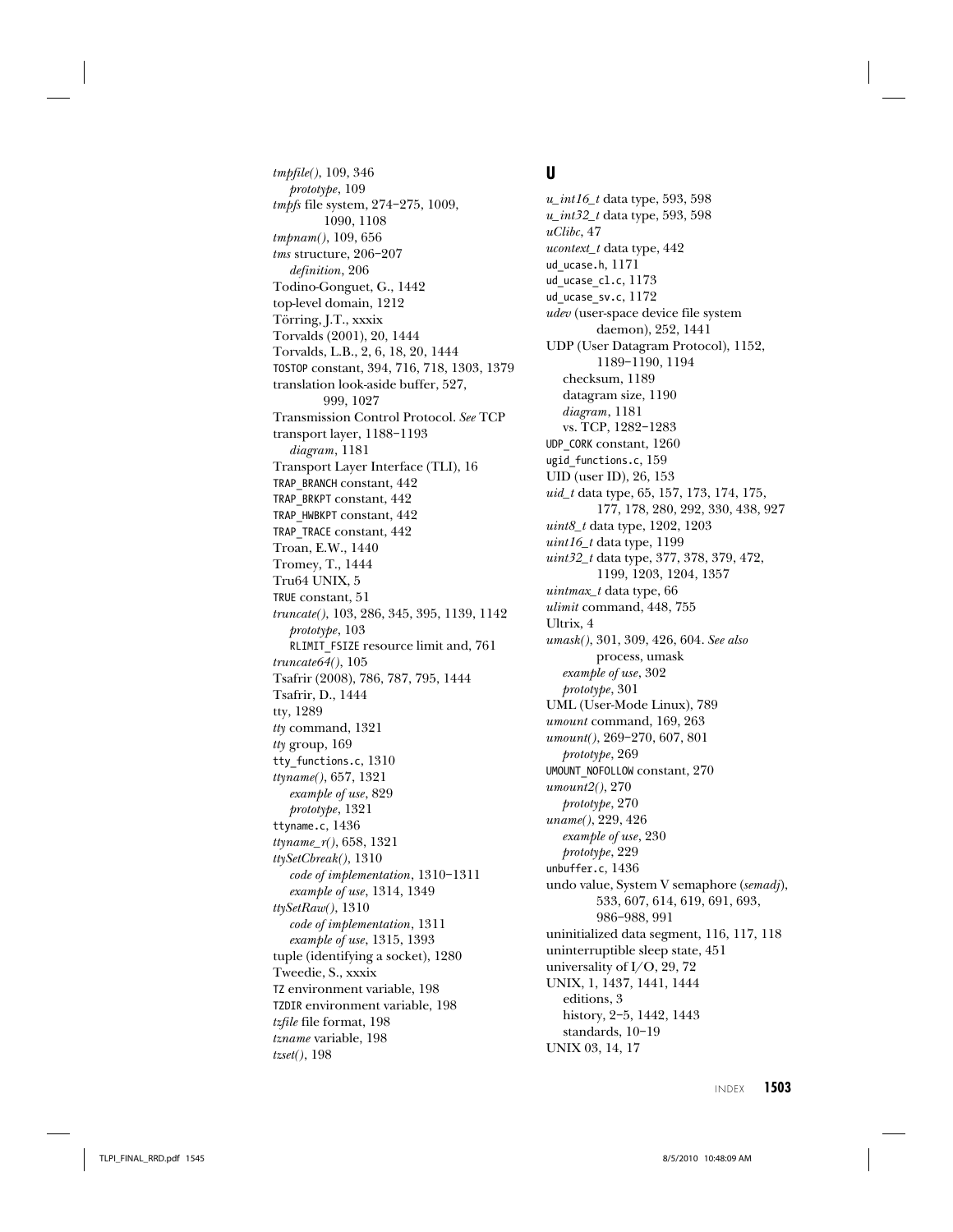*tmpfile()*, 109, 346
  *prototype*, 109
*tmpfs* file system, 274–275, 1009, 1090, 1108
*tmpnam()*, 109, 656
*tms* structure, 206–207
  *definition*, 206
Todino-Gonguet, G., 1442
top-level domain, 1212
Törring, J.T., xxxix
Torvalds (2001), 20, 1444
Torvalds, L.B., 2, 6, 18, 20, 1444
TOSTOP constant, 394, 716, 718, 1303, 1379
translation look-aside buffer, 527, 999, 1027
Transmission Control Protocol. *See* TCP
transport layer, 1188–1193
  *diagram*, 1181
Transport Layer Interface (TLI), 16
TRAP_BRANCH constant, 442
TRAP_BRKPT constant, 442
TRAP_HWBKPT constant, 442
TRAP_TRACE constant, 442
Troan, E.W., 1440
Tromey, T., 1444
Tru64 UNIX, 5
TRUE constant, 51
*truncate()*, 103, 286, 345, 395, 1139, 1142
  *prototype*, 103
  RLIMIT_FSIZE resource limit and, 761
*truncate64()*, 105
Tsafrir (2008), 786, 787, 795, 1444
Tsafrir, D., 1444
tty, 1289
*tty* command, 1321
*tty* group, 169
tty_functions.c, 1310
*ttyname()*, 657, 1321
  *example of use*, 829
  *prototype*, 1321
ttyname.c, 1436
*ttyname_r()*, 658, 1321
*ttySetCbreak()*, 1310
  *code of implementation*, 1310–1311
  *example of use*, 1314, 1349
*ttySetRaw()*, 1310
  *code of implementation*, 1311
  *example of use*, 1315, 1393
tuple (identifying a socket), 1280
Tweedie, S., xxxix
TZ environment variable, 198
TZDIR environment variable, 198
*tzfile* file format, 198
*tzname* variable, 198
*tzset()*, 198

## U

*u_int16_t* data type, 593, 598
*u_int32_t* data type, 593, 598
*uClibc*, 47
*ucontext_t* data type, 442
ud_ucase.h, 1171
ud_ucase_cl.c, 1173
ud_ucase_sv.c, 1172
*udev* (user-space device file system daemon), 252, 1441
UDP (User Datagram Protocol), 1152, 1189–1190, 1194
  checksum, 1189
  datagram size, 1190
  *diagram*, 1181
  vs. TCP, 1282–1283
UDP_CORK constant, 1260
ugid_functions.c, 159
UID (user ID), 26, 153
*uid_t* data type, 65, 157, 173, 174, 175, 177, 178, 280, 292, 330, 438, 927
*uint8_t* data type, 1202, 1203
*uint16_t* data type, 1199
*uint32_t* data type, 377, 378, 379, 472, 1199, 1203, 1204, 1357
*uintmax_t* data type, 66
*ulimit* command, 448, 755
Ultrix, 4
*umask()*, 301, 309, 426, 604. *See also* process, umask
  *example of use*, 302
  *prototype*, 301
UML (User-Mode Linux), 789
*umount* command, 169, 263
*umount()*, 269–270, 607, 801
  *prototype*, 269
UMOUNT_NOFOLLOW constant, 270
*umount2()*, 270
  *prototype*, 270
*uname()*, 229, 426
  *example of use*, 230
  *prototype*, 229
unbuffer.c, 1436
undo value, System V semaphore (*semadj*), 533, 607, 614, 619, 691, 693, 986–988, 991
uninitialized data segment, 116, 117, 118
uninterruptible sleep state, 451
universality of I/O, 29, 72
UNIX, 1, 1437, 1441, 1444
  editions, 3
  history, 2–5, 1442, 1443
  standards, 10–19
UNIX 03, 14, 17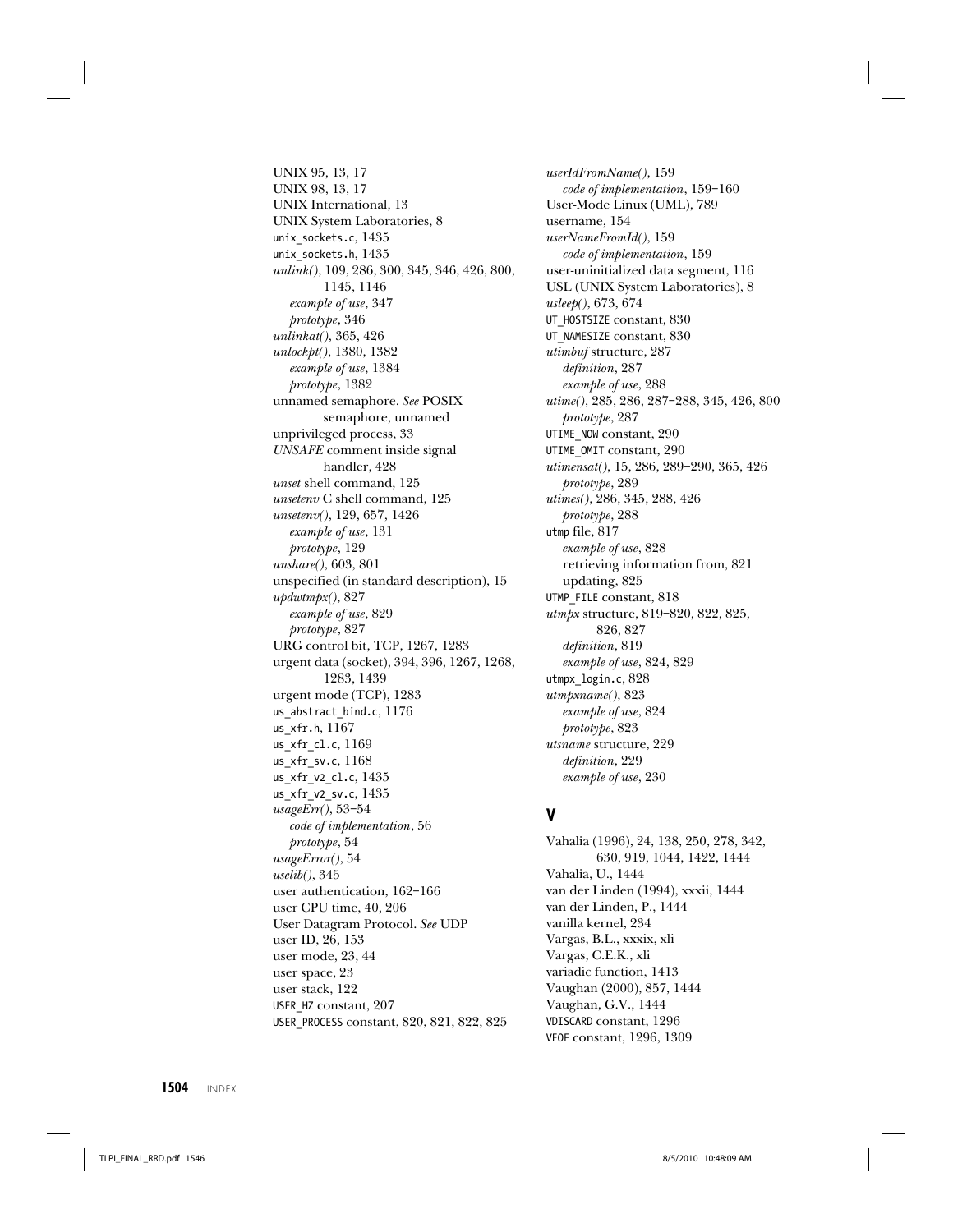UNIX 95, 13, 17
UNIX 98, 13, 17
UNIX International, 13
UNIX System Laboratories, 8
`unix_sockets.c`, 1435
`unix_sockets.h`, 1435
*unlink()*, 109, 286, 300, 345, 346, 426, 800, 1145, 1146
  *example of use*, 347
  *prototype*, 346
*unlinkat()*, 365, 426
*unlockpt()*, 1380, 1382
  *example of use*, 1384
  *prototype*, 1382
unnamed semaphore. *See* POSIX semaphore, unnamed
unprivileged process, 33
*UNSAFE* comment inside signal handler, 428
*unset* shell command, 125
*unsetenv* C shell command, 125
*unsetenv()*, 129, 657, 1426
  *example of use*, 131
  *prototype*, 129
*unshare()*, 603, 801
unspecified (in standard description), 15
*updwtmpx()*, 827
  *example of use*, 829
  *prototype*, 827
URG control bit, TCP, 1267, 1283
urgent data (socket), 394, 396, 1267, 1268, 1283, 1439
urgent mode (TCP), 1283
`us_abstract_bind.c`, 1176
`us_xfr.h`, 1167
`us_xfr_cl.c`, 1169
`us_xfr_sv.c`, 1168
`us_xfr_v2_cl.c`, 1435
`us_xfr_v2_sv.c`, 1435
*usageErr()*, 53–54
  *code of implementation*, 56
  *prototype*, 54
*usageError()*, 54
*uselib()*, 345
user authentication, 162–166
user CPU time, 40, 206
User Datagram Protocol. *See* UDP
user ID, 26, 153
user mode, 23, 44
user space, 23
user stack, 122
`USER_HZ` constant, 207
`USER_PROCESS` constant, 820, 821, 822, 825
*userIdFromName()*, 159
  *code of implementation*, 159–160
User-Mode Linux (UML), 789
username, 154
*userNameFromId()*, 159
  *code of implementation*, 159
user-uninitialized data segment, 116
USL (UNIX System Laboratories), 8
*usleep()*, 673, 674
`UT_HOSTSIZE` constant, 830
`UT_NAMESIZE` constant, 830
*utimbuf* structure, 287
  *definition*, 287
  *example of use*, 288
*utime()*, 285, 286, 287–288, 345, 426, 800
  *prototype*, 287
`UTIME_NOW` constant, 290
`UTIME_OMIT` constant, 290
*utimensat()*, 15, 286, 289–290, 365, 426
  *prototype*, 289
*utimes()*, 286, 345, 288, 426
  *prototype*, 288
`utmp` file, 817
  *example of use*, 828
  retrieving information from, 821
  updating, 825
`UTMP_FILE` constant, 818
*utmpx* structure, 819–820, 822, 825, 826, 827
  *definition*, 819
  *example of use*, 824, 829
`utmpx_login.c`, 828
*utmpxname()*, 823
  *example of use*, 824
  *prototype*, 823
*utsname* structure, 229
  *definition*, 229
  *example of use*, 230

## V

Vahalia (1996), 24, 138, 250, 278, 342, 630, 919, 1044, 1422, 1444
Vahalia, U., 1444
van der Linden (1994), xxxii, 1444
van der Linden, P., 1444
vanilla kernel, 234
Vargas, B.L., xxxix, xli
Vargas, C.E.K., xli
variadic function, 1413
Vaughan (2000), 857, 1444
Vaughan, G.V., 1444
`VDISCARD` constant, 1296
`VEOF` constant, 1296, 1309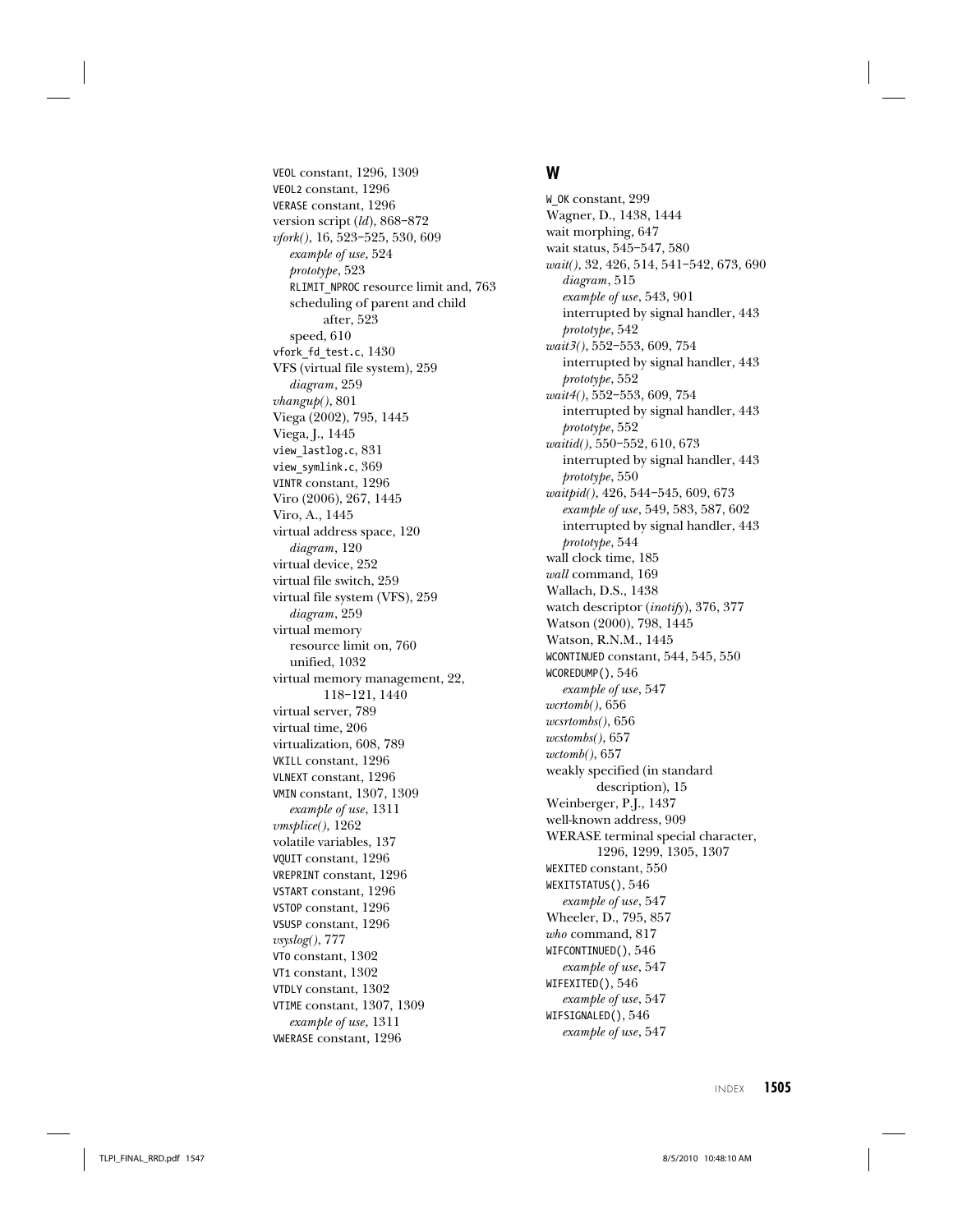VEOL constant, 1296, 1309
VEOL2 constant, 1296
VERASE constant, 1296
version script (*ld*), 868–872
*vfork()*, 16, 523–525, 530, 609
  *example of use*, 524
  *prototype*, 523
  RLIMIT_NPROC resource limit and, 763
  scheduling of parent and child after, 523
  speed, 610
vfork_fd_test.c, 1430
VFS (virtual file system), 259
  *diagram*, 259
*vhangup()*, 801
Viega (2002), 795, 1445
Viega, J., 1445
view_lastlog.c, 831
view_symlink.c, 369
VINTR constant, 1296
Viro (2006), 267, 1445
Viro, A., 1445
virtual address space, 120
  *diagram*, 120
virtual device, 252
virtual file switch, 259
virtual file system (VFS), 259
  *diagram*, 259
virtual memory
  resource limit on, 760
  unified, 1032
virtual memory management, 22, 118–121, 1440
virtual server, 789
virtual time, 206
virtualization, 608, 789
VKILL constant, 1296
VLNEXT constant, 1296
VMIN constant, 1307, 1309
  *example of use*, 1311
*vmsplice()*, 1262
volatile variables, 137
VQUIT constant, 1296
VREPRINT constant, 1296
VSTART constant, 1296
VSTOP constant, 1296
VSUSP constant, 1296
*vsyslog()*, 777
VT0 constant, 1302
VT1 constant, 1302
VTDLY constant, 1302
VTIME constant, 1307, 1309
  *example of use*, 1311
VWERASE constant, 1296

## W

W_OK constant, 299
Wagner, D., 1438, 1444
wait morphing, 647
wait status, 545–547, 580
*wait()*, 32, 426, 514, 541–542, 673, 690
  *diagram*, 515
  *example of use*, 543, 901
  interrupted by signal handler, 443
  *prototype*, 542
*wait3()*, 552–553, 609, 754
  interrupted by signal handler, 443
  *prototype*, 552
*wait4()*, 552–553, 609, 754
  interrupted by signal handler, 443
  *prototype*, 552
*waitid()*, 550–552, 610, 673
  interrupted by signal handler, 443
  *prototype*, 550
*waitpid()*, 426, 544–545, 609, 673
  *example of use*, 549, 583, 587, 602
  interrupted by signal handler, 443
  *prototype*, 544
wall clock time, 185
*wall* command, 169
Wallach, D.S., 1438
watch descriptor (*inotify*), 376, 377
Watson (2000), 798, 1445
Watson, R.N.M., 1445
WCONTINUED constant, 544, 545, 550
WCOREDUMP(), 546
  *example of use*, 547
*wcrtomb()*, 656
*wcsrtombs()*, 656
*wcstombs()*, 657
*wctomb()*, 657
weakly specified (in standard description), 15
Weinberger, P.J., 1437
well-known address, 909
WERASE terminal special character, 1296, 1299, 1305, 1307
WEXITED constant, 550
WEXITSTATUS(), 546
  *example of use*, 547
Wheeler, D., 795, 857
*who* command, 817
WIFCONTINUED(), 546
  *example of use*, 547
WIFEXITED(), 546
  *example of use*, 547
WIFSIGNALED(), 546
  *example of use*, 547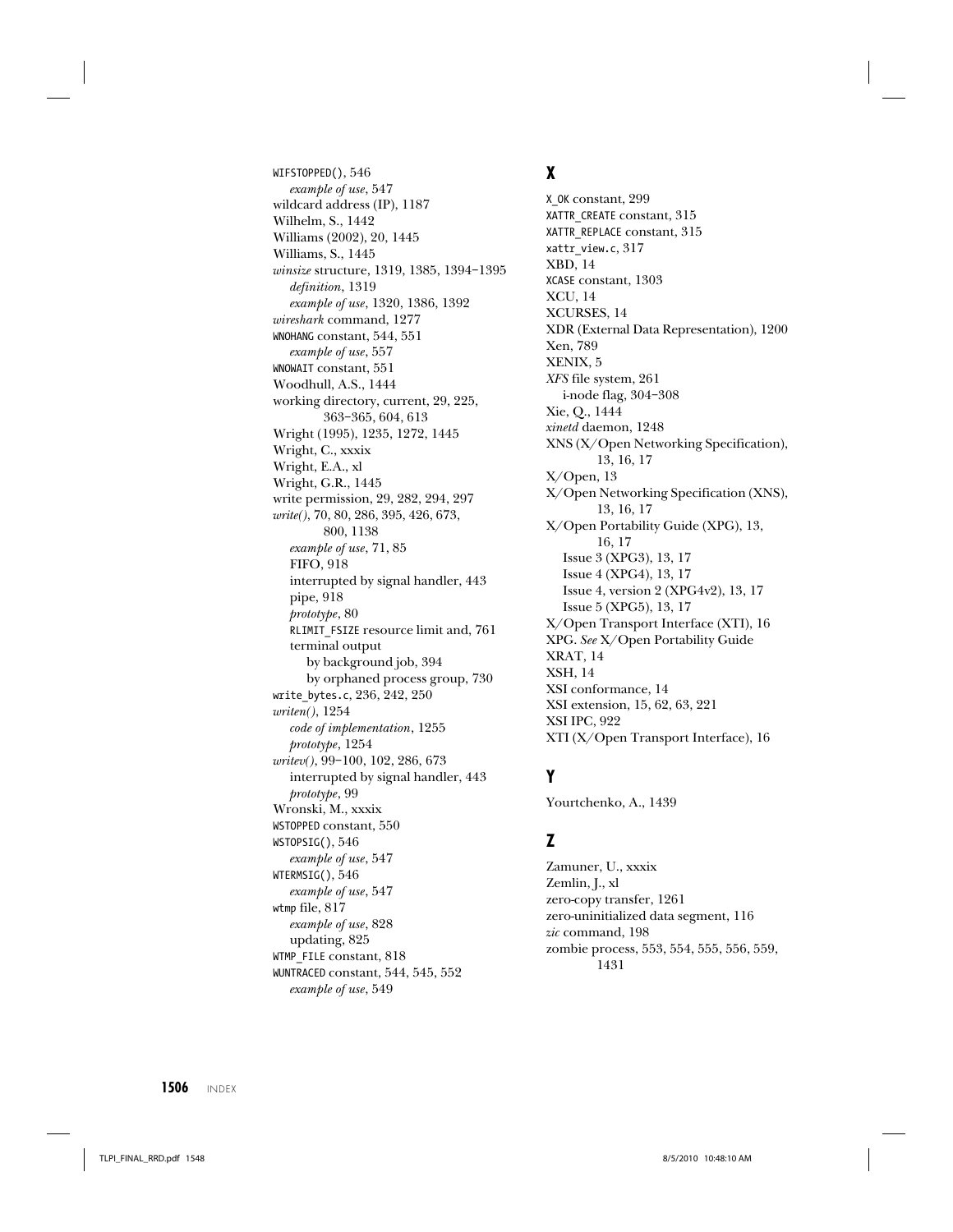WIFSTOPPED(), 546
  *example of use*, 547
wildcard address (IP), 1187
Wilhelm, S., 1442
Williams (2002), 20, 1445
Williams, S., 1445
*winsize* structure, 1319, 1385, 1394–1395
  *definition*, 1319
  *example of use*, 1320, 1386, 1392
*wireshark* command, 1277
WNOHANG constant, 544, 551
  *example of use*, 557
WNOWAIT constant, 551
Woodhull, A.S., 1444
working directory, current, 29, 225, 363–365, 604, 613
Wright (1995), 1235, 1272, 1445
Wright, C., xxxix
Wright, E.A., xl
Wright, G.R., 1445
write permission, 29, 282, 294, 297
*write()*, 70, 80, 286, 395, 426, 673, 800, 1138
  *example of use*, 71, 85
  FIFO, 918
  interrupted by signal handler, 443
  pipe, 918
  *prototype*, 80
  RLIMIT_FSIZE resource limit and, 761
  terminal output
    by background job, 394
    by orphaned process group, 730
write_bytes.c, 236, 242, 250
*writen()*, 1254
  *code of implementation*, 1255
  *prototype*, 1254
*writev()*, 99–100, 102, 286, 673
  interrupted by signal handler, 443
  *prototype*, 99
Wronski, M., xxxix
WSTOPPED constant, 550
WSTOPSIG(), 546
  *example of use*, 547
WTERMSIG(), 546
  *example of use*, 547
wtmp file, 817
  *example of use*, 828
  updating, 825
WTMP_FILE constant, 818
WUNTRACED constant, 544, 545, 552
  *example of use*, 549

## X

X_OK constant, 299
XATTR_CREATE constant, 315
XATTR_REPLACE constant, 315
xattr_view.c, 317
XBD, 14
XCASE constant, 1303
XCU, 14
XCURSES, 14
XDR (External Data Representation), 1200
Xen, 789
XENIX, 5
*XFS* file system, 261
  i-node flag, 304–308
Xie, Q., 1444
*xinetd* daemon, 1248
XNS (X/Open Networking Specification), 13, 16, 17
X/Open, 13
X/Open Networking Specification (XNS), 13, 16, 17
X/Open Portability Guide (XPG), 13, 16, 17
  Issue 3 (XPG3), 13, 17
  Issue 4 (XPG4), 13, 17
  Issue 4, version 2 (XPG4v2), 13, 17
  Issue 5 (XPG5), 13, 17
X/Open Transport Interface (XTI), 16
XPG. *See* X/Open Portability Guide
XRAT, 14
XSH, 14
XSI conformance, 14
XSI extension, 15, 62, 63, 221
XSI IPC, 922
XTI (X/Open Transport Interface), 16

## Y

Yourtchenko, A., 1439

## Z

Zamuner, U., xxxix
Zemlin, J., xl
zero-copy transfer, 1261
zero-uninitialized data segment, 116
*zic* command, 198
zombie process, 553, 554, 555, 556, 559, 1431